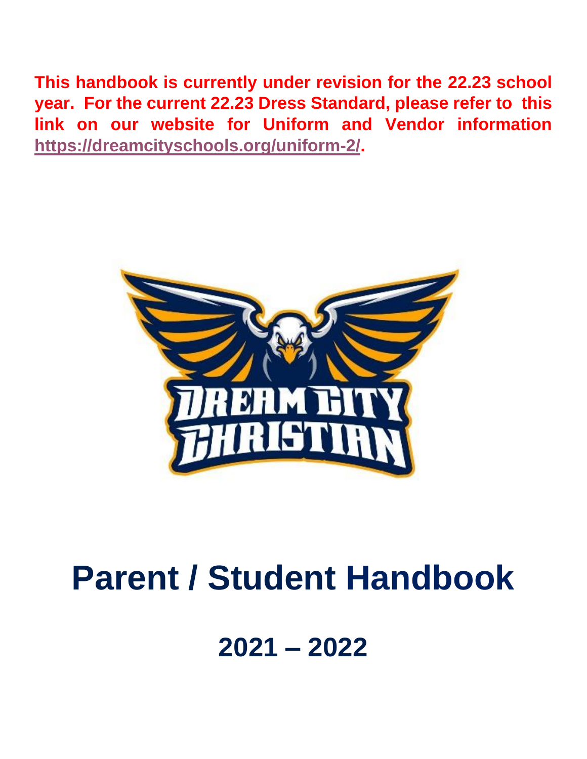**This handbook is currently under revision for the 22.23 school year. For the current 22.23 Dress Standard, please refer to this link on our website for Uniform and Vendor information https://dreamcityschools.org/uniform-2/.**

DREAM CITY CHRISTIAN

# Parent / Student Handbook

## 2021 – 2022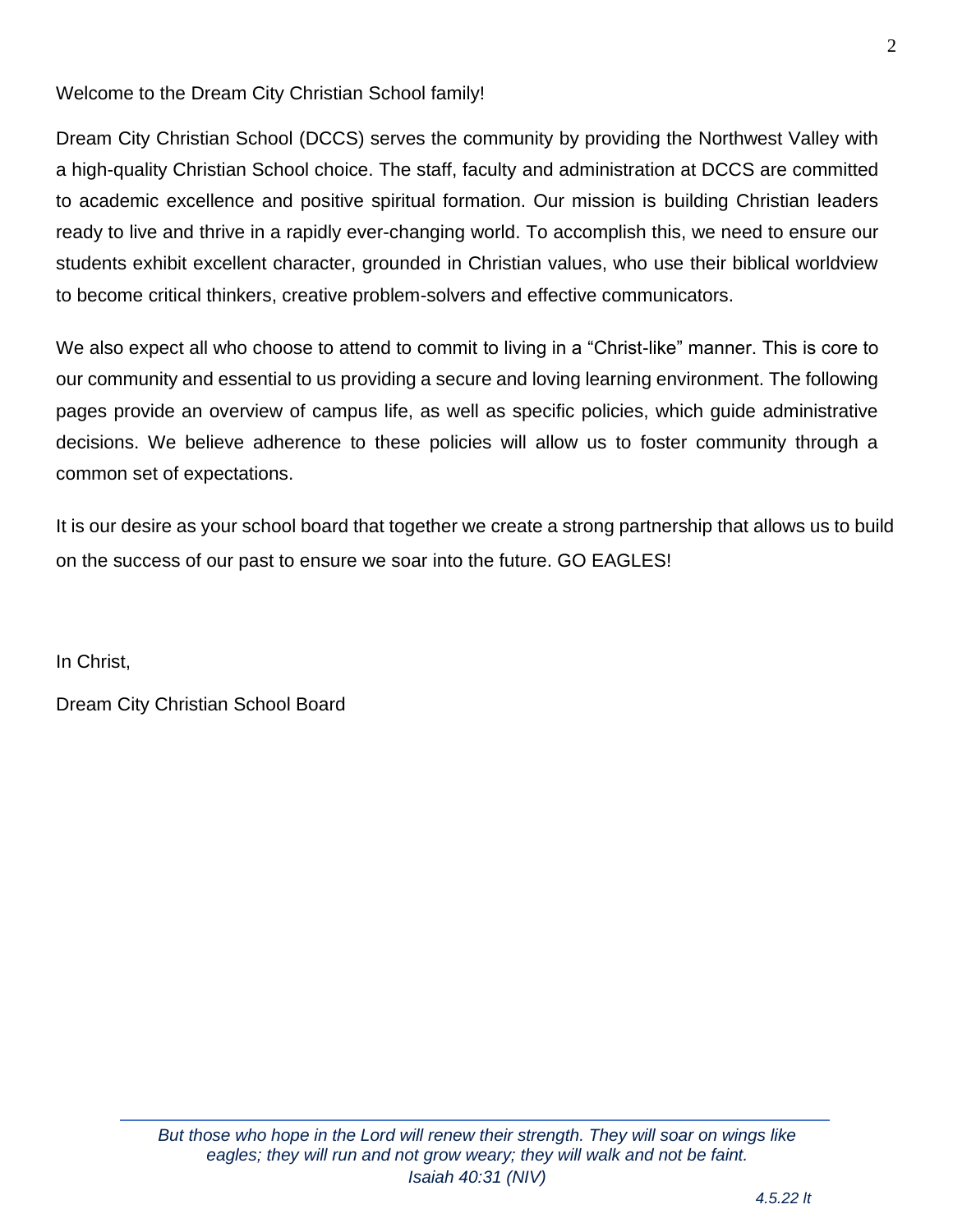Welcome to the Dream City Christian School family!

Dream City Christian School (DCCS) serves the community by providing the Northwest Valley with a high-quality Christian School choice. The staff, faculty and administration at DCCS are committed to academic excellence and positive spiritual formation. Our mission is building Christian leaders ready to live and thrive in a rapidly ever-changing world. To accomplish this, we need to ensure our students exhibit excellent character, grounded in Christian values, who use their biblical worldview to become critical thinkers, creative problem-solvers and effective communicators.

We also expect all who choose to attend to commit to living in a "Christ-like" manner. This is core to our community and essential to us providing a secure and loving learning environment. The following pages provide an overview of campus life, as well as specific policies, which guide administrative decisions. We believe adherence to these policies will allow us to foster community through a common set of expectations.

It is our desire as your school board that together we create a strong partnership that allows us to build on the success of our past to ensure we soar into the future. GO EAGLES!

In Christ,

Dream City Christian School Board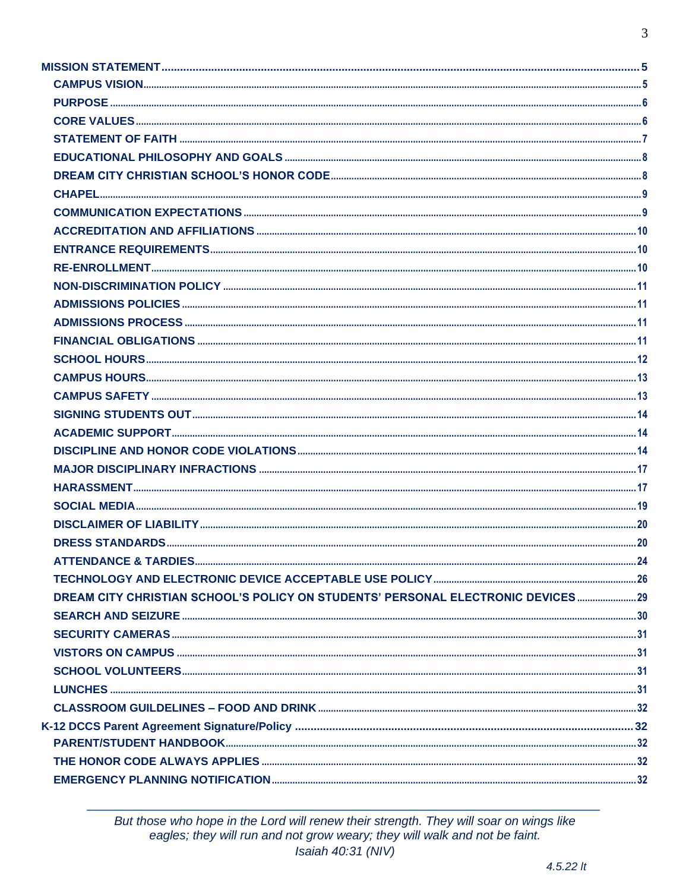MISSION STATEMENT .......... 5
- CAMPUS VISION .......... 5
- PURPOSE .......... 6
- CORE VALUES .......... 6
- STATEMENT OF FAITH .......... 7
- EDUCATIONAL PHILOSOPHY AND GOALS .......... 8
- DREAM CITY CHRISTIAN SCHOOL'S HONOR CODE .......... 8
- CHAPEL .......... 9
- COMMUNICATION EXPECTATIONS .......... 9
- ACCREDITATION AND AFFILIATIONS .......... 10
- ENTRANCE REQUIREMENTS .......... 10
- RE-ENROLLMENT .......... 10
- NON-DISCRIMINATION POLICY .......... 11
- ADMISSIONS POLICIES .......... 11
- ADMISSIONS PROCESS .......... 11
- FINANCIAL OBLIGATIONS .......... 11
- SCHOOL HOURS .......... 12
- CAMPUS HOURS .......... 13
- CAMPUS SAFETY .......... 13
- SIGNING STUDENTS OUT .......... 14
- ACADEMIC SUPPORT .......... 14
- DISCIPLINE AND HONOR CODE VIOLATIONS .......... 14
- MAJOR DISCIPLINARY INFRACTIONS .......... 17
- HARASSMENT .......... 17
- SOCIAL MEDIA .......... 19
- DISCLAIMER OF LIABILITY .......... 20
- DRESS STANDARDS .......... 20
- ATTENDANCE & TARDIES .......... 24
- TECHNOLOGY AND ELECTRONIC DEVICE ACCEPTABLE USE POLICY .......... 26
- DREAM CITY CHRISTIAN SCHOOL'S POLICY ON STUDENTS' PERSONAL ELECTRONIC DEVICES .......... 29
- SEARCH AND SEIZURE .......... 30
- SECURITY CAMERAS .......... 31
- VISTORS ON CAMPUS .......... 31
- SCHOOL VOLUNTEERS .......... 31
- LUNCHES .......... 31
- CLASSROOM GUILDELINES – FOOD AND DRINK .......... 32

K-12 DCCS Parent Agreement Signature/Policy .......... 32
- PARENT/STUDENT HANDBOOK .......... 32
- THE HONOR CODE ALWAYS APPLIES .......... 32
- EMERGENCY PLANNING NOTIFICATION .......... 32

*But those who hope in the Lord will renew their strength. They will soar on wings like eagles; they will run and not grow weary; they will walk and not be faint.*
*Isaiah 40:31 (NIV)*

*4.5.22 lt*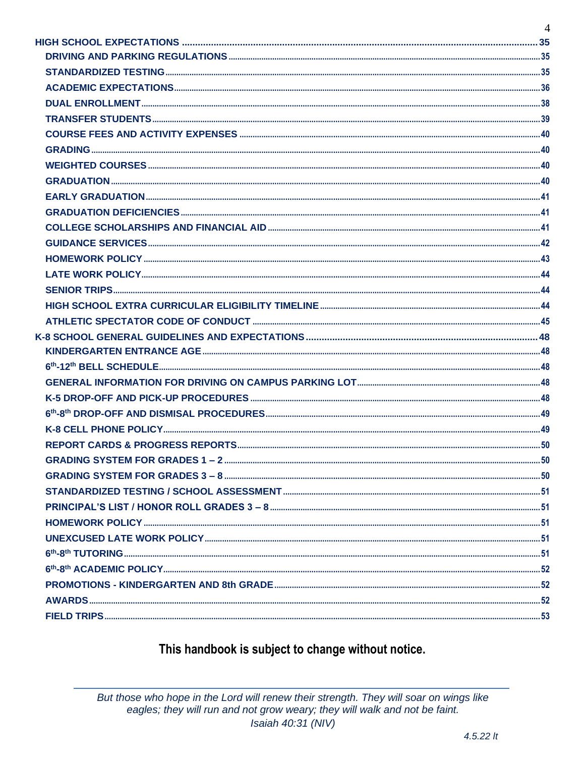HIGH SCHOOL EXPECTATIONS ..... 35
- DRIVING AND PARKING REGULATIONS ..... 35
- STANDARDIZED TESTING ..... 35
- ACADEMIC EXPECTATIONS ..... 36
- DUAL ENROLLMENT ..... 38
- TRANSFER STUDENTS ..... 39
- COURSE FEES AND ACTIVITY EXPENSES ..... 40
- GRADING ..... 40
- WEIGHTED COURSES ..... 40
- GRADUATION ..... 40
- EARLY GRADUATION ..... 41
- GRADUATION DEFICIENCIES ..... 41
- COLLEGE SCHOLARSHIPS AND FINANCIAL AID ..... 41
- GUIDANCE SERVICES ..... 42
- HOMEWORK POLICY ..... 43
- LATE WORK POLICY ..... 44
- SENIOR TRIPS ..... 44
- HIGH SCHOOL EXTRA CURRICULAR ELIGIBILITY TIMELINE ..... 44
- ATHLETIC SPECTATOR CODE OF CONDUCT ..... 45

K-8 SCHOOL GENERAL GUIDELINES AND EXPECTATIONS ..... 48
- KINDERGARTEN ENTRANCE AGE ..... 48
- 6th-12th BELL SCHEDULE ..... 48
- GENERAL INFORMATION FOR DRIVING ON CAMPUS PARKING LOT ..... 48
- K-5 DROP-OFF AND PICK-UP PROCEDURES ..... 48
- 6th-8th DROP-OFF AND DISMISAL PROCEDURES ..... 49
- K-8 CELL PHONE POLICY ..... 49
- REPORT CARDS & PROGRESS REPORTS ..... 50
- GRADING SYSTEM FOR GRADES 1 – 2 ..... 50
- GRADING SYSTEM FOR GRADES 3 – 8 ..... 50
- STANDARDIZED TESTING / SCHOOL ASSESSMENT ..... 51
- PRINCIPAL'S LIST / HONOR ROLL GRADES 3 – 8 ..... 51
- HOMEWORK POLICY ..... 51
- UNEXCUSED LATE WORK POLICY ..... 51
- 6th-8th TUTORING ..... 51
- 6th-8th ACADEMIC POLICY ..... 52
- PROMOTIONS - KINDERGARTEN AND 8th GRADE ..... 52
- AWARDS ..... 52
- FIELD TRIPS ..... 53

**This handbook is subject to change without notice.**

*But those who hope in the Lord will renew their strength. They will soar on wings like eagles; they will run and not grow weary; they will walk and not be faint.*
*Isaiah 40:31 (NIV)*

*4.5.22 lt*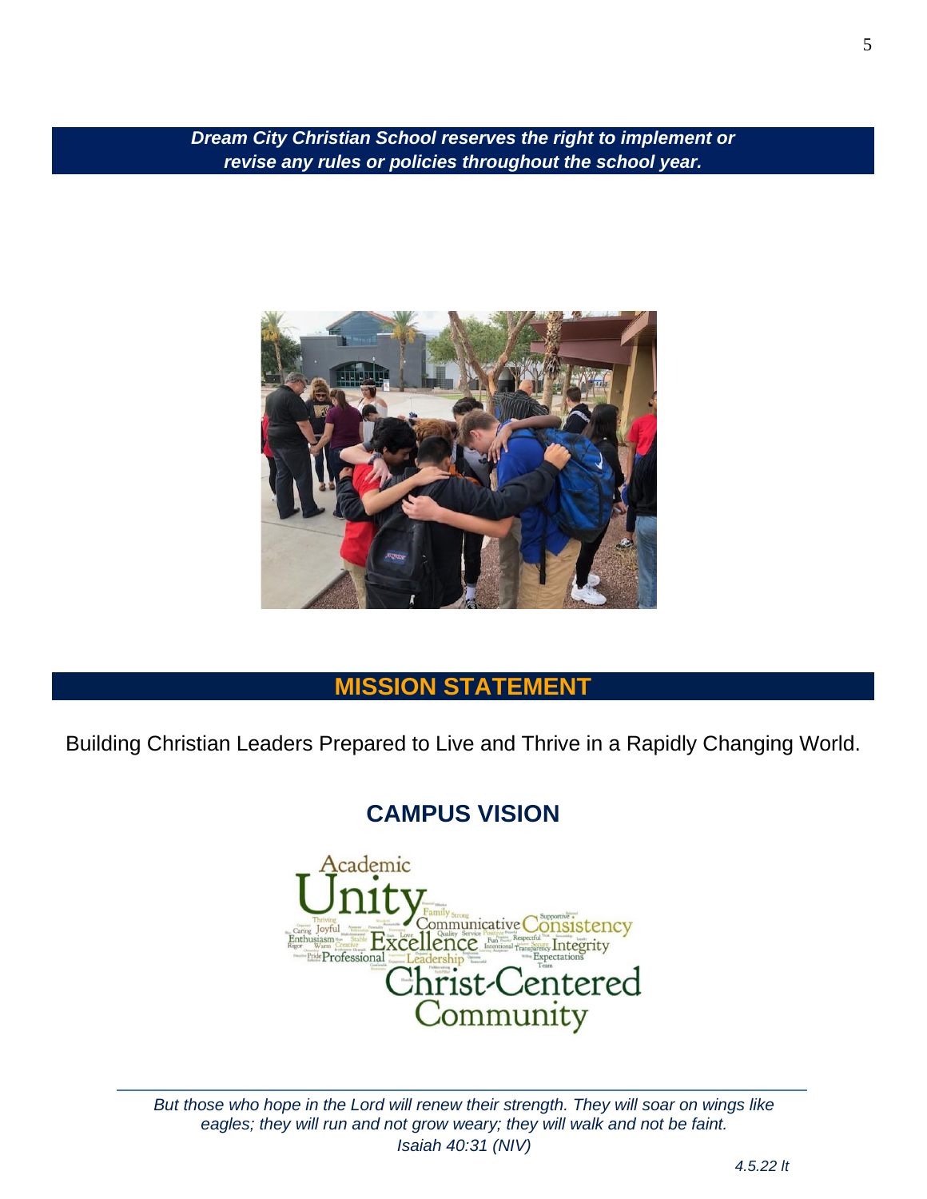***Dream City Christian School reserves the right to implement or revise any rules or policies throughout the school year.***

## MISSION STATEMENT

Building Christian Leaders Prepared to Live and Thrive in a Rapidly Changing World.

## CAMPUS VISION

*But those who hope in the Lord will renew their strength. They will soar on wings like eagles; they will run and not grow weary; they will walk and not be faint.*
*Isaiah 40:31 (NIV)*

*4.5.22 lt*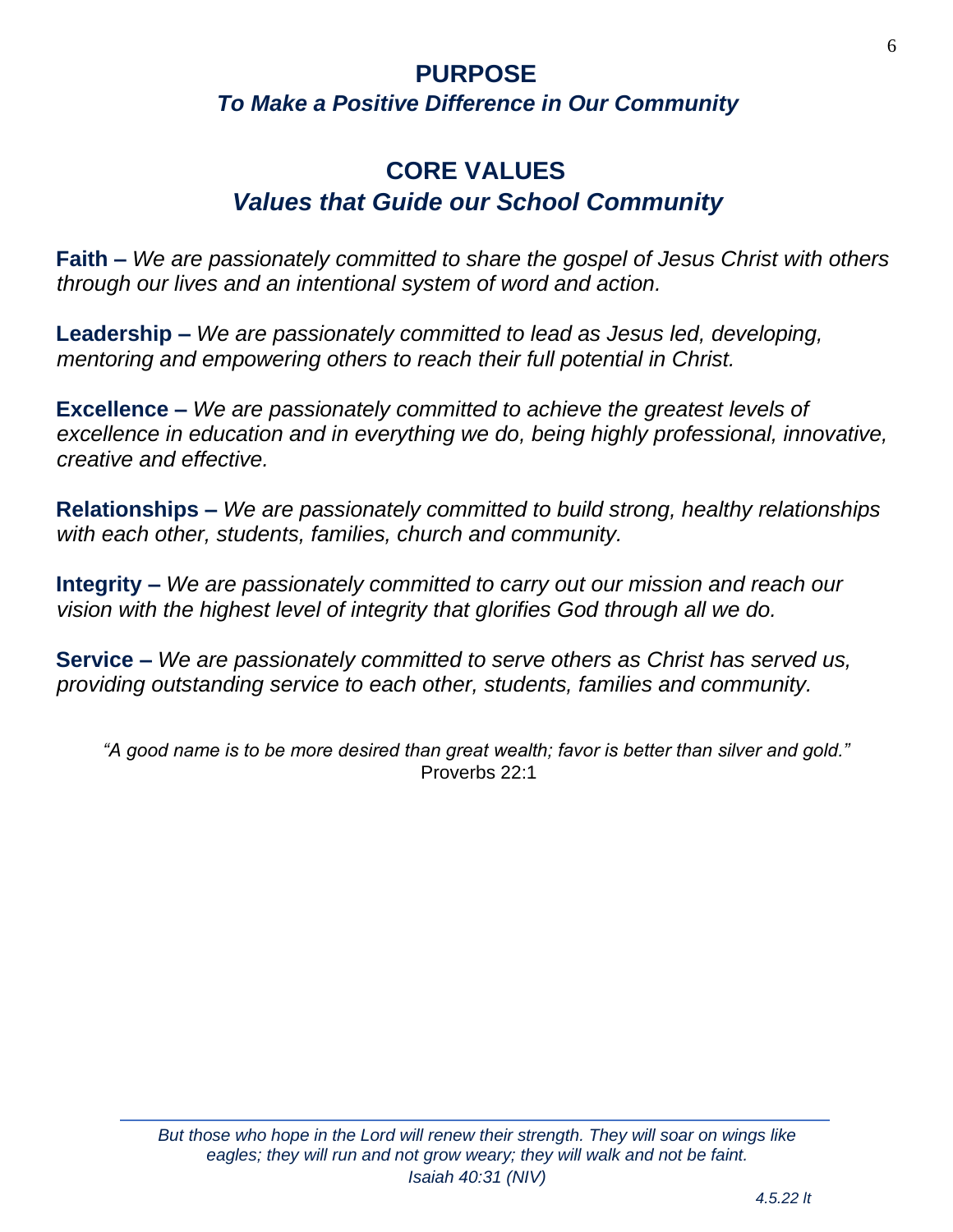## PURPOSE

***To Make a Positive Difference in Our Community***

## CORE VALUES

***Values that Guide our School Community***

**Faith –** *We are passionately committed to share the gospel of Jesus Christ with others through our lives and an intentional system of word and action.*

**Leadership –** *We are passionately committed to lead as Jesus led, developing, mentoring and empowering others to reach their full potential in Christ.*

**Excellence –** *We are passionately committed to achieve the greatest levels of excellence in education and in everything we do, being highly professional, innovative, creative and effective.*

**Relationships –** *We are passionately committed to build strong, healthy relationships with each other, students, families, church and community.*

**Integrity –** *We are passionately committed to carry out our mission and reach our vision with the highest level of integrity that glorifies God through all we do.*

**Service –** *We are passionately committed to serve others as Christ has served us, providing outstanding service to each other, students, families and community.*

*"A good name is to be more desired than great wealth; favor is better than silver and gold."*
Proverbs 22:1

*But those who hope in the Lord will renew their strength. They will soar on wings like eagles; they will run and not grow weary; they will walk and not be faint.*
*Isaiah 40:31 (NIV)*

*4.5.22 lt*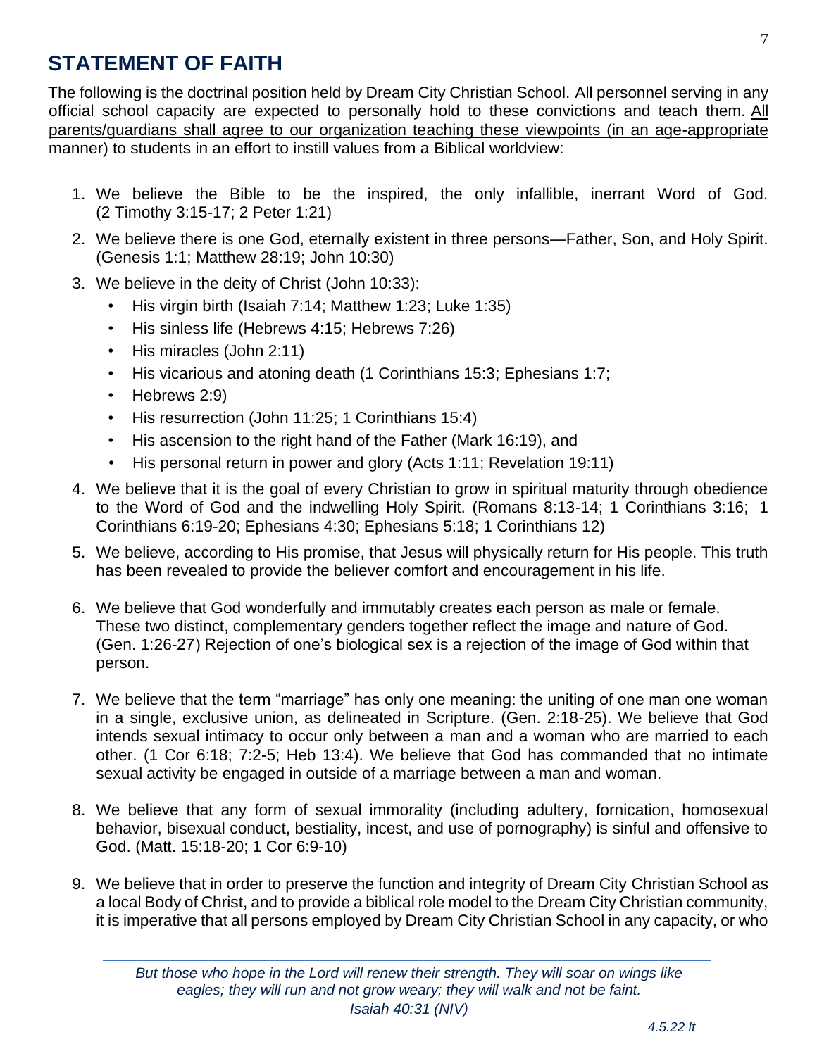## STATEMENT OF FAITH

The following is the doctrinal position held by Dream City Christian School. All personnel serving in any official school capacity are expected to personally hold to these convictions and teach them. <u>All parents/guardians shall agree to our organization teaching these viewpoints (in an age-appropriate manner) to students in an effort to instill values from a Biblical worldview:</u>

1. We believe the Bible to be the inspired, the only infallible, inerrant Word of God. (2 Timothy 3:15-17; 2 Peter 1:21)
2. We believe there is one God, eternally existent in three persons—Father, Son, and Holy Spirit. (Genesis 1:1; Matthew 28:19; John 10:30)
3. We believe in the deity of Christ (John 10:33):
   - His virgin birth (Isaiah 7:14; Matthew 1:23; Luke 1:35)
   - His sinless life (Hebrews 4:15; Hebrews 7:26)
   - His miracles (John 2:11)
   - His vicarious and atoning death (1 Corinthians 15:3; Ephesians 1:7;
   - Hebrews 2:9)
   - His resurrection (John 11:25; 1 Corinthians 15:4)
   - His ascension to the right hand of the Father (Mark 16:19), and
   - His personal return in power and glory (Acts 1:11; Revelation 19:11)
4. We believe that it is the goal of every Christian to grow in spiritual maturity through obedience to the Word of God and the indwelling Holy Spirit. (Romans 8:13-14; 1 Corinthians 3:16; 1 Corinthians 6:19-20; Ephesians 4:30; Ephesians 5:18; 1 Corinthians 12)
5. We believe, according to His promise, that Jesus will physically return for His people. This truth has been revealed to provide the believer comfort and encouragement in his life.
6. We believe that God wonderfully and immutably creates each person as male or female. These two distinct, complementary genders together reflect the image and nature of God. (Gen. 1:26-27) Rejection of one's biological sex is a rejection of the image of God within that person.
7. We believe that the term "marriage" has only one meaning: the uniting of one man one woman in a single, exclusive union, as delineated in Scripture. (Gen. 2:18-25). We believe that God intends sexual intimacy to occur only between a man and a woman who are married to each other. (1 Cor 6:18; 7:2-5; Heb 13:4). We believe that God has commanded that no intimate sexual activity be engaged in outside of a marriage between a man and woman.
8. We believe that any form of sexual immorality (including adultery, fornication, homosexual behavior, bisexual conduct, bestiality, incest, and use of pornography) is sinful and offensive to God. (Matt. 15:18-20; 1 Cor 6:9-10)
9. We believe that in order to preserve the function and integrity of Dream City Christian School as a local Body of Christ, and to provide a biblical role model to the Dream City Christian community, it is imperative that all persons employed by Dream City Christian School in any capacity, or who

*But those who hope in the Lord will renew their strength. They will soar on wings like eagles; they will run and not grow weary; they will walk and not be faint. Isaiah 40:31 (NIV)*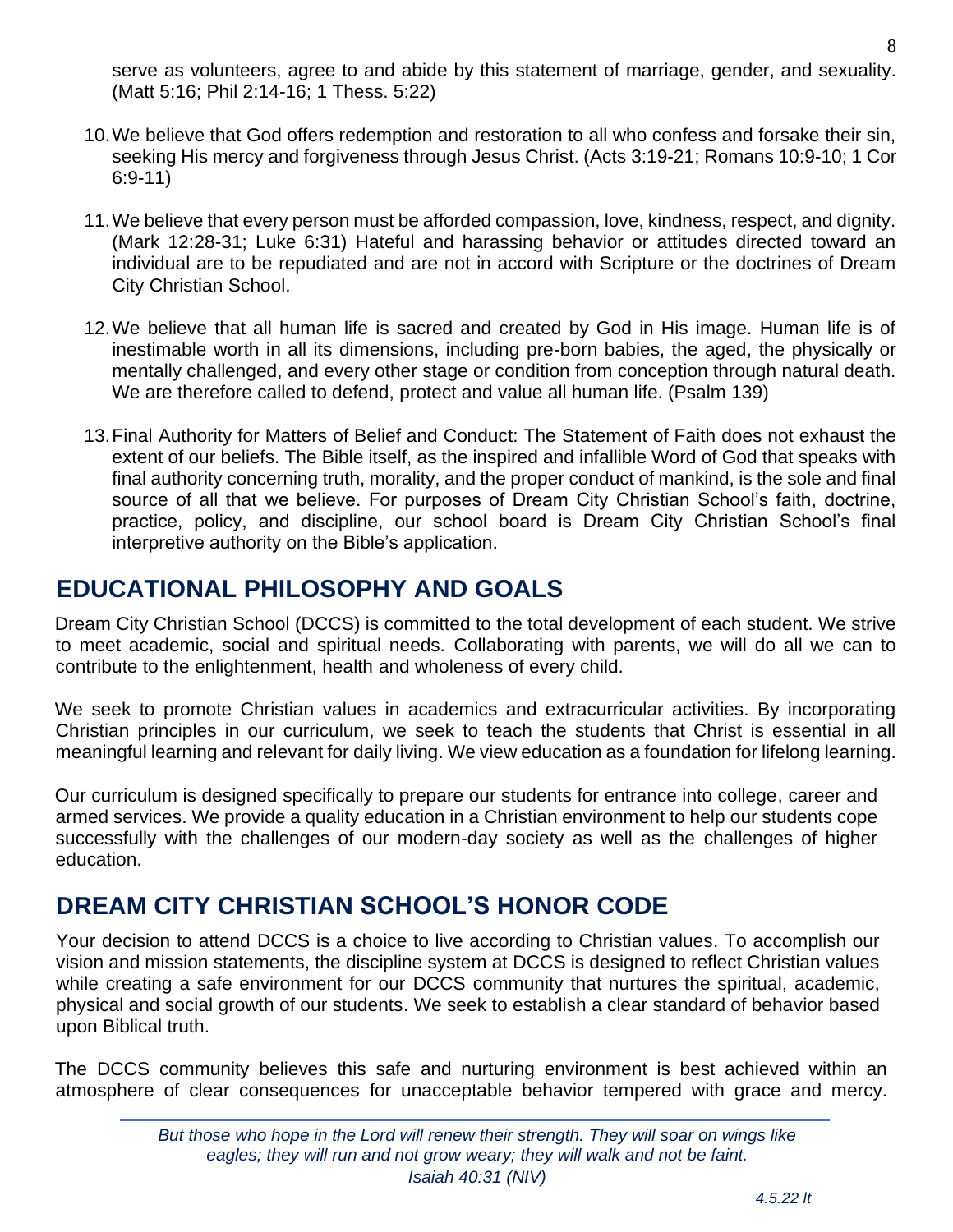serve as volunteers, agree to and abide by this statement of marriage, gender, and sexuality. (Matt 5:16; Phil 2:14-16; 1 Thess. 5:22)

10. We believe that God offers redemption and restoration to all who confess and forsake their sin, seeking His mercy and forgiveness through Jesus Christ. (Acts 3:19-21; Romans 10:9-10; 1 Cor 6:9-11)

11. We believe that every person must be afforded compassion, love, kindness, respect, and dignity. (Mark 12:28-31; Luke 6:31) Hateful and harassing behavior or attitudes directed toward an individual are to be repudiated and are not in accord with Scripture or the doctrines of Dream City Christian School.

12. We believe that all human life is sacred and created by God in His image. Human life is of inestimable worth in all its dimensions, including pre-born babies, the aged, the physically or mentally challenged, and every other stage or condition from conception through natural death. We are therefore called to defend, protect and value all human life. (Psalm 139)

13. Final Authority for Matters of Belief and Conduct: The Statement of Faith does not exhaust the extent of our beliefs. The Bible itself, as the inspired and infallible Word of God that speaks with final authority concerning truth, morality, and the proper conduct of mankind, is the sole and final source of all that we believe. For purposes of Dream City Christian School's faith, doctrine, practice, policy, and discipline, our school board is Dream City Christian School's final interpretive authority on the Bible's application.

## EDUCATIONAL PHILOSOPHY AND GOALS

Dream City Christian School (DCCS) is committed to the total development of each student. We strive to meet academic, social and spiritual needs. Collaborating with parents, we will do all we can to contribute to the enlightenment, health and wholeness of every child.

We seek to promote Christian values in academics and extracurricular activities. By incorporating Christian principles in our curriculum, we seek to teach the students that Christ is essential in all meaningful learning and relevant for daily living. We view education as a foundation for lifelong learning.

Our curriculum is designed specifically to prepare our students for entrance into college, career and armed services. We provide a quality education in a Christian environment to help our students cope successfully with the challenges of our modern-day society as well as the challenges of higher education.

## DREAM CITY CHRISTIAN SCHOOL'S HONOR CODE

Your decision to attend DCCS is a choice to live according to Christian values. To accomplish our vision and mission statements, the discipline system at DCCS is designed to reflect Christian values while creating a safe environment for our DCCS community that nurtures the spiritual, academic, physical and social growth of our students. We seek to establish a clear standard of behavior based upon Biblical truth.

The DCCS community believes this safe and nurturing environment is best achieved within an atmosphere of clear consequences for unacceptable behavior tempered with grace and mercy.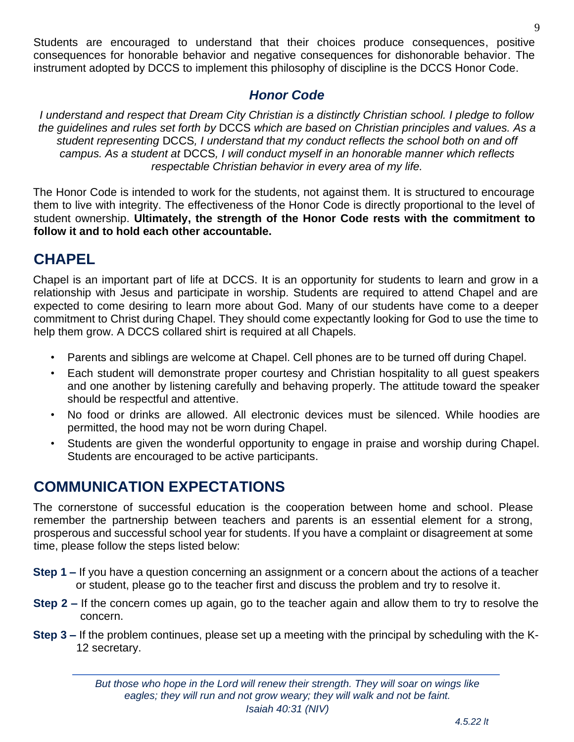Students are encouraged to understand that their choices produce consequences, positive consequences for honorable behavior and negative consequences for dishonorable behavior. The instrument adopted by DCCS to implement this philosophy of discipline is the DCCS Honor Code.

### *Honor Code*

*I understand and respect that Dream City Christian is a distinctly Christian school. I pledge to follow the guidelines and rules set forth by* DCCS *which are based on Christian principles and values. As a student representing* DCCS*, I understand that my conduct reflects the school both on and off campus. As a student at* DCCS*, I will conduct myself in an honorable manner which reflects respectable Christian behavior in every area of my life.*

The Honor Code is intended to work for the students, not against them. It is structured to encourage them to live with integrity. The effectiveness of the Honor Code is directly proportional to the level of student ownership. **Ultimately, the strength of the Honor Code rests with the commitment to follow it and to hold each other accountable.**

## CHAPEL

Chapel is an important part of life at DCCS. It is an opportunity for students to learn and grow in a relationship with Jesus and participate in worship. Students are required to attend Chapel and are expected to come desiring to learn more about God. Many of our students have come to a deeper commitment to Christ during Chapel. They should come expectantly looking for God to use the time to help them grow. A DCCS collared shirt is required at all Chapels.

- Parents and siblings are welcome at Chapel. Cell phones are to be turned off during Chapel.
- Each student will demonstrate proper courtesy and Christian hospitality to all guest speakers and one another by listening carefully and behaving properly. The attitude toward the speaker should be respectful and attentive.
- No food or drinks are allowed. All electronic devices must be silenced. While hoodies are permitted, the hood may not be worn during Chapel.
- Students are given the wonderful opportunity to engage in praise and worship during Chapel. Students are encouraged to be active participants.

## COMMUNICATION EXPECTATIONS

The cornerstone of successful education is the cooperation between home and school. Please remember the partnership between teachers and parents is an essential element for a strong, prosperous and successful school year for students. If you have a complaint or disagreement at some time, please follow the steps listed below:

**Step 1 –** If you have a question concerning an assignment or a concern about the actions of a teacher or student, please go to the teacher first and discuss the problem and try to resolve it.

**Step 2 –** If the concern comes up again, go to the teacher again and allow them to try to resolve the concern.

**Step 3 –** If the problem continues, please set up a meeting with the principal by scheduling with the K-12 secretary.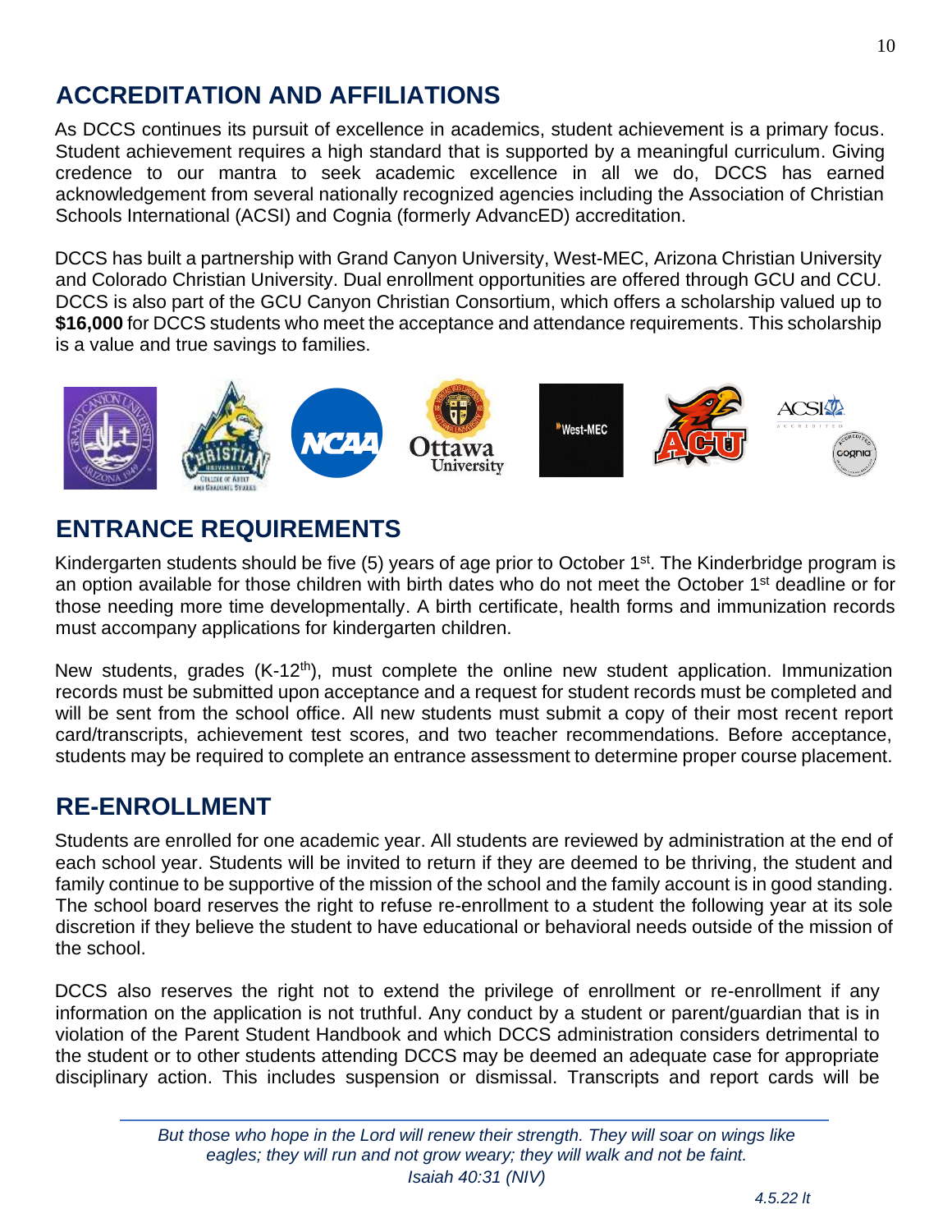## ACCREDITATION AND AFFILIATIONS

As DCCS continues its pursuit of excellence in academics, student achievement is a primary focus. Student achievement requires a high standard that is supported by a meaningful curriculum. Giving credence to our mantra to seek academic excellence in all we do, DCCS has earned acknowledgement from several nationally recognized agencies including the Association of Christian Schools International (ACSI) and Cognia (formerly AdvancED) accreditation.

DCCS has built a partnership with Grand Canyon University, West-MEC, Arizona Christian University and Colorado Christian University. Dual enrollment opportunities are offered through GCU and CCU. DCCS is also part of the GCU Canyon Christian Consortium, which offers a scholarship valued up to **$16,000** for DCCS students who meet the acceptance and attendance requirements. This scholarship is a value and true savings to families.

## ENTRANCE REQUIREMENTS

Kindergarten students should be five (5) years of age prior to October 1st. The Kinderbridge program is an option available for those children with birth dates who do not meet the October 1st deadline or for those needing more time developmentally. A birth certificate, health forms and immunization records must accompany applications for kindergarten children.

New students, grades (K-12th), must complete the online new student application. Immunization records must be submitted upon acceptance and a request for student records must be completed and will be sent from the school office. All new students must submit a copy of their most recent report card/transcripts, achievement test scores, and two teacher recommendations. Before acceptance, students may be required to complete an entrance assessment to determine proper course placement.

## RE-ENROLLMENT

Students are enrolled for one academic year. All students are reviewed by administration at the end of each school year. Students will be invited to return if they are deemed to be thriving, the student and family continue to be supportive of the mission of the school and the family account is in good standing. The school board reserves the right to refuse re-enrollment to a student the following year at its sole discretion if they believe the student to have educational or behavioral needs outside of the mission of the school.

DCCS also reserves the right not to extend the privilege of enrollment or re-enrollment if any information on the application is not truthful. Any conduct by a student or parent/guardian that is in violation of the Parent Student Handbook and which DCCS administration considers detrimental to the student or to other students attending DCCS may be deemed an adequate case for appropriate disciplinary action. This includes suspension or dismissal. Transcripts and report cards will be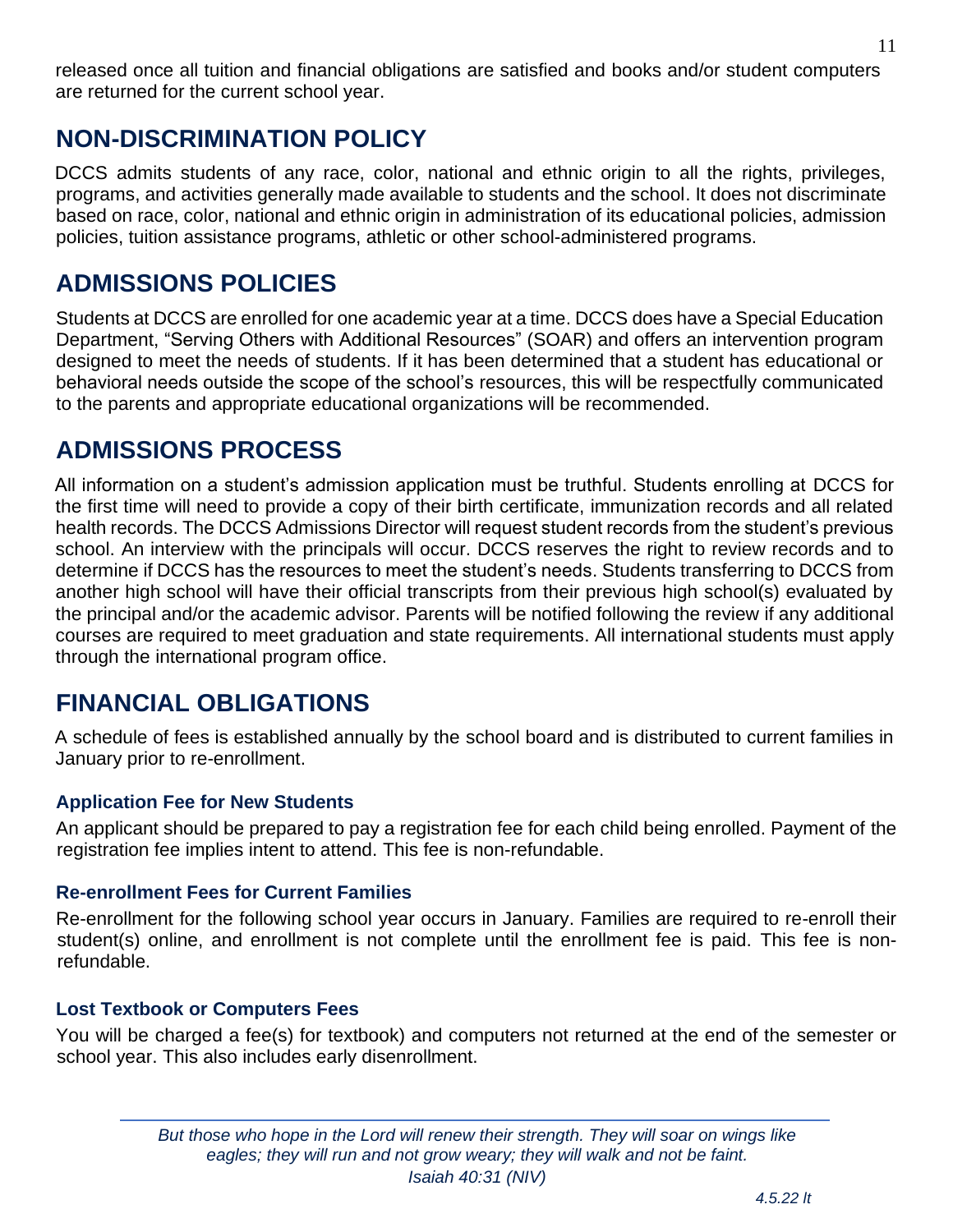released once all tuition and financial obligations are satisfied and books and/or student computers are returned for the current school year.

## NON-DISCRIMINATION POLICY

DCCS admits students of any race, color, national and ethnic origin to all the rights, privileges, programs, and activities generally made available to students and the school. It does not discriminate based on race, color, national and ethnic origin in administration of its educational policies, admission policies, tuition assistance programs, athletic or other school-administered programs.

## ADMISSIONS POLICIES

Students at DCCS are enrolled for one academic year at a time. DCCS does have a Special Education Department, "Serving Others with Additional Resources" (SOAR) and offers an intervention program designed to meet the needs of students. If it has been determined that a student has educational or behavioral needs outside the scope of the school's resources, this will be respectfully communicated to the parents and appropriate educational organizations will be recommended.

## ADMISSIONS PROCESS

All information on a student's admission application must be truthful. Students enrolling at DCCS for the first time will need to provide a copy of their birth certificate, immunization records and all related health records. The DCCS Admissions Director will request student records from the student's previous school. An interview with the principals will occur. DCCS reserves the right to review records and to determine if DCCS has the resources to meet the student's needs. Students transferring to DCCS from another high school will have their official transcripts from their previous high school(s) evaluated by the principal and/or the academic advisor. Parents will be notified following the review if any additional courses are required to meet graduation and state requirements. All international students must apply through the international program office.

## FINANCIAL OBLIGATIONS

A schedule of fees is established annually by the school board and is distributed to current families in January prior to re-enrollment.

### Application Fee for New Students

An applicant should be prepared to pay a registration fee for each child being enrolled. Payment of the registration fee implies intent to attend. This fee is non-refundable.

### Re-enrollment Fees for Current Families

Re-enrollment for the following school year occurs in January. Families are required to re-enroll their student(s) online, and enrollment is not complete until the enrollment fee is paid. This fee is non-refundable.

### Lost Textbook or Computers Fees

You will be charged a fee(s) for textbook) and computers not returned at the end of the semester or school year. This also includes early disenrollment.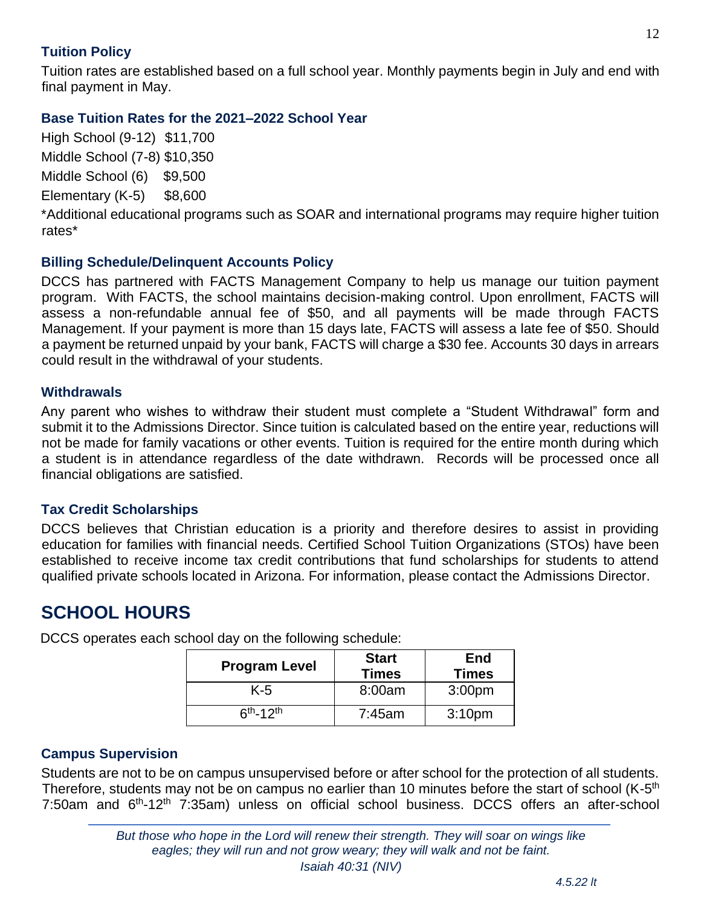### Tuition Policy

Tuition rates are established based on a full school year. Monthly payments begin in July and end with final payment in May.

### Base Tuition Rates for the 2021–2022 School Year

High School (9-12) $11,700

Middle School (7-8) $10,350

Middle School (6) $9,500

Elementary (K-5) $8,600

*Additional educational programs such as SOAR and international programs may require higher tuition rates*

### Billing Schedule/Delinquent Accounts Policy

DCCS has partnered with FACTS Management Company to help us manage our tuition payment program. With FACTS, the school maintains decision-making control. Upon enrollment, FACTS will assess a non-refundable annual fee of $50, and all payments will be made through FACTS Management. If your payment is more than 15 days late, FACTS will assess a late fee of $50. Should a payment be returned unpaid by your bank, FACTS will charge a $30 fee. Accounts 30 days in arrears could result in the withdrawal of your students.

### Withdrawals

Any parent who wishes to withdraw their student must complete a "Student Withdrawal" form and submit it to the Admissions Director. Since tuition is calculated based on the entire year, reductions will not be made for family vacations or other events. Tuition is required for the entire month during which a student is in attendance regardless of the date withdrawn. Records will be processed once all financial obligations are satisfied.

### Tax Credit Scholarships

DCCS believes that Christian education is a priority and therefore desires to assist in providing education for families with financial needs. Certified School Tuition Organizations (STOs) have been established to receive income tax credit contributions that fund scholarships for students to attend qualified private schools located in Arizona. For information, please contact the Admissions Director.

## SCHOOL HOURS

DCCS operates each school day on the following schedule:

| Program Level | Start Times | End Times |
|---|---|---|
| K-5 | 8:00am | 3:00pm |
| 6th-12th | 7:45am | 3:10pm |

### Campus Supervision

Students are not to be on campus unsupervised before or after school for the protection of all students. Therefore, students may not be on campus no earlier than 10 minutes before the start of school (K-5th 7:50am and 6th-12th 7:35am) unless on official school business. DCCS offers an after-school

*But those who hope in the Lord will renew their strength. They will soar on wings like eagles; they will run and not grow weary; they will walk and not be faint.*
*Isaiah 40:31 (NIV)*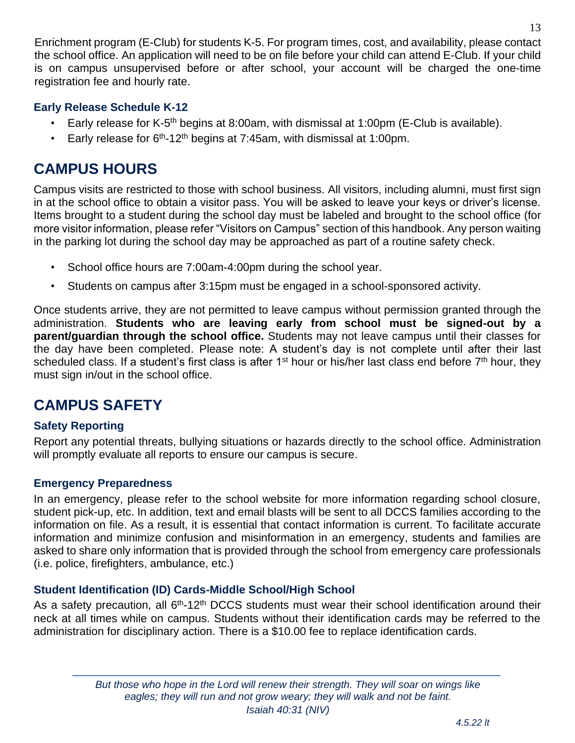Enrichment program (E-Club) for students K-5. For program times, cost, and availability, please contact the school office. An application will need to be on file before your child can attend E-Club. If your child is on campus unsupervised before or after school, your account will be charged the one-time registration fee and hourly rate.

### Early Release Schedule K-12

- Early release for K-5th begins at 8:00am, with dismissal at 1:00pm (E-Club is available).
- Early release for 6th-12th begins at 7:45am, with dismissal at 1:00pm.

## CAMPUS HOURS

Campus visits are restricted to those with school business. All visitors, including alumni, must first sign in at the school office to obtain a visitor pass. You will be asked to leave your keys or driver's license. Items brought to a student during the school day must be labeled and brought to the school office (for more visitor information, please refer "Visitors on Campus" section of this handbook. Any person waiting in the parking lot during the school day may be approached as part of a routine safety check.

- School office hours are 7:00am-4:00pm during the school year.
- Students on campus after 3:15pm must be engaged in a school-sponsored activity.

Once students arrive, they are not permitted to leave campus without permission granted through the administration. **Students who are leaving early from school must be signed-out by a parent/guardian through the school office.** Students may not leave campus until their classes for the day have been completed. Please note: A student's day is not complete until after their last scheduled class. If a student's first class is after 1st hour or his/her last class end before 7th hour, they must sign in/out in the school office.

## CAMPUS SAFETY

### Safety Reporting

Report any potential threats, bullying situations or hazards directly to the school office. Administration will promptly evaluate all reports to ensure our campus is secure.

### Emergency Preparedness

In an emergency, please refer to the school website for more information regarding school closure, student pick-up, etc. In addition, text and email blasts will be sent to all DCCS families according to the information on file. As a result, it is essential that contact information is current. To facilitate accurate information and minimize confusion and misinformation in an emergency, students and families are asked to share only information that is provided through the school from emergency care professionals (i.e. police, firefighters, ambulance, etc.)

### Student Identification (ID) Cards-Middle School/High School

As a safety precaution, all 6th-12th DCCS students must wear their school identification around their neck at all times while on campus. Students without their identification cards may be referred to the administration for disciplinary action. There is a $10.00 fee to replace identification cards.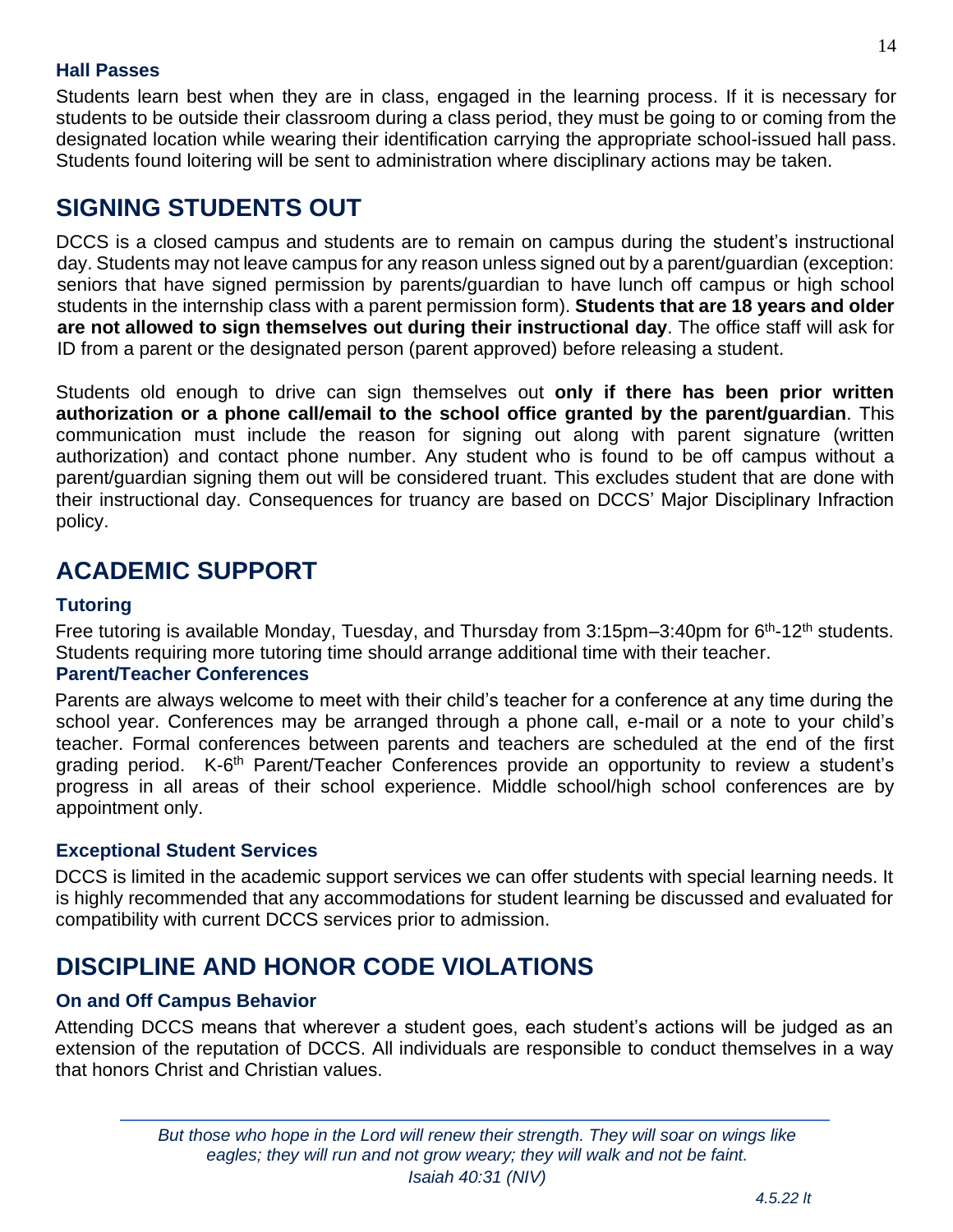### Hall Passes

Students learn best when they are in class, engaged in the learning process. If it is necessary for students to be outside their classroom during a class period, they must be going to or coming from the designated location while wearing their identification carrying the appropriate school-issued hall pass. Students found loitering will be sent to administration where disciplinary actions may be taken.

## SIGNING STUDENTS OUT

DCCS is a closed campus and students are to remain on campus during the student's instructional day. Students may not leave campus for any reason unless signed out by a parent/guardian (exception: seniors that have signed permission by parents/guardian to have lunch off campus or high school students in the internship class with a parent permission form). **Students that are 18 years and older are not allowed to sign themselves out during their instructional day**. The office staff will ask for ID from a parent or the designated person (parent approved) before releasing a student.

Students old enough to drive can sign themselves out **only if there has been prior written authorization or a phone call/email to the school office granted by the parent/guardian**. This communication must include the reason for signing out along with parent signature (written authorization) and contact phone number. Any student who is found to be off campus without a parent/guardian signing them out will be considered truant. This excludes student that are done with their instructional day. Consequences for truancy are based on DCCS' Major Disciplinary Infraction policy.

## ACADEMIC SUPPORT

### Tutoring

Free tutoring is available Monday, Tuesday, and Thursday from 3:15pm–3:40pm for 6th-12th students. Students requiring more tutoring time should arrange additional time with their teacher.

### Parent/Teacher Conferences

Parents are always welcome to meet with their child's teacher for a conference at any time during the school year. Conferences may be arranged through a phone call, e-mail or a note to your child's teacher. Formal conferences between parents and teachers are scheduled at the end of the first grading period. K-6th Parent/Teacher Conferences provide an opportunity to review a student's progress in all areas of their school experience. Middle school/high school conferences are by appointment only.

### Exceptional Student Services

DCCS is limited in the academic support services we can offer students with special learning needs. It is highly recommended that any accommodations for student learning be discussed and evaluated for compatibility with current DCCS services prior to admission.

## DISCIPLINE AND HONOR CODE VIOLATIONS

### On and Off Campus Behavior

Attending DCCS means that wherever a student goes, each student's actions will be judged as an extension of the reputation of DCCS. All individuals are responsible to conduct themselves in a way that honors Christ and Christian values.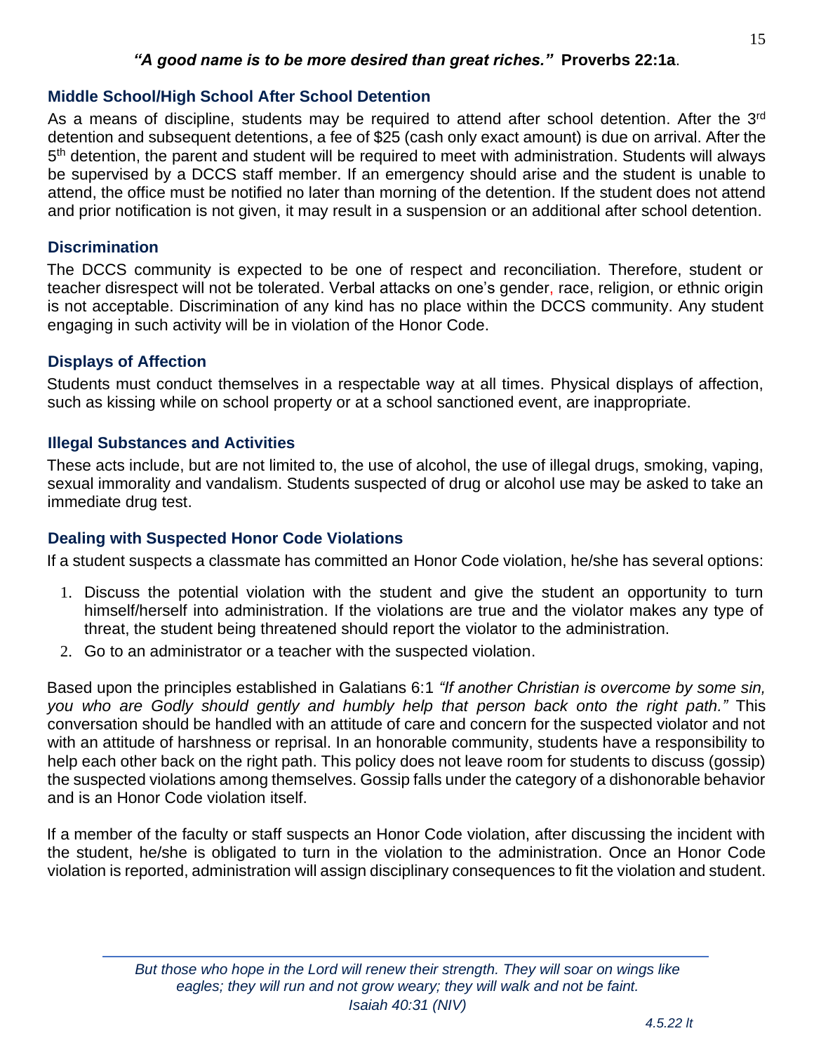***"A good name is to be more desired than great riches."*** **Proverbs 22:1a**.

### Middle School/High School After School Detention

As a means of discipline, students may be required to attend after school detention. After the 3rd detention and subsequent detentions, a fee of $25 (cash only exact amount) is due on arrival. After the 5th detention, the parent and student will be required to meet with administration. Students will always be supervised by a DCCS staff member. If an emergency should arise and the student is unable to attend, the office must be notified no later than morning of the detention. If the student does not attend and prior notification is not given, it may result in a suspension or an additional after school detention.

### Discrimination

The DCCS community is expected to be one of respect and reconciliation. Therefore, student or teacher disrespect will not be tolerated. Verbal attacks on one's gender, race, religion, or ethnic origin is not acceptable. Discrimination of any kind has no place within the DCCS community. Any student engaging in such activity will be in violation of the Honor Code.

### Displays of Affection

Students must conduct themselves in a respectable way at all times. Physical displays of affection, such as kissing while on school property or at a school sanctioned event, are inappropriate.

### Illegal Substances and Activities

These acts include, but are not limited to, the use of alcohol, the use of illegal drugs, smoking, vaping, sexual immorality and vandalism. Students suspected of drug or alcohol use may be asked to take an immediate drug test.

### Dealing with Suspected Honor Code Violations

If a student suspects a classmate has committed an Honor Code violation, he/she has several options:

1. Discuss the potential violation with the student and give the student an opportunity to turn himself/herself into administration. If the violations are true and the violator makes any type of threat, the student being threatened should report the violator to the administration.
2. Go to an administrator or a teacher with the suspected violation.

Based upon the principles established in Galatians 6:1 *"If another Christian is overcome by some sin, you who are Godly should gently and humbly help that person back onto the right path."* This conversation should be handled with an attitude of care and concern for the suspected violator and not with an attitude of harshness or reprisal. In an honorable community, students have a responsibility to help each other back on the right path. This policy does not leave room for students to discuss (gossip) the suspected violations among themselves. Gossip falls under the category of a dishonorable behavior and is an Honor Code violation itself.

If a member of the faculty or staff suspects an Honor Code violation, after discussing the incident with the student, he/she is obligated to turn in the violation to the administration. Once an Honor Code violation is reported, administration will assign disciplinary consequences to fit the violation and student.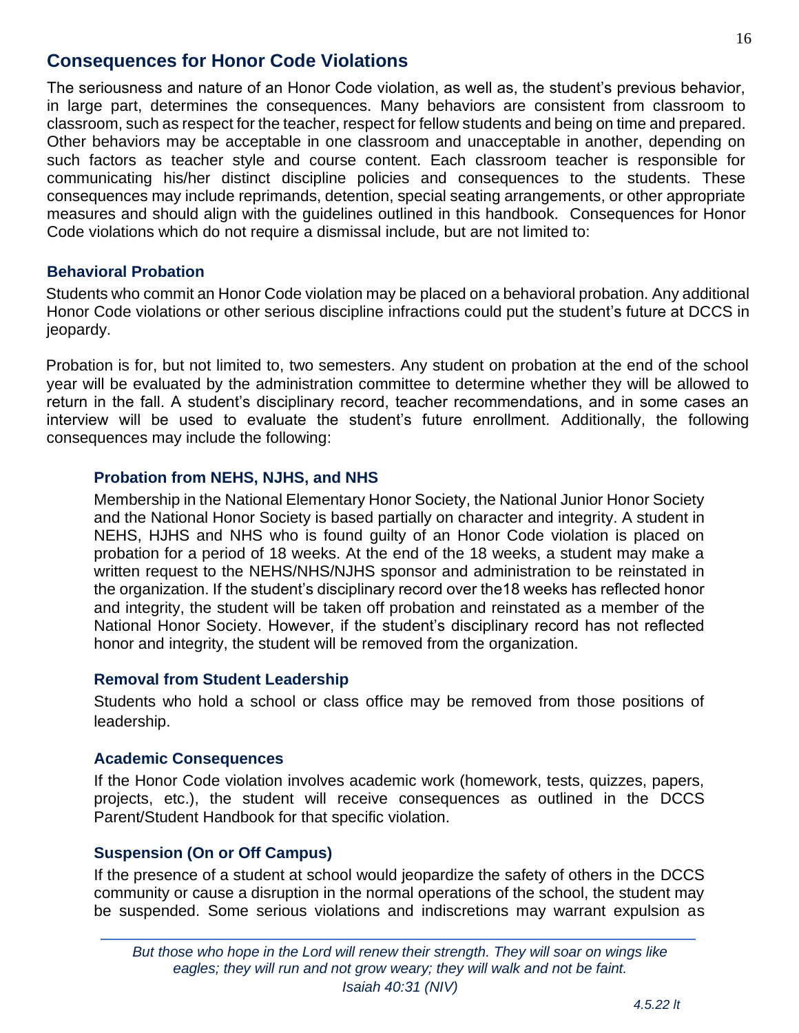## Consequences for Honor Code Violations

The seriousness and nature of an Honor Code violation, as well as, the student's previous behavior, in large part, determines the consequences. Many behaviors are consistent from classroom to classroom, such as respect for the teacher, respect for fellow students and being on time and prepared. Other behaviors may be acceptable in one classroom and unacceptable in another, depending on such factors as teacher style and course content. Each classroom teacher is responsible for communicating his/her distinct discipline policies and consequences to the students. These consequences may include reprimands, detention, special seating arrangements, or other appropriate measures and should align with the guidelines outlined in this handbook. Consequences for Honor Code violations which do not require a dismissal include, but are not limited to:

### Behavioral Probation

Students who commit an Honor Code violation may be placed on a behavioral probation. Any additional Honor Code violations or other serious discipline infractions could put the student's future at DCCS in jeopardy.

Probation is for, but not limited to, two semesters. Any student on probation at the end of the school year will be evaluated by the administration committee to determine whether they will be allowed to return in the fall. A student's disciplinary record, teacher recommendations, and in some cases an interview will be used to evaluate the student's future enrollment. Additionally, the following consequences may include the following:

#### Probation from NEHS, NJHS, and NHS

Membership in the National Elementary Honor Society, the National Junior Honor Society and the National Honor Society is based partially on character and integrity. A student in NEHS, HJHS and NHS who is found guilty of an Honor Code violation is placed on probation for a period of 18 weeks. At the end of the 18 weeks, a student may make a written request to the NEHS/NHS/NJHS sponsor and administration to be reinstated in the organization. If the student's disciplinary record over the18 weeks has reflected honor and integrity, the student will be taken off probation and reinstated as a member of the National Honor Society. However, if the student's disciplinary record has not reflected honor and integrity, the student will be removed from the organization.

#### Removal from Student Leadership

Students who hold a school or class office may be removed from those positions of leadership.

#### Academic Consequences

If the Honor Code violation involves academic work (homework, tests, quizzes, papers, projects, etc.), the student will receive consequences as outlined in the DCCS Parent/Student Handbook for that specific violation.

#### Suspension (On or Off Campus)

If the presence of a student at school would jeopardize the safety of others in the DCCS community or cause a disruption in the normal operations of the school, the student may be suspended. Some serious violations and indiscretions may warrant expulsion as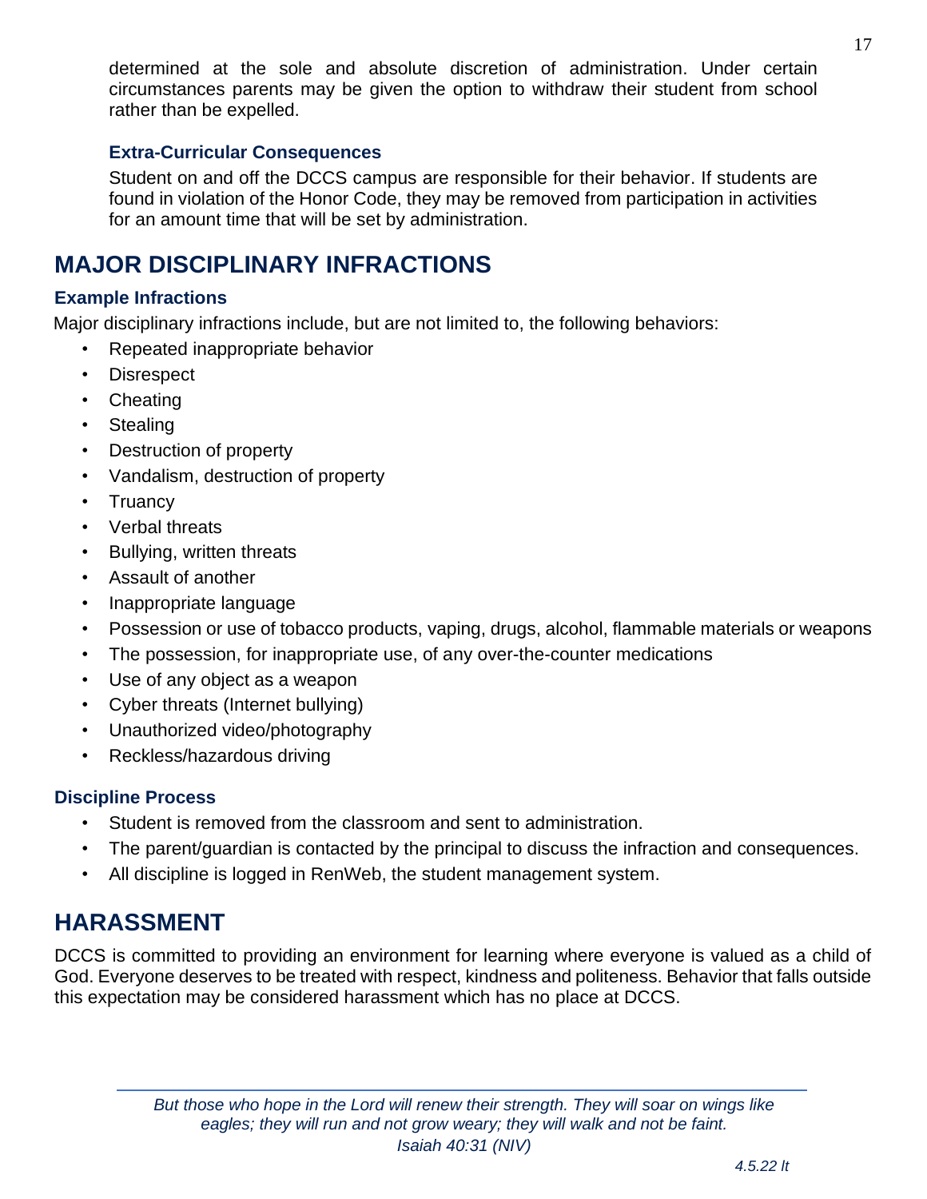determined at the sole and absolute discretion of administration. Under certain circumstances parents may be given the option to withdraw their student from school rather than be expelled.

### Extra-Curricular Consequences

Student on and off the DCCS campus are responsible for their behavior. If students are found in violation of the Honor Code, they may be removed from participation in activities for an amount time that will be set by administration.

## MAJOR DISCIPLINARY INFRACTIONS

### Example Infractions

Major disciplinary infractions include, but are not limited to, the following behaviors:

- Repeated inappropriate behavior
- Disrespect
- Cheating
- Stealing
- Destruction of property
- Vandalism, destruction of property
- Truancy
- Verbal threats
- Bullying, written threats
- Assault of another
- Inappropriate language
- Possession or use of tobacco products, vaping, drugs, alcohol, flammable materials or weapons
- The possession, for inappropriate use, of any over-the-counter medications
- Use of any object as a weapon
- Cyber threats (Internet bullying)
- Unauthorized video/photography
- Reckless/hazardous driving

### Discipline Process

- Student is removed from the classroom and sent to administration.
- The parent/guardian is contacted by the principal to discuss the infraction and consequences.
- All discipline is logged in RenWeb, the student management system.

## HARASSMENT

DCCS is committed to providing an environment for learning where everyone is valued as a child of God. Everyone deserves to be treated with respect, kindness and politeness. Behavior that falls outside this expectation may be considered harassment which has no place at DCCS.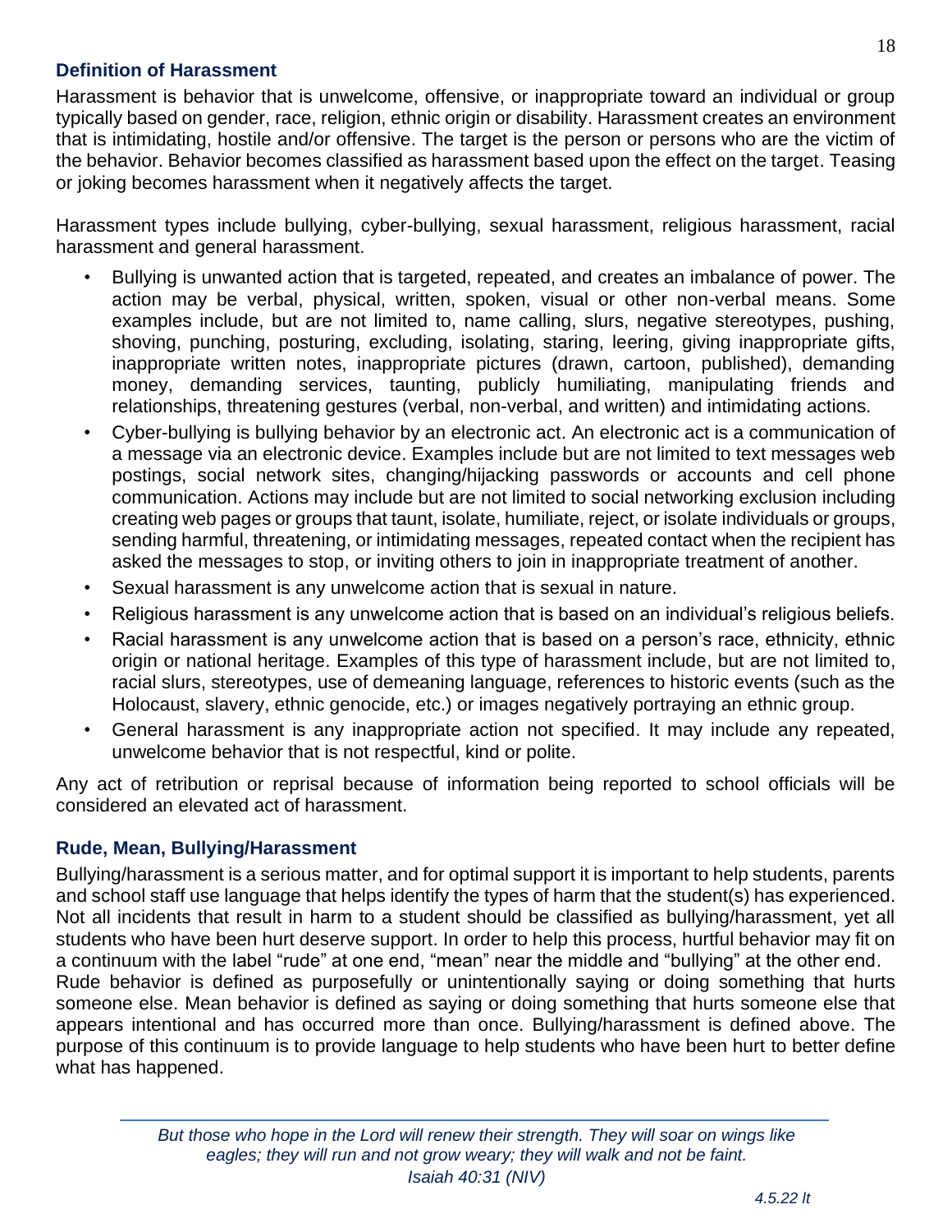### Definition of Harassment

Harassment is behavior that is unwelcome, offensive, or inappropriate toward an individual or group typically based on gender, race, religion, ethnic origin or disability. Harassment creates an environment that is intimidating, hostile and/or offensive. The target is the person or persons who are the victim of the behavior. Behavior becomes classified as harassment based upon the effect on the target. Teasing or joking becomes harassment when it negatively affects the target.

Harassment types include bullying, cyber-bullying, sexual harassment, religious harassment, racial harassment and general harassment.

- Bullying is unwanted action that is targeted, repeated, and creates an imbalance of power. The action may be verbal, physical, written, spoken, visual or other non-verbal means. Some examples include, but are not limited to, name calling, slurs, negative stereotypes, pushing, shoving, punching, posturing, excluding, isolating, staring, leering, giving inappropriate gifts, inappropriate written notes, inappropriate pictures (drawn, cartoon, published), demanding money, demanding services, taunting, publicly humiliating, manipulating friends and relationships, threatening gestures (verbal, non-verbal, and written) and intimidating actions.
- Cyber-bullying is bullying behavior by an electronic act. An electronic act is a communication of a message via an electronic device. Examples include but are not limited to text messages web postings, social network sites, changing/hijacking passwords or accounts and cell phone communication. Actions may include but are not limited to social networking exclusion including creating web pages or groups that taunt, isolate, humiliate, reject, or isolate individuals or groups, sending harmful, threatening, or intimidating messages, repeated contact when the recipient has asked the messages to stop, or inviting others to join in inappropriate treatment of another.
- Sexual harassment is any unwelcome action that is sexual in nature.
- Religious harassment is any unwelcome action that is based on an individual's religious beliefs.
- Racial harassment is any unwelcome action that is based on a person's race, ethnicity, ethnic origin or national heritage. Examples of this type of harassment include, but are not limited to, racial slurs, stereotypes, use of demeaning language, references to historic events (such as the Holocaust, slavery, ethnic genocide, etc.) or images negatively portraying an ethnic group.
- General harassment is any inappropriate action not specified. It may include any repeated, unwelcome behavior that is not respectful, kind or polite.

Any act of retribution or reprisal because of information being reported to school officials will be considered an elevated act of harassment.

### Rude, Mean, Bullying/Harassment

Bullying/harassment is a serious matter, and for optimal support it is important to help students, parents and school staff use language that helps identify the types of harm that the student(s) has experienced. Not all incidents that result in harm to a student should be classified as bullying/harassment, yet all students who have been hurt deserve support. In order to help this process, hurtful behavior may fit on a continuum with the label "rude" at one end, "mean" near the middle and "bullying" at the other end.
Rude behavior is defined as purposefully or unintentionally saying or doing something that hurts someone else. Mean behavior is defined as saying or doing something that hurts someone else that appears intentional and has occurred more than once. Bullying/harassment is defined above. The purpose of this continuum is to provide language to help students who have been hurt to better define what has happened.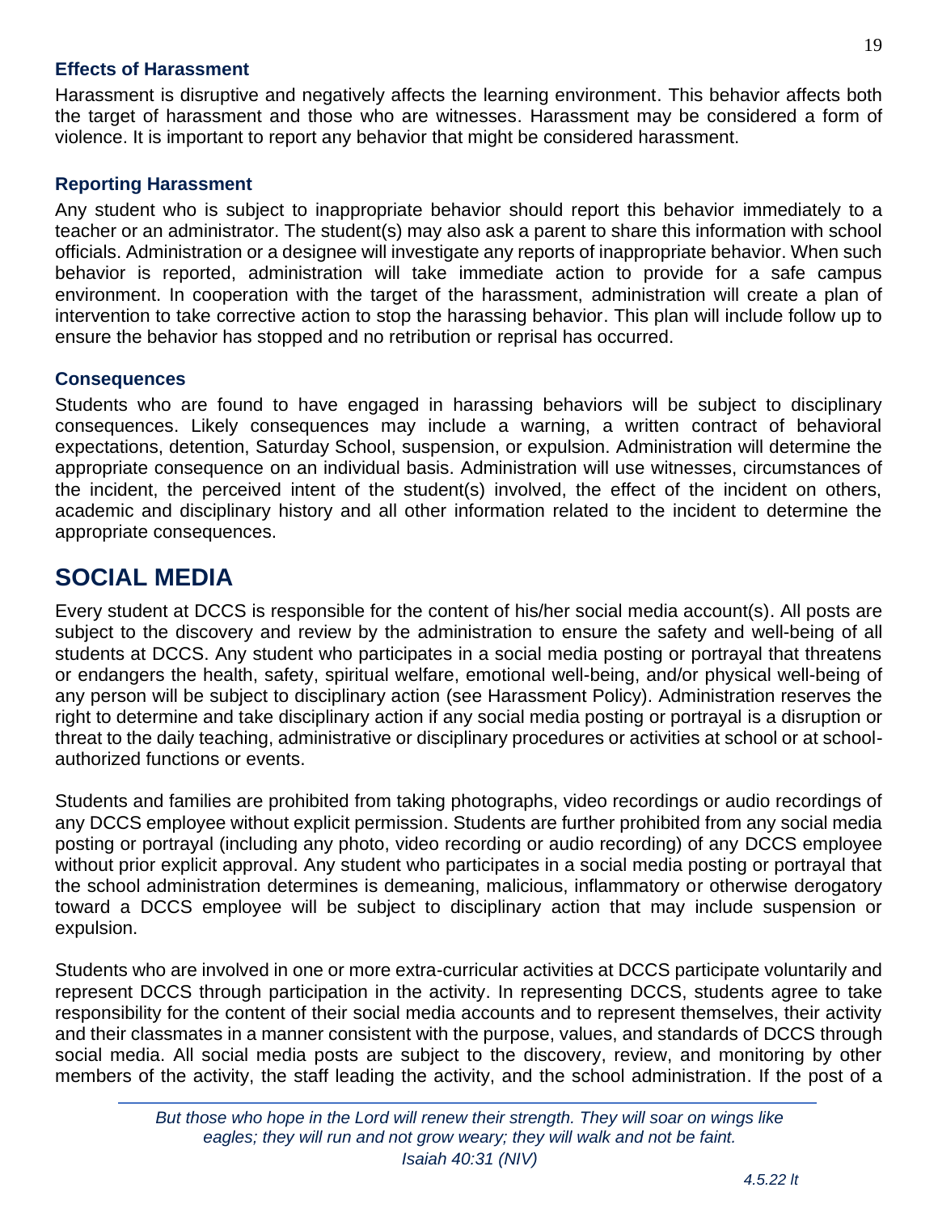### Effects of Harassment

Harassment is disruptive and negatively affects the learning environment. This behavior affects both the target of harassment and those who are witnesses. Harassment may be considered a form of violence. It is important to report any behavior that might be considered harassment.

### Reporting Harassment

Any student who is subject to inappropriate behavior should report this behavior immediately to a teacher or an administrator. The student(s) may also ask a parent to share this information with school officials. Administration or a designee will investigate any reports of inappropriate behavior. When such behavior is reported, administration will take immediate action to provide for a safe campus environment. In cooperation with the target of the harassment, administration will create a plan of intervention to take corrective action to stop the harassing behavior. This plan will include follow up to ensure the behavior has stopped and no retribution or reprisal has occurred.

### Consequences

Students who are found to have engaged in harassing behaviors will be subject to disciplinary consequences. Likely consequences may include a warning, a written contract of behavioral expectations, detention, Saturday School, suspension, or expulsion. Administration will determine the appropriate consequence on an individual basis. Administration will use witnesses, circumstances of the incident, the perceived intent of the student(s) involved, the effect of the incident on others, academic and disciplinary history and all other information related to the incident to determine the appropriate consequences.

## SOCIAL MEDIA

Every student at DCCS is responsible for the content of his/her social media account(s). All posts are subject to the discovery and review by the administration to ensure the safety and well-being of all students at DCCS. Any student who participates in a social media posting or portrayal that threatens or endangers the health, safety, spiritual welfare, emotional well-being, and/or physical well-being of any person will be subject to disciplinary action (see Harassment Policy). Administration reserves the right to determine and take disciplinary action if any social media posting or portrayal is a disruption or threat to the daily teaching, administrative or disciplinary procedures or activities at school or at school-authorized functions or events.

Students and families are prohibited from taking photographs, video recordings or audio recordings of any DCCS employee without explicit permission. Students are further prohibited from any social media posting or portrayal (including any photo, video recording or audio recording) of any DCCS employee without prior explicit approval. Any student who participates in a social media posting or portrayal that the school administration determines is demeaning, malicious, inflammatory or otherwise derogatory toward a DCCS employee will be subject to disciplinary action that may include suspension or expulsion.

Students who are involved in one or more extra-curricular activities at DCCS participate voluntarily and represent DCCS through participation in the activity. In representing DCCS, students agree to take responsibility for the content of their social media accounts and to represent themselves, their activity and their classmates in a manner consistent with the purpose, values, and standards of DCCS through social media. All social media posts are subject to the discovery, review, and monitoring by other members of the activity, the staff leading the activity, and the school administration. If the post of a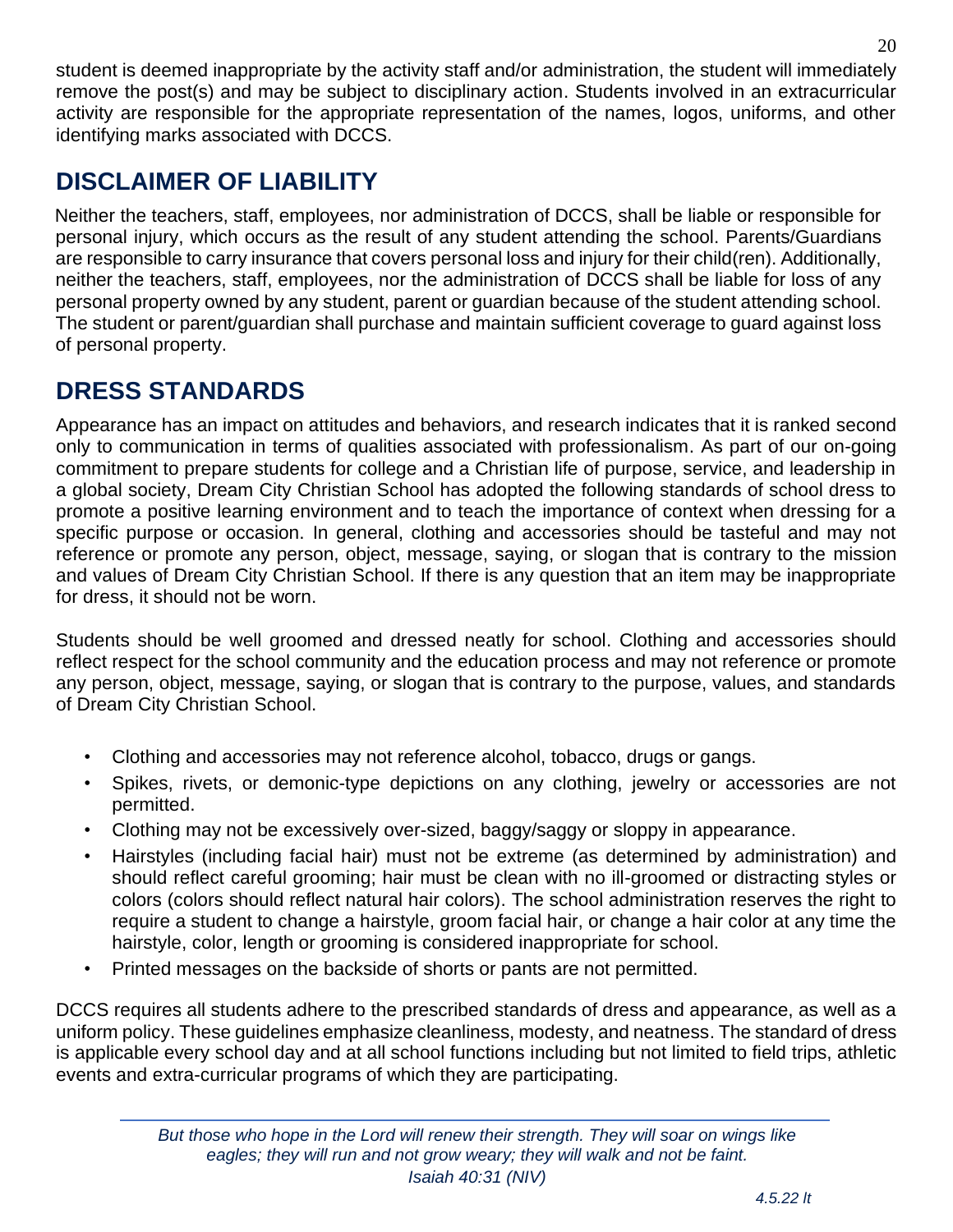student is deemed inappropriate by the activity staff and/or administration, the student will immediately remove the post(s) and may be subject to disciplinary action. Students involved in an extracurricular activity are responsible for the appropriate representation of the names, logos, uniforms, and other identifying marks associated with DCCS.

## DISCLAIMER OF LIABILITY

Neither the teachers, staff, employees, nor administration of DCCS, shall be liable or responsible for personal injury, which occurs as the result of any student attending the school. Parents/Guardians are responsible to carry insurance that covers personal loss and injury for their child(ren). Additionally, neither the teachers, staff, employees, nor the administration of DCCS shall be liable for loss of any personal property owned by any student, parent or guardian because of the student attending school. The student or parent/guardian shall purchase and maintain sufficient coverage to guard against loss of personal property.

## DRESS STANDARDS

Appearance has an impact on attitudes and behaviors, and research indicates that it is ranked second only to communication in terms of qualities associated with professionalism. As part of our on-going commitment to prepare students for college and a Christian life of purpose, service, and leadership in a global society, Dream City Christian School has adopted the following standards of school dress to promote a positive learning environment and to teach the importance of context when dressing for a specific purpose or occasion. In general, clothing and accessories should be tasteful and may not reference or promote any person, object, message, saying, or slogan that is contrary to the mission and values of Dream City Christian School. If there is any question that an item may be inappropriate for dress, it should not be worn.

Students should be well groomed and dressed neatly for school. Clothing and accessories should reflect respect for the school community and the education process and may not reference or promote any person, object, message, saying, or slogan that is contrary to the purpose, values, and standards of Dream City Christian School.

- Clothing and accessories may not reference alcohol, tobacco, drugs or gangs.
- Spikes, rivets, or demonic-type depictions on any clothing, jewelry or accessories are not permitted.
- Clothing may not be excessively over-sized, baggy/saggy or sloppy in appearance.
- Hairstyles (including facial hair) must not be extreme (as determined by administration) and should reflect careful grooming; hair must be clean with no ill-groomed or distracting styles or colors (colors should reflect natural hair colors). The school administration reserves the right to require a student to change a hairstyle, groom facial hair, or change a hair color at any time the hairstyle, color, length or grooming is considered inappropriate for school.
- Printed messages on the backside of shorts or pants are not permitted.

DCCS requires all students adhere to the prescribed standards of dress and appearance, as well as a uniform policy. These guidelines emphasize cleanliness, modesty, and neatness. The standard of dress is applicable every school day and at all school functions including but not limited to field trips, athletic events and extra-curricular programs of which they are participating.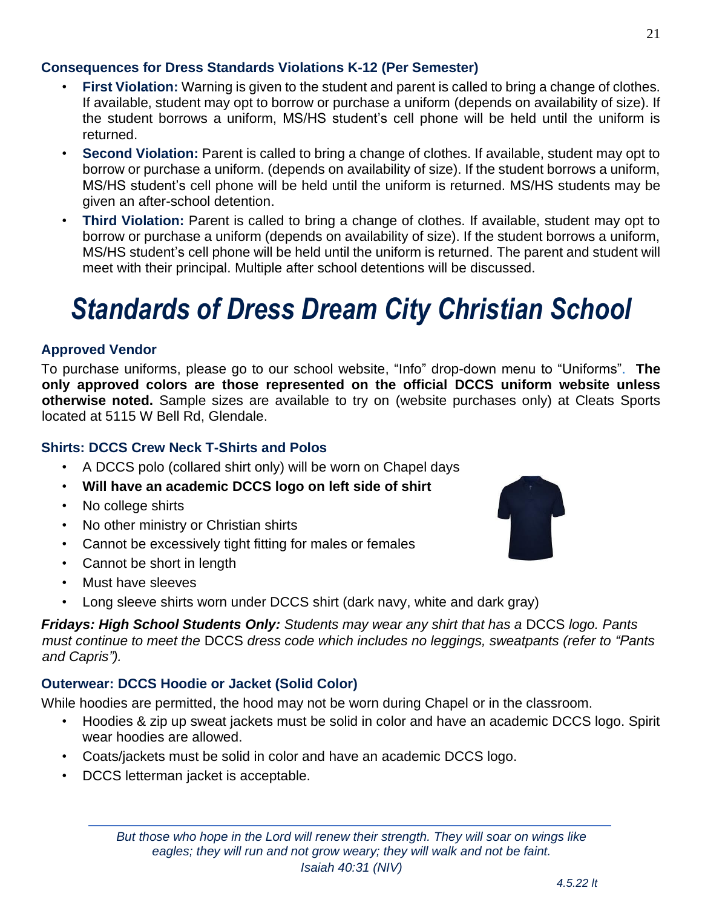### Consequences for Dress Standards Violations K-12 (Per Semester)

- **First Violation:** Warning is given to the student and parent is called to bring a change of clothes. If available, student may opt to borrow or purchase a uniform (depends on availability of size). If the student borrows a uniform, MS/HS student's cell phone will be held until the uniform is returned.
- **Second Violation:** Parent is called to bring a change of clothes. If available, student may opt to borrow or purchase a uniform. (depends on availability of size). If the student borrows a uniform, MS/HS student's cell phone will be held until the uniform is returned. MS/HS students may be given an after-school detention.
- **Third Violation:** Parent is called to bring a change of clothes. If available, student may opt to borrow or purchase a uniform (depends on availability of size). If the student borrows a uniform, MS/HS student's cell phone will be held until the uniform is returned. The parent and student will meet with their principal. Multiple after school detentions will be discussed.

# *Standards of Dress Dream City Christian School*

### Approved Vendor

To purchase uniforms, please go to our school website, "Info" drop-down menu to "Uniforms". **The only approved colors are those represented on the official DCCS uniform website unless otherwise noted.** Sample sizes are available to try on (website purchases only) at Cleats Sports located at 5115 W Bell Rd, Glendale.

### Shirts: DCCS Crew Neck T-Shirts and Polos

- A DCCS polo (collared shirt only) will be worn on Chapel days
- **Will have an academic DCCS logo on left side of shirt**
- No college shirts
- No other ministry or Christian shirts
- Cannot be excessively tight fitting for males or females
- Cannot be short in length
- Must have sleeves
- Long sleeve shirts worn under DCCS shirt (dark navy, white and dark gray)

***Fridays: High School Students Only:*** *Students may wear any shirt that has a* DCCS *logo. Pants must continue to meet the* DCCS *dress code which includes no leggings, sweatpants (refer to "Pants and Capris").*

### Outerwear: DCCS Hoodie or Jacket (Solid Color)

While hoodies are permitted, the hood may not be worn during Chapel or in the classroom.

- Hoodies & zip up sweat jackets must be solid in color and have an academic DCCS logo. Spirit wear hoodies are allowed.
- Coats/jackets must be solid in color and have an academic DCCS logo.
- DCCS letterman jacket is acceptable.

*But those who hope in the Lord will renew their strength. They will soar on wings like eagles; they will run and not grow weary; they will walk and not be faint.*
*Isaiah 40:31 (NIV)*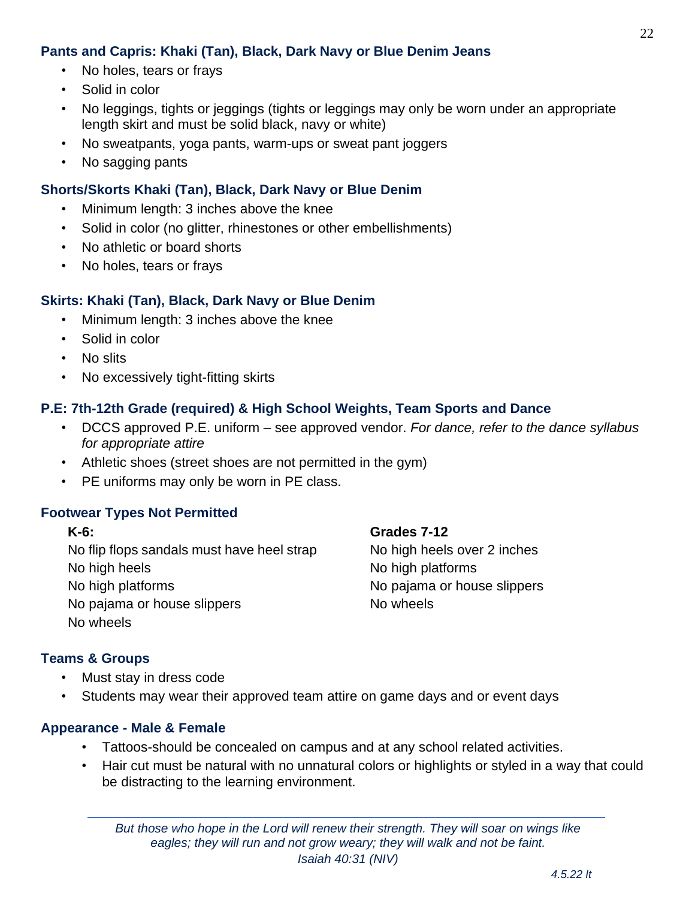### Pants and Capris: Khaki (Tan), Black, Dark Navy or Blue Denim Jeans

- No holes, tears or frays
- Solid in color
- No leggings, tights or jeggings (tights or leggings may only be worn under an appropriate length skirt and must be solid black, navy or white)
- No sweatpants, yoga pants, warm-ups or sweat pant joggers
- No sagging pants

### Shorts/Skorts Khaki (Tan), Black, Dark Navy or Blue Denim

- Minimum length: 3 inches above the knee
- Solid in color (no glitter, rhinestones or other embellishments)
- No athletic or board shorts
- No holes, tears or frays

### Skirts: Khaki (Tan), Black, Dark Navy or Blue Denim

- Minimum length: 3 inches above the knee
- Solid in color
- No slits
- No excessively tight-fitting skirts

### P.E: 7th-12th Grade (required) & High School Weights, Team Sports and Dance

- DCCS approved P.E. uniform – see approved vendor. *For dance, refer to the dance syllabus for appropriate attire*
- Athletic shoes (street shoes are not permitted in the gym)
- PE uniforms may only be worn in PE class.

### Footwear Types Not Permitted

**K-6:**

No flip flops sandals must have heel strap
No high heels
No high platforms
No pajama or house slippers
No wheels

**Grades 7-12**

No high heels over 2 inches
No high platforms
No pajama or house slippers
No wheels

### Teams & Groups

- Must stay in dress code
- Students may wear their approved team attire on game days and or event days

### Appearance - Male & Female

- Tattoos-should be concealed on campus and at any school related activities.
- Hair cut must be natural with no unnatural colors or highlights or styled in a way that could be distracting to the learning environment.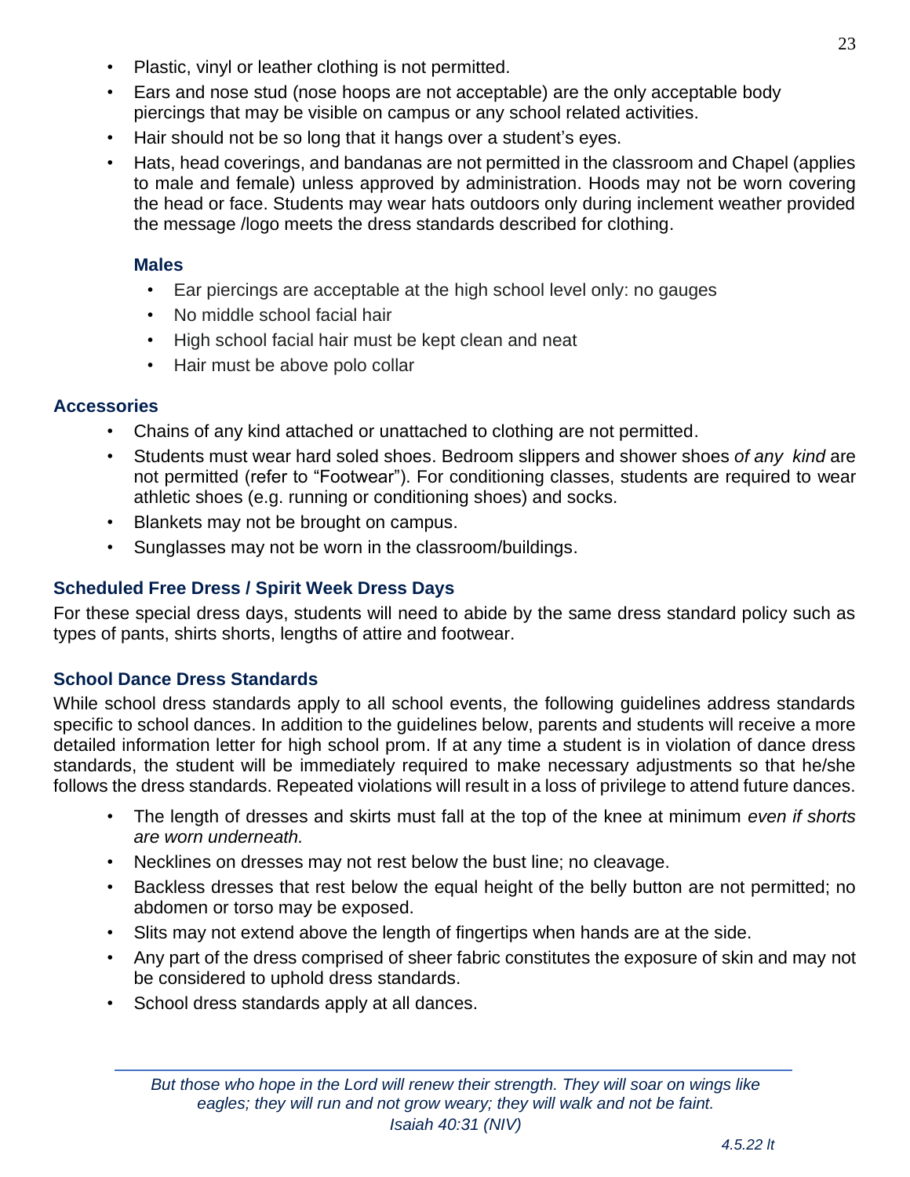- Plastic, vinyl or leather clothing is not permitted.
- Ears and nose stud (nose hoops are not acceptable) are the only acceptable body piercings that may be visible on campus or any school related activities.
- Hair should not be so long that it hangs over a student's eyes.
- Hats, head coverings, and bandanas are not permitted in the classroom and Chapel (applies to male and female) unless approved by administration. Hoods may not be worn covering the head or face. Students may wear hats outdoors only during inclement weather provided the message /logo meets the dress standards described for clothing.

#### Males

- Ear piercings are acceptable at the high school level only: no gauges
- No middle school facial hair
- High school facial hair must be kept clean and neat
- Hair must be above polo collar

### Accessories

- Chains of any kind attached or unattached to clothing are not permitted.
- Students must wear hard soled shoes. Bedroom slippers and shower shoes *of any kind* are not permitted (refer to "Footwear"). For conditioning classes, students are required to wear athletic shoes (e.g. running or conditioning shoes) and socks.
- Blankets may not be brought on campus.
- Sunglasses may not be worn in the classroom/buildings.

### Scheduled Free Dress / Spirit Week Dress Days

For these special dress days, students will need to abide by the same dress standard policy such as types of pants, shirts shorts, lengths of attire and footwear.

### School Dance Dress Standards

While school dress standards apply to all school events, the following guidelines address standards specific to school dances. In addition to the guidelines below, parents and students will receive a more detailed information letter for high school prom. If at any time a student is in violation of dance dress standards, the student will be immediately required to make necessary adjustments so that he/she follows the dress standards. Repeated violations will result in a loss of privilege to attend future dances.

- The length of dresses and skirts must fall at the top of the knee at minimum *even if shorts are worn underneath.*
- Necklines on dresses may not rest below the bust line; no cleavage.
- Backless dresses that rest below the equal height of the belly button are not permitted; no abdomen or torso may be exposed.
- Slits may not extend above the length of fingertips when hands are at the side.
- Any part of the dress comprised of sheer fabric constitutes the exposure of skin and may not be considered to uphold dress standards.
- School dress standards apply at all dances.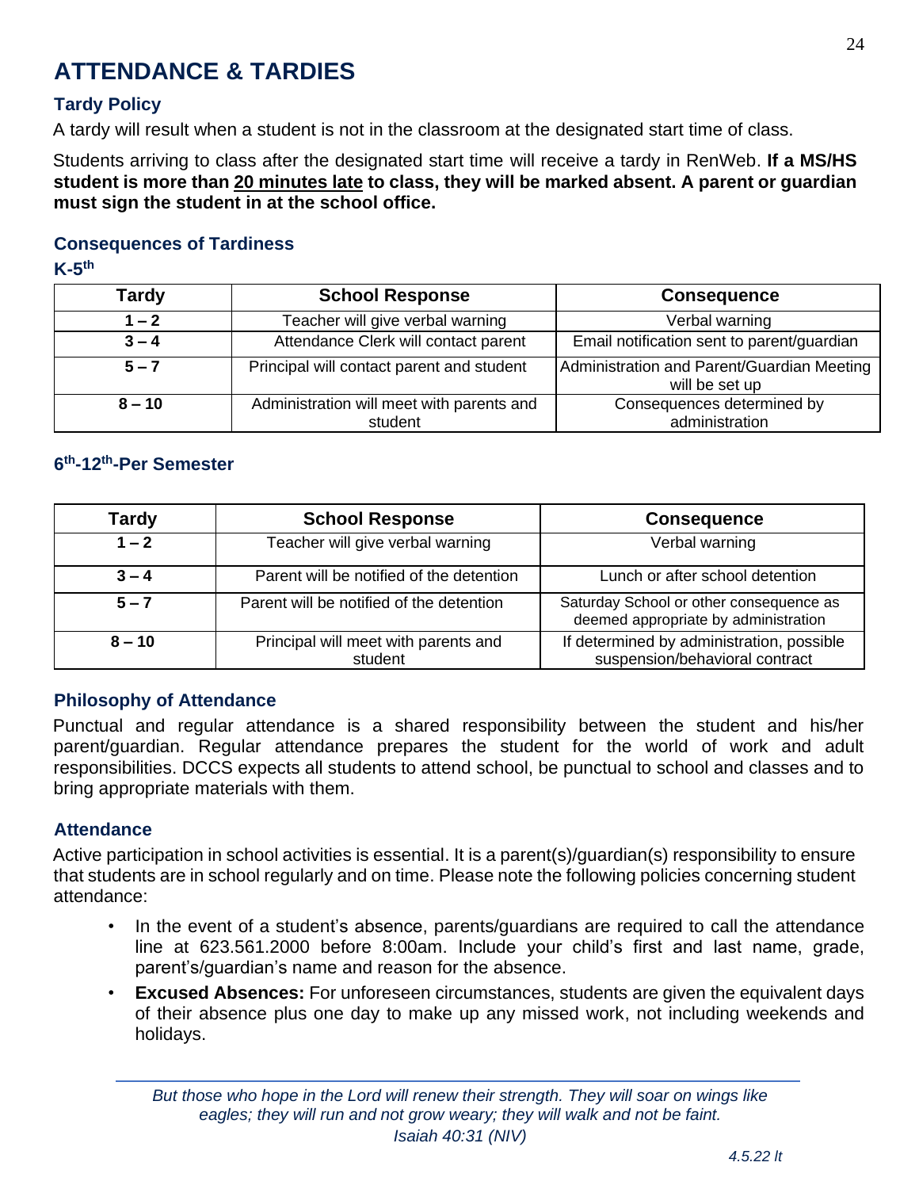# ATTENDANCE & TARDIES

## Tardy Policy

A tardy will result when a student is not in the classroom at the designated start time of class.

Students arriving to class after the designated start time will receive a tardy in RenWeb. **If a MS/HS student is more than 20 minutes late to class, they will be marked absent. A parent or guardian must sign the student in at the school office.**

## Consequences of Tardiness

### K-5th

| Tardy | School Response | Consequence |
|---|---|---|
| 1 – 2 | Teacher will give verbal warning | Verbal warning |
| 3 – 4 | Attendance Clerk will contact parent | Email notification sent to parent/guardian |
| 5 – 7 | Principal will contact parent and student | Administration and Parent/Guardian Meeting will be set up |
| 8 – 10 | Administration will meet with parents and student | Consequences determined by administration |

### 6th-12th-Per Semester

| Tardy | School Response | Consequence |
|---|---|---|
| 1 – 2 | Teacher will give verbal warning | Verbal warning |
| 3 – 4 | Parent will be notified of the detention | Lunch or after school detention |
| 5 – 7 | Parent will be notified of the detention | Saturday School or other consequence as deemed appropriate by administration |
| 8 – 10 | Principal will meet with parents and student | If determined by administration, possible suspension/behavioral contract |

## Philosophy of Attendance

Punctual and regular attendance is a shared responsibility between the student and his/her parent/guardian. Regular attendance prepares the student for the world of work and adult responsibilities. DCCS expects all students to attend school, be punctual to school and classes and to bring appropriate materials with them.

## Attendance

Active participation in school activities is essential. It is a parent(s)/guardian(s) responsibility to ensure that students are in school regularly and on time. Please note the following policies concerning student attendance:

- In the event of a student's absence, parents/guardians are required to call the attendance line at 623.561.2000 before 8:00am. Include your child's first and last name, grade, parent's/guardian's name and reason for the absence.
- **Excused Absences:** For unforeseen circumstances, students are given the equivalent days of their absence plus one day to make up any missed work, not including weekends and holidays.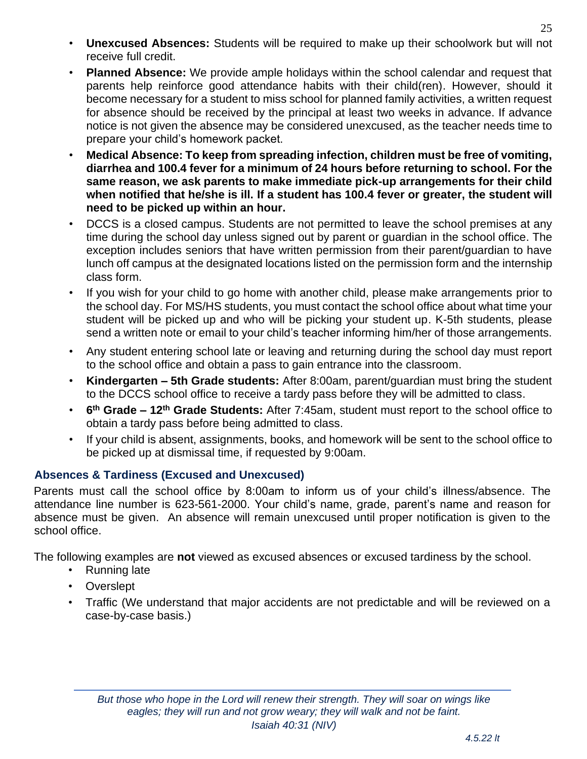- **Unexcused Absences:** Students will be required to make up their schoolwork but will not receive full credit.
- **Planned Absence:** We provide ample holidays within the school calendar and request that parents help reinforce good attendance habits with their child(ren). However, should it become necessary for a student to miss school for planned family activities, a written request for absence should be received by the principal at least two weeks in advance. If advance notice is not given the absence may be considered unexcused, as the teacher needs time to prepare your child's homework packet.
- **Medical Absence: To keep from spreading infection, children must be free of vomiting, diarrhea and 100.4 fever for a minimum of 24 hours before returning to school. For the same reason, we ask parents to make immediate pick-up arrangements for their child when notified that he/she is ill. If a student has 100.4 fever or greater, the student will need to be picked up within an hour.**
- DCCS is a closed campus. Students are not permitted to leave the school premises at any time during the school day unless signed out by parent or guardian in the school office. The exception includes seniors that have written permission from their parent/guardian to have lunch off campus at the designated locations listed on the permission form and the internship class form.
- If you wish for your child to go home with another child, please make arrangements prior to the school day. For MS/HS students, you must contact the school office about what time your student will be picked up and who will be picking your student up. K-5th students, please send a written note or email to your child's teacher informing him/her of those arrangements.
- Any student entering school late or leaving and returning during the school day must report to the school office and obtain a pass to gain entrance into the classroom.
- **Kindergarten – 5th Grade students:** After 8:00am, parent/guardian must bring the student to the DCCS school office to receive a tardy pass before they will be admitted to class.
- **6th Grade – 12th Grade Students:** After 7:45am, student must report to the school office to obtain a tardy pass before being admitted to class.
- If your child is absent, assignments, books, and homework will be sent to the school office to be picked up at dismissal time, if requested by 9:00am.

### Absences & Tardiness (Excused and Unexcused)

Parents must call the school office by 8:00am to inform us of your child's illness/absence. The attendance line number is 623-561-2000. Your child's name, grade, parent's name and reason for absence must be given. An absence will remain unexcused until proper notification is given to the school office.

The following examples are **not** viewed as excused absences or excused tardiness by the school.

- Running late
- Overslept
- Traffic (We understand that major accidents are not predictable and will be reviewed on a case-by-case basis.)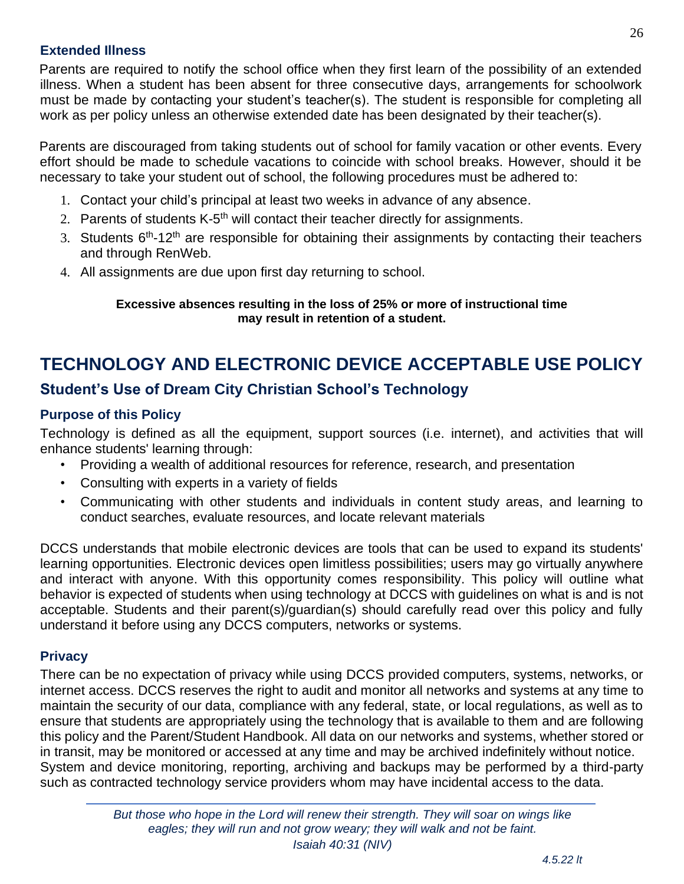### Extended Illness

Parents are required to notify the school office when they first learn of the possibility of an extended illness. When a student has been absent for three consecutive days, arrangements for schoolwork must be made by contacting your student's teacher(s). The student is responsible for completing all work as per policy unless an otherwise extended date has been designated by their teacher(s).

Parents are discouraged from taking students out of school for family vacation or other events. Every effort should be made to schedule vacations to coincide with school breaks. However, should it be necessary to take your student out of school, the following procedures must be adhered to:

1. Contact your child's principal at least two weeks in advance of any absence.
2. Parents of students K-5th will contact their teacher directly for assignments.
3. Students 6th-12th are responsible for obtaining their assignments by contacting their teachers and through RenWeb.
4. All assignments are due upon first day returning to school.

**Excessive absences resulting in the loss of 25% or more of instructional time may result in retention of a student.**

# TECHNOLOGY AND ELECTRONIC DEVICE ACCEPTABLE USE POLICY

## Student's Use of Dream City Christian School's Technology

### Purpose of this Policy

Technology is defined as all the equipment, support sources (i.e. internet), and activities that will enhance students' learning through:

- Providing a wealth of additional resources for reference, research, and presentation
- Consulting with experts in a variety of fields
- Communicating with other students and individuals in content study areas, and learning to conduct searches, evaluate resources, and locate relevant materials

DCCS understands that mobile electronic devices are tools that can be used to expand its students' learning opportunities. Electronic devices open limitless possibilities; users may go virtually anywhere and interact with anyone. With this opportunity comes responsibility. This policy will outline what behavior is expected of students when using technology at DCCS with guidelines on what is and is not acceptable. Students and their parent(s)/guardian(s) should carefully read over this policy and fully understand it before using any DCCS computers, networks or systems.

### Privacy

There can be no expectation of privacy while using DCCS provided computers, systems, networks, or internet access. DCCS reserves the right to audit and monitor all networks and systems at any time to maintain the security of our data, compliance with any federal, state, or local regulations, as well as to ensure that students are appropriately using the technology that is available to them and are following this policy and the Parent/Student Handbook. All data on our networks and systems, whether stored or in transit, may be monitored or accessed at any time and may be archived indefinitely without notice. System and device monitoring, reporting, archiving and backups may be performed by a third-party such as contracted technology service providers whom may have incidental access to the data.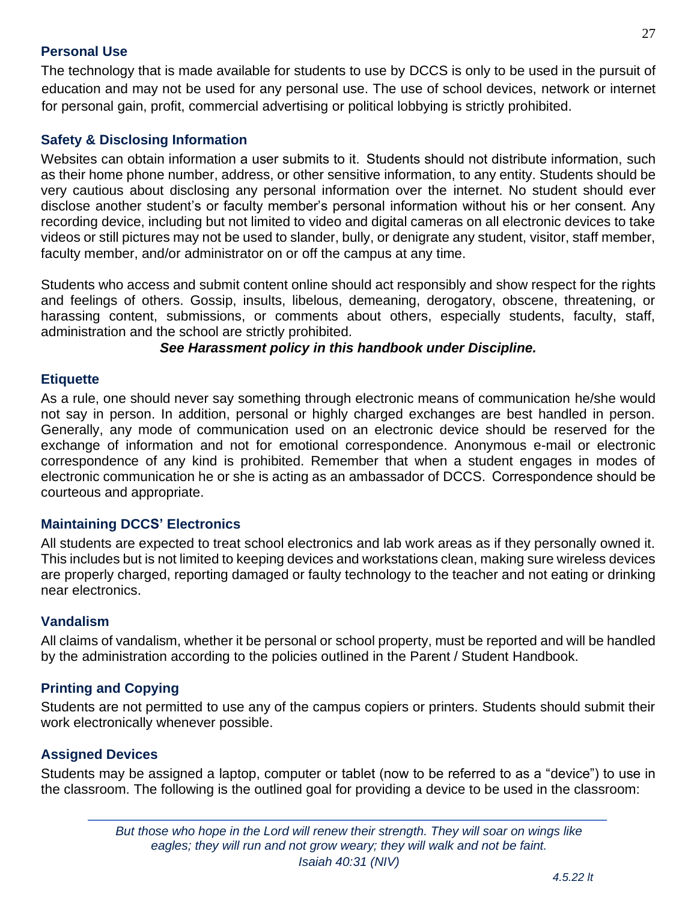### Personal Use

The technology that is made available for students to use by DCCS is only to be used in the pursuit of education and may not be used for any personal use. The use of school devices, network or internet for personal gain, profit, commercial advertising or political lobbying is strictly prohibited.

### Safety & Disclosing Information

Websites can obtain information a user submits to it. Students should not distribute information, such as their home phone number, address, or other sensitive information, to any entity. Students should be very cautious about disclosing any personal information over the internet. No student should ever disclose another student's or faculty member's personal information without his or her consent. Any recording device, including but not limited to video and digital cameras on all electronic devices to take videos or still pictures may not be used to slander, bully, or denigrate any student, visitor, staff member, faculty member, and/or administrator on or off the campus at any time.

Students who access and submit content online should act responsibly and show respect for the rights and feelings of others. Gossip, insults, libelous, demeaning, derogatory, obscene, threatening, or harassing content, submissions, or comments about others, especially students, faculty, staff, administration and the school are strictly prohibited.

***See Harassment policy in this handbook under Discipline.***

### Etiquette

As a rule, one should never say something through electronic means of communication he/she would not say in person. In addition, personal or highly charged exchanges are best handled in person. Generally, any mode of communication used on an electronic device should be reserved for the exchange of information and not for emotional correspondence. Anonymous e-mail or electronic correspondence of any kind is prohibited. Remember that when a student engages in modes of electronic communication he or she is acting as an ambassador of DCCS. Correspondence should be courteous and appropriate.

### Maintaining DCCS' Electronics

All students are expected to treat school electronics and lab work areas as if they personally owned it. This includes but is not limited to keeping devices and workstations clean, making sure wireless devices are properly charged, reporting damaged or faulty technology to the teacher and not eating or drinking near electronics.

### Vandalism

All claims of vandalism, whether it be personal or school property, must be reported and will be handled by the administration according to the policies outlined in the Parent / Student Handbook.

### Printing and Copying

Students are not permitted to use any of the campus copiers or printers. Students should submit their work electronically whenever possible.

### Assigned Devices

Students may be assigned a laptop, computer or tablet (now to be referred to as a "device") to use in the classroom. The following is the outlined goal for providing a device to be used in the classroom: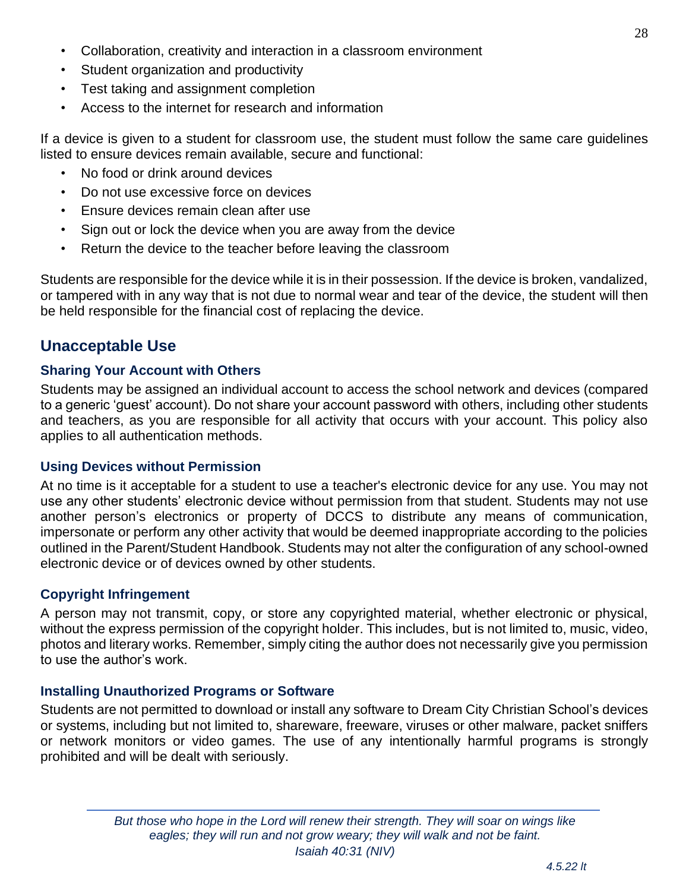- Collaboration, creativity and interaction in a classroom environment
- Student organization and productivity
- Test taking and assignment completion
- Access to the internet for research and information

If a device is given to a student for classroom use, the student must follow the same care guidelines listed to ensure devices remain available, secure and functional:

- No food or drink around devices
- Do not use excessive force on devices
- Ensure devices remain clean after use
- Sign out or lock the device when you are away from the device
- Return the device to the teacher before leaving the classroom

Students are responsible for the device while it is in their possession. If the device is broken, vandalized, or tampered with in any way that is not due to normal wear and tear of the device, the student will then be held responsible for the financial cost of replacing the device.

## Unacceptable Use

### Sharing Your Account with Others

Students may be assigned an individual account to access the school network and devices (compared to a generic 'guest' account). Do not share your account password with others, including other students and teachers, as you are responsible for all activity that occurs with your account. This policy also applies to all authentication methods.

### Using Devices without Permission

At no time is it acceptable for a student to use a teacher's electronic device for any use. You may not use any other students' electronic device without permission from that student. Students may not use another person's electronics or property of DCCS to distribute any means of communication, impersonate or perform any other activity that would be deemed inappropriate according to the policies outlined in the Parent/Student Handbook. Students may not alter the configuration of any school-owned electronic device or of devices owned by other students.

### Copyright Infringement

A person may not transmit, copy, or store any copyrighted material, whether electronic or physical, without the express permission of the copyright holder. This includes, but is not limited to, music, video, photos and literary works. Remember, simply citing the author does not necessarily give you permission to use the author's work.

### Installing Unauthorized Programs or Software

Students are not permitted to download or install any software to Dream City Christian School's devices or systems, including but not limited to, shareware, freeware, viruses or other malware, packet sniffers or network monitors or video games. The use of any intentionally harmful programs is strongly prohibited and will be dealt with seriously.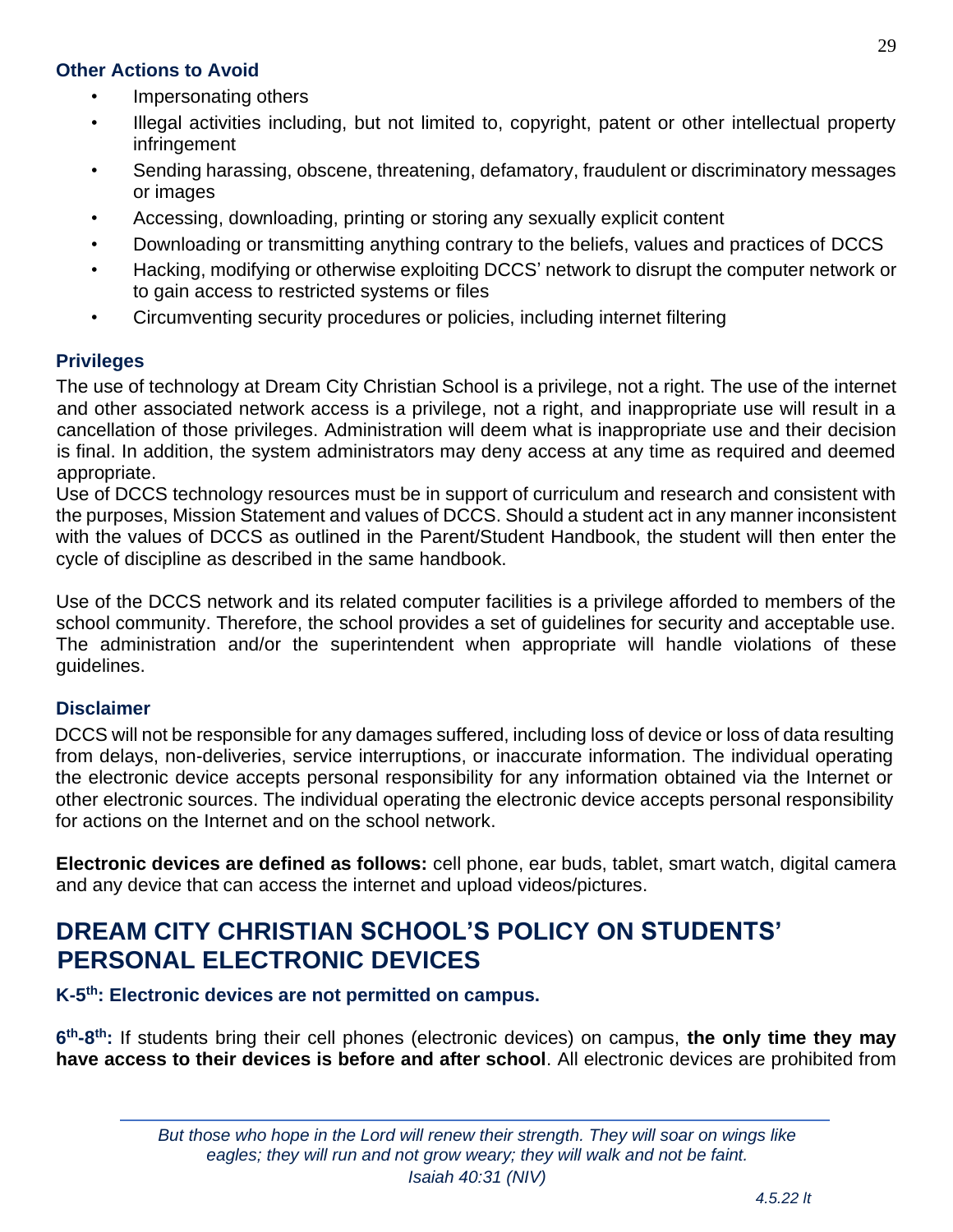### Other Actions to Avoid

- Impersonating others
- Illegal activities including, but not limited to, copyright, patent or other intellectual property infringement
- Sending harassing, obscene, threatening, defamatory, fraudulent or discriminatory messages or images
- Accessing, downloading, printing or storing any sexually explicit content
- Downloading or transmitting anything contrary to the beliefs, values and practices of DCCS
- Hacking, modifying or otherwise exploiting DCCS' network to disrupt the computer network or to gain access to restricted systems or files
- Circumventing security procedures or policies, including internet filtering

### Privileges

The use of technology at Dream City Christian School is a privilege, not a right. The use of the internet and other associated network access is a privilege, not a right, and inappropriate use will result in a cancellation of those privileges. Administration will deem what is inappropriate use and their decision is final. In addition, the system administrators may deny access at any time as required and deemed appropriate.

Use of DCCS technology resources must be in support of curriculum and research and consistent with the purposes, Mission Statement and values of DCCS. Should a student act in any manner inconsistent with the values of DCCS as outlined in the Parent/Student Handbook, the student will then enter the cycle of discipline as described in the same handbook.

Use of the DCCS network and its related computer facilities is a privilege afforded to members of the school community. Therefore, the school provides a set of guidelines for security and acceptable use. The administration and/or the superintendent when appropriate will handle violations of these guidelines.

### Disclaimer

DCCS will not be responsible for any damages suffered, including loss of device or loss of data resulting from delays, non-deliveries, service interruptions, or inaccurate information. The individual operating the electronic device accepts personal responsibility for any information obtained via the Internet or other electronic sources. The individual operating the electronic device accepts personal responsibility for actions on the Internet and on the school network.

**Electronic devices are defined as follows:** cell phone, ear buds, tablet, smart watch, digital camera and any device that can access the internet and upload videos/pictures.

## DREAM CITY CHRISTIAN SCHOOL'S POLICY ON STUDENTS' PERSONAL ELECTRONIC DEVICES

**K-5th: Electronic devices are not permitted on campus.**

**6th-8th:** If students bring their cell phones (electronic devices) on campus, **the only time they may have access to their devices is before and after school**. All electronic devices are prohibited from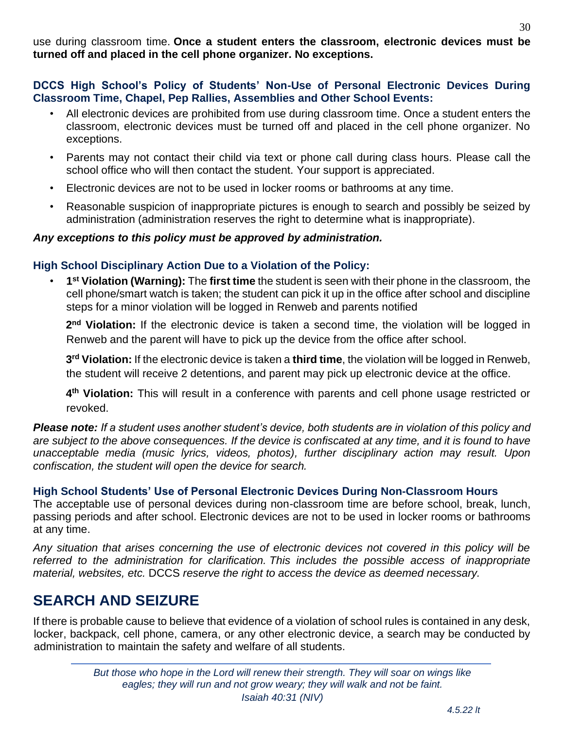use during classroom time. **Once a student enters the classroom, electronic devices must be turned off and placed in the cell phone organizer. No exceptions.**

### DCCS High School's Policy of Students' Non-Use of Personal Electronic Devices During Classroom Time, Chapel, Pep Rallies, Assemblies and Other School Events:

- All electronic devices are prohibited from use during classroom time. Once a student enters the classroom, electronic devices must be turned off and placed in the cell phone organizer. No exceptions.
- Parents may not contact their child via text or phone call during class hours. Please call the school office who will then contact the student. Your support is appreciated.
- Electronic devices are not to be used in locker rooms or bathrooms at any time.
- Reasonable suspicion of inappropriate pictures is enough to search and possibly be seized by administration (administration reserves the right to determine what is inappropriate).

***Any exceptions to this policy must be approved by administration.***

### High School Disciplinary Action Due to a Violation of the Policy:

- **1st Violation (Warning):** The **first time** the student is seen with their phone in the classroom, the cell phone/smart watch is taken; the student can pick it up in the office after school and discipline steps for a minor violation will be logged in Renweb and parents notified

  **2nd Violation:** If the electronic device is taken a second time, the violation will be logged in Renweb and the parent will have to pick up the device from the office after school.

  **3rd Violation:** If the electronic device is taken a **third time**, the violation will be logged in Renweb, the student will receive 2 detentions, and parent may pick up electronic device at the office.

  **4th Violation:** This will result in a conference with parents and cell phone usage restricted or revoked.

***Please note:*** *If a student uses another student's device, both students are in violation of this policy and are subject to the above consequences. If the device is confiscated at any time, and it is found to have unacceptable media (music lyrics, videos, photos), further disciplinary action may result. Upon confiscation, the student will open the device for search.*

### High School Students' Use of Personal Electronic Devices During Non-Classroom Hours

The acceptable use of personal devices during non-classroom time are before school, break, lunch, passing periods and after school. Electronic devices are not to be used in locker rooms or bathrooms at any time.

*Any situation that arises concerning the use of electronic devices not covered in this policy will be referred to the administration for clarification. This includes the possible access of inappropriate material, websites, etc.* DCCS *reserve the right to access the device as deemed necessary.*

## SEARCH AND SEIZURE

If there is probable cause to believe that evidence of a violation of school rules is contained in any desk, locker, backpack, cell phone, camera, or any other electronic device, a search may be conducted by administration to maintain the safety and welfare of all students.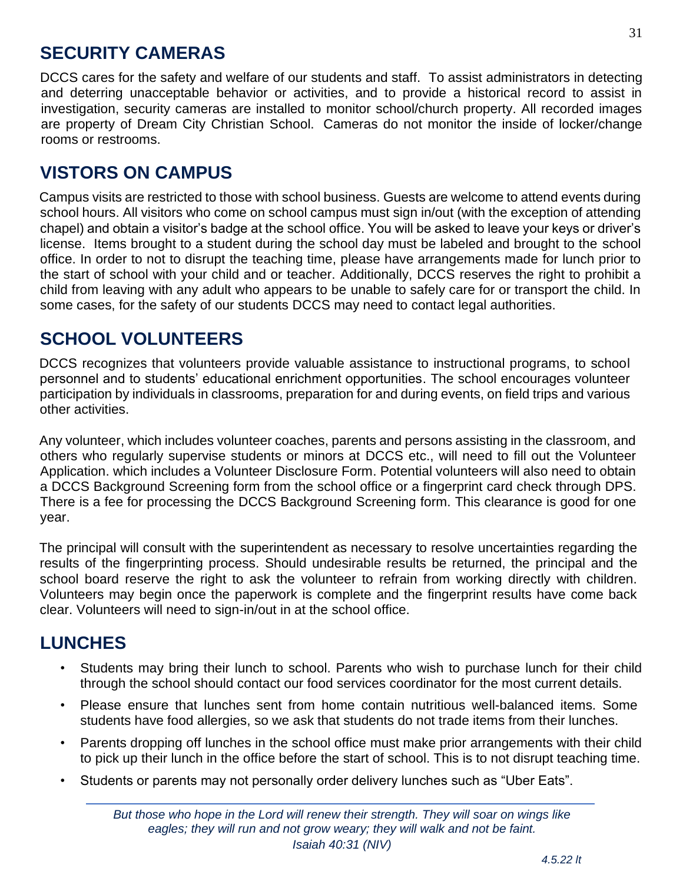## SECURITY CAMERAS

DCCS cares for the safety and welfare of our students and staff. To assist administrators in detecting and deterring unacceptable behavior or activities, and to provide a historical record to assist in investigation, security cameras are installed to monitor school/church property. All recorded images are property of Dream City Christian School. Cameras do not monitor the inside of locker/change rooms or restrooms.

## VISTORS ON CAMPUS

Campus visits are restricted to those with school business. Guests are welcome to attend events during school hours. All visitors who come on school campus must sign in/out (with the exception of attending chapel) and obtain a visitor's badge at the school office. You will be asked to leave your keys or driver's license. Items brought to a student during the school day must be labeled and brought to the school office. In order to not to disrupt the teaching time, please have arrangements made for lunch prior to the start of school with your child and or teacher. Additionally, DCCS reserves the right to prohibit a child from leaving with any adult who appears to be unable to safely care for or transport the child. In some cases, for the safety of our students DCCS may need to contact legal authorities.

## SCHOOL VOLUNTEERS

DCCS recognizes that volunteers provide valuable assistance to instructional programs, to school personnel and to students' educational enrichment opportunities. The school encourages volunteer participation by individuals in classrooms, preparation for and during events, on field trips and various other activities.

Any volunteer, which includes volunteer coaches, parents and persons assisting in the classroom, and others who regularly supervise students or minors at DCCS etc., will need to fill out the Volunteer Application. which includes a Volunteer Disclosure Form. Potential volunteers will also need to obtain a DCCS Background Screening form from the school office or a fingerprint card check through DPS. There is a fee for processing the DCCS Background Screening form. This clearance is good for one year.

The principal will consult with the superintendent as necessary to resolve uncertainties regarding the results of the fingerprinting process. Should undesirable results be returned, the principal and the school board reserve the right to ask the volunteer to refrain from working directly with children. Volunteers may begin once the paperwork is complete and the fingerprint results have come back clear. Volunteers will need to sign-in/out in at the school office.

## LUNCHES

- Students may bring their lunch to school. Parents who wish to purchase lunch for their child through the school should contact our food services coordinator for the most current details.
- Please ensure that lunches sent from home contain nutritious well-balanced items. Some students have food allergies, so we ask that students do not trade items from their lunches.
- Parents dropping off lunches in the school office must make prior arrangements with their child to pick up their lunch in the office before the start of school. This is to not disrupt teaching time.
- Students or parents may not personally order delivery lunches such as "Uber Eats".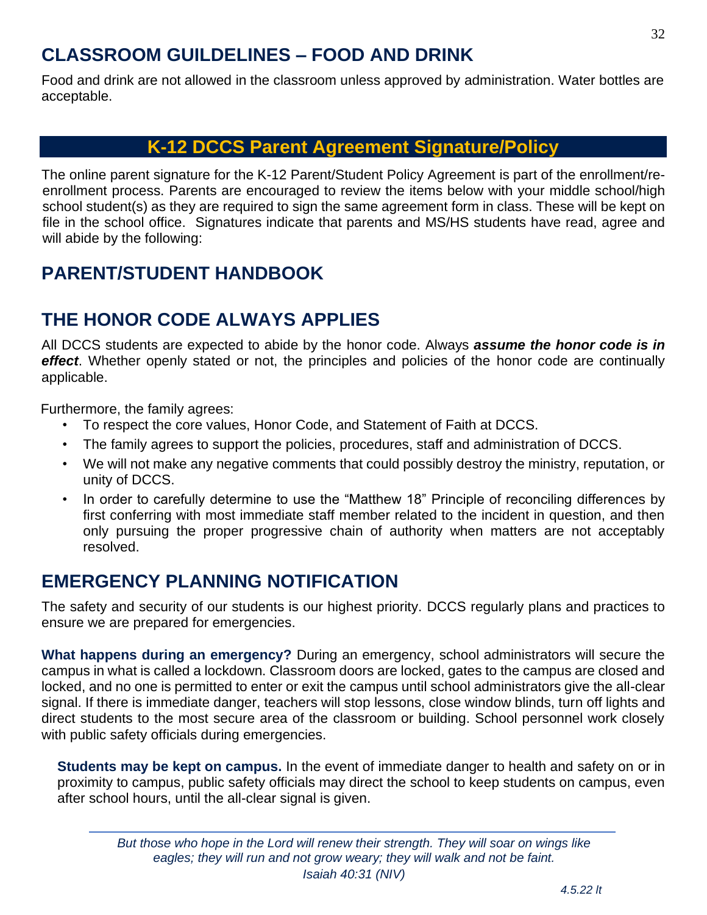## CLASSROOM GUILDELINES – FOOD AND DRINK

Food and drink are not allowed in the classroom unless approved by administration. Water bottles are acceptable.

# K-12 DCCS Parent Agreement Signature/Policy

The online parent signature for the K-12 Parent/Student Policy Agreement is part of the enrollment/re-enrollment process. Parents are encouraged to review the items below with your middle school/high school student(s) as they are required to sign the same agreement form in class. These will be kept on file in the school office. Signatures indicate that parents and MS/HS students have read, agree and will abide by the following:

## PARENT/STUDENT HANDBOOK

## THE HONOR CODE ALWAYS APPLIES

All DCCS students are expected to abide by the honor code. Always ***assume the honor code is in effect***. Whether openly stated or not, the principles and policies of the honor code are continually applicable.

Furthermore, the family agrees:

- To respect the core values, Honor Code, and Statement of Faith at DCCS.
- The family agrees to support the policies, procedures, staff and administration of DCCS.
- We will not make any negative comments that could possibly destroy the ministry, reputation, or unity of DCCS.
- In order to carefully determine to use the "Matthew 18" Principle of reconciling differences by first conferring with most immediate staff member related to the incident in question, and then only pursuing the proper progressive chain of authority when matters are not acceptably resolved.

## EMERGENCY PLANNING NOTIFICATION

The safety and security of our students is our highest priority. DCCS regularly plans and practices to ensure we are prepared for emergencies.

**What happens during an emergency?** During an emergency, school administrators will secure the campus in what is called a lockdown. Classroom doors are locked, gates to the campus are closed and locked, and no one is permitted to enter or exit the campus until school administrators give the all-clear signal. If there is immediate danger, teachers will stop lessons, close window blinds, turn off lights and direct students to the most secure area of the classroom or building. School personnel work closely with public safety officials during emergencies.

**Students may be kept on campus.** In the event of immediate danger to health and safety on or in proximity to campus, public safety officials may direct the school to keep students on campus, even after school hours, until the all-clear signal is given.

*But those who hope in the Lord will renew their strength. They will soar on wings like eagles; they will run and not grow weary; they will walk and not be faint.*
*Isaiah 40:31 (NIV)*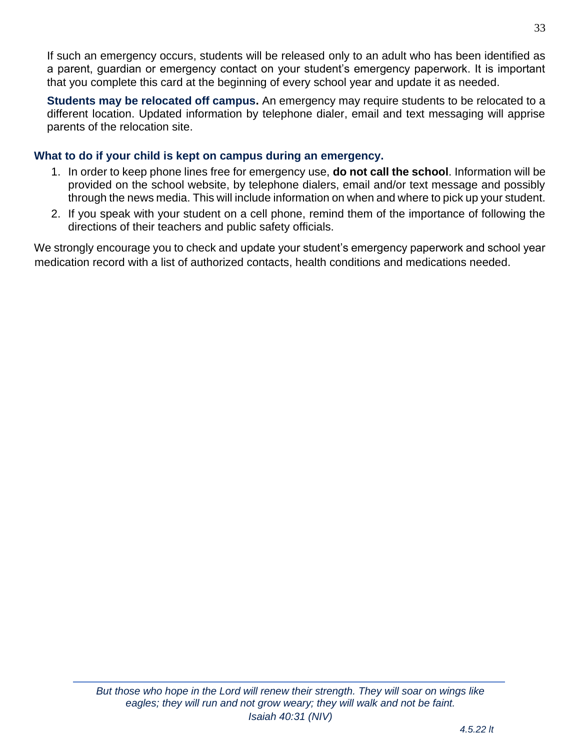If such an emergency occurs, students will be released only to an adult who has been identified as a parent, guardian or emergency contact on your student's emergency paperwork. It is important that you complete this card at the beginning of every school year and update it as needed.

**Students may be relocated off campus.** An emergency may require students to be relocated to a different location. Updated information by telephone dialer, email and text messaging will apprise parents of the relocation site.

### What to do if your child is kept on campus during an emergency.

1. In order to keep phone lines free for emergency use, **do not call the school**. Information will be provided on the school website, by telephone dialers, email and/or text message and possibly through the news media. This will include information on when and where to pick up your student.
2. If you speak with your student on a cell phone, remind them of the importance of following the directions of their teachers and public safety officials.

We strongly encourage you to check and update your student's emergency paperwork and school year medication record with a list of authorized contacts, health conditions and medications needed.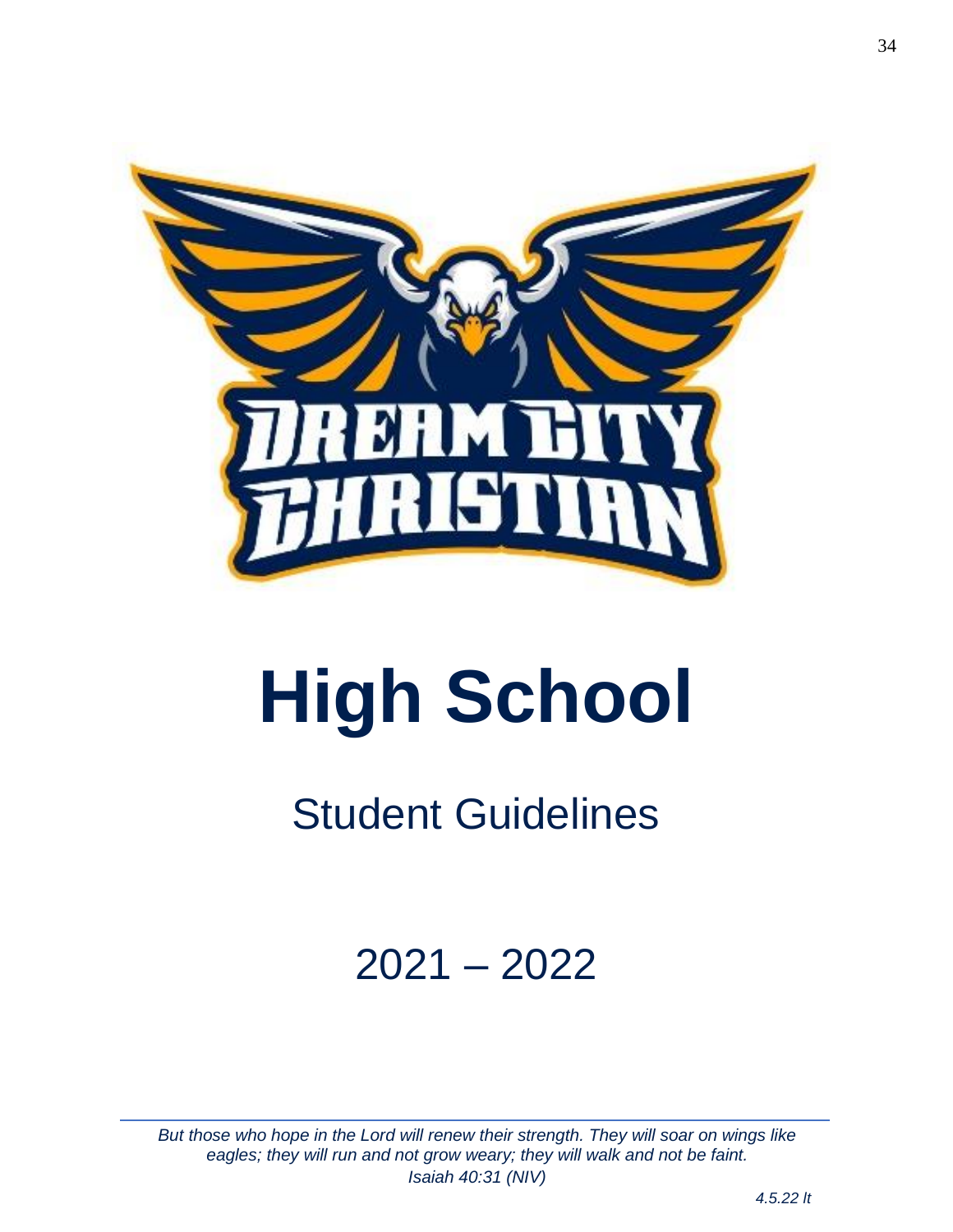# High School

## Student Guidelines

## 2021 – 2022

*But those who hope in the Lord will renew their strength. They will soar on wings like eagles; they will run and not grow weary; they will walk and not be faint. Isaiah 40:31 (NIV)*

*4.5.22 lt*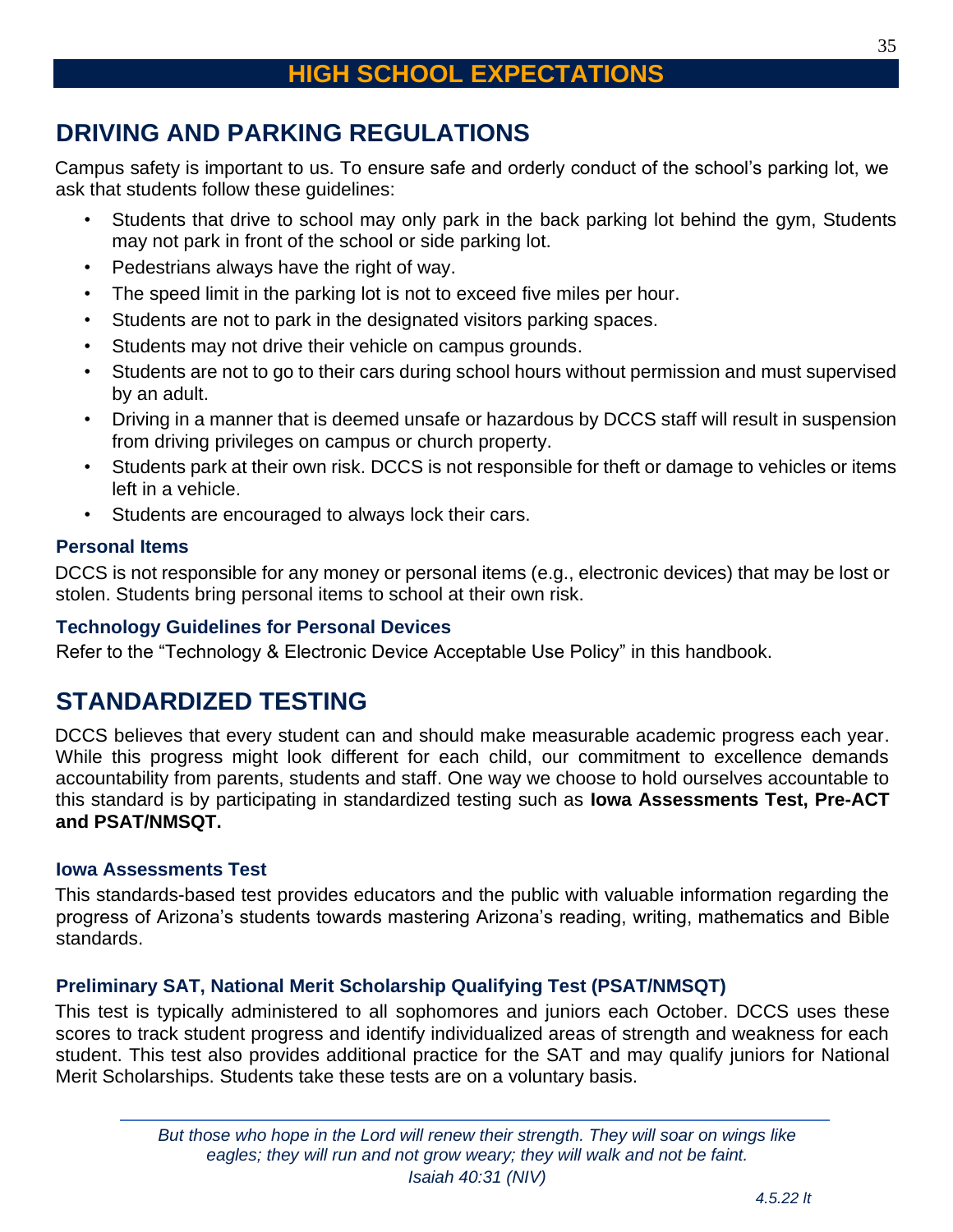# HIGH SCHOOL EXPECTATIONS

## DRIVING AND PARKING REGULATIONS

Campus safety is important to us. To ensure safe and orderly conduct of the school's parking lot, we ask that students follow these guidelines:

- Students that drive to school may only park in the back parking lot behind the gym, Students may not park in front of the school or side parking lot.
- Pedestrians always have the right of way.
- The speed limit in the parking lot is not to exceed five miles per hour.
- Students are not to park in the designated visitors parking spaces.
- Students may not drive their vehicle on campus grounds.
- Students are not to go to their cars during school hours without permission and must supervised by an adult.
- Driving in a manner that is deemed unsafe or hazardous by DCCS staff will result in suspension from driving privileges on campus or church property.
- Students park at their own risk. DCCS is not responsible for theft or damage to vehicles or items left in a vehicle.
- Students are encouraged to always lock their cars.

### Personal Items

DCCS is not responsible for any money or personal items (e.g., electronic devices) that may be lost or stolen. Students bring personal items to school at their own risk.

### Technology Guidelines for Personal Devices

Refer to the "Technology & Electronic Device Acceptable Use Policy" in this handbook.

## STANDARDIZED TESTING

DCCS believes that every student can and should make measurable academic progress each year. While this progress might look different for each child, our commitment to excellence demands accountability from parents, students and staff. One way we choose to hold ourselves accountable to this standard is by participating in standardized testing such as **Iowa Assessments Test, Pre-ACT and PSAT/NMSQT.**

### Iowa Assessments Test

This standards-based test provides educators and the public with valuable information regarding the progress of Arizona's students towards mastering Arizona's reading, writing, mathematics and Bible standards.

### Preliminary SAT, National Merit Scholarship Qualifying Test (PSAT/NMSQT)

This test is typically administered to all sophomores and juniors each October. DCCS uses these scores to track student progress and identify individualized areas of strength and weakness for each student. This test also provides additional practice for the SAT and may qualify juniors for National Merit Scholarships. Students take these tests are on a voluntary basis.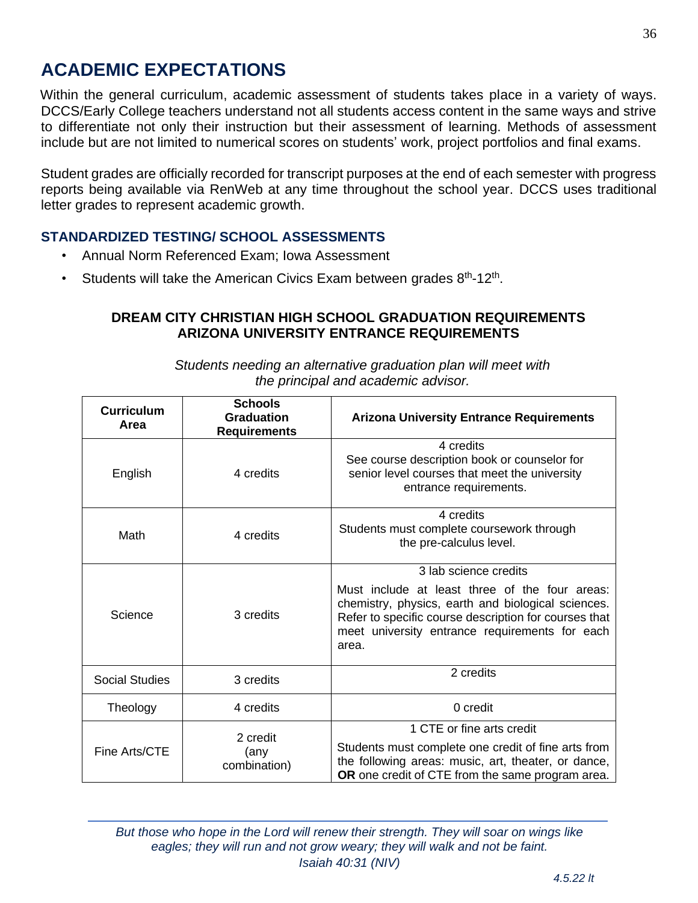# ACADEMIC EXPECTATIONS

Within the general curriculum, academic assessment of students takes place in a variety of ways. DCCS/Early College teachers understand not all students access content in the same ways and strive to differentiate not only their instruction but their assessment of learning. Methods of assessment include but are not limited to numerical scores on students' work, project portfolios and final exams.

Student grades are officially recorded for transcript purposes at the end of each semester with progress reports being available via RenWeb at any time throughout the school year. DCCS uses traditional letter grades to represent academic growth.

## STANDARDIZED TESTING/ SCHOOL ASSESSMENTS

- Annual Norm Referenced Exam; Iowa Assessment
- Students will take the American Civics Exam between grades 8th-12th.

**DREAM CITY CHRISTIAN HIGH SCHOOL GRADUATION REQUIREMENTS**
**ARIZONA UNIVERSITY ENTRANCE REQUIREMENTS**

*Students needing an alternative graduation plan will meet with the principal and academic advisor.*

| Curriculum Area | Schools Graduation Requirements | Arizona University Entrance Requirements |
|---|---|---|
| English | 4 credits | 4 credits<br>See course description book or counselor for senior level courses that meet the university entrance requirements. |
| Math | 4 credits | 4 credits<br>Students must complete coursework through the pre-calculus level. |
| Science | 3 credits | 3 lab science credits<br>Must include at least three of the four areas: chemistry, physics, earth and biological sciences. Refer to specific course description for courses that meet university entrance requirements for each area. |
| Social Studies | 3 credits | 2 credits |
| Theology | 4 credits | 0 credit |
| Fine Arts/CTE | 2 credit (any combination) | 1 CTE or fine arts credit<br>Students must complete one credit of fine arts from the following areas: music, art, theater, or dance, **OR** one credit of CTE from the same program area. |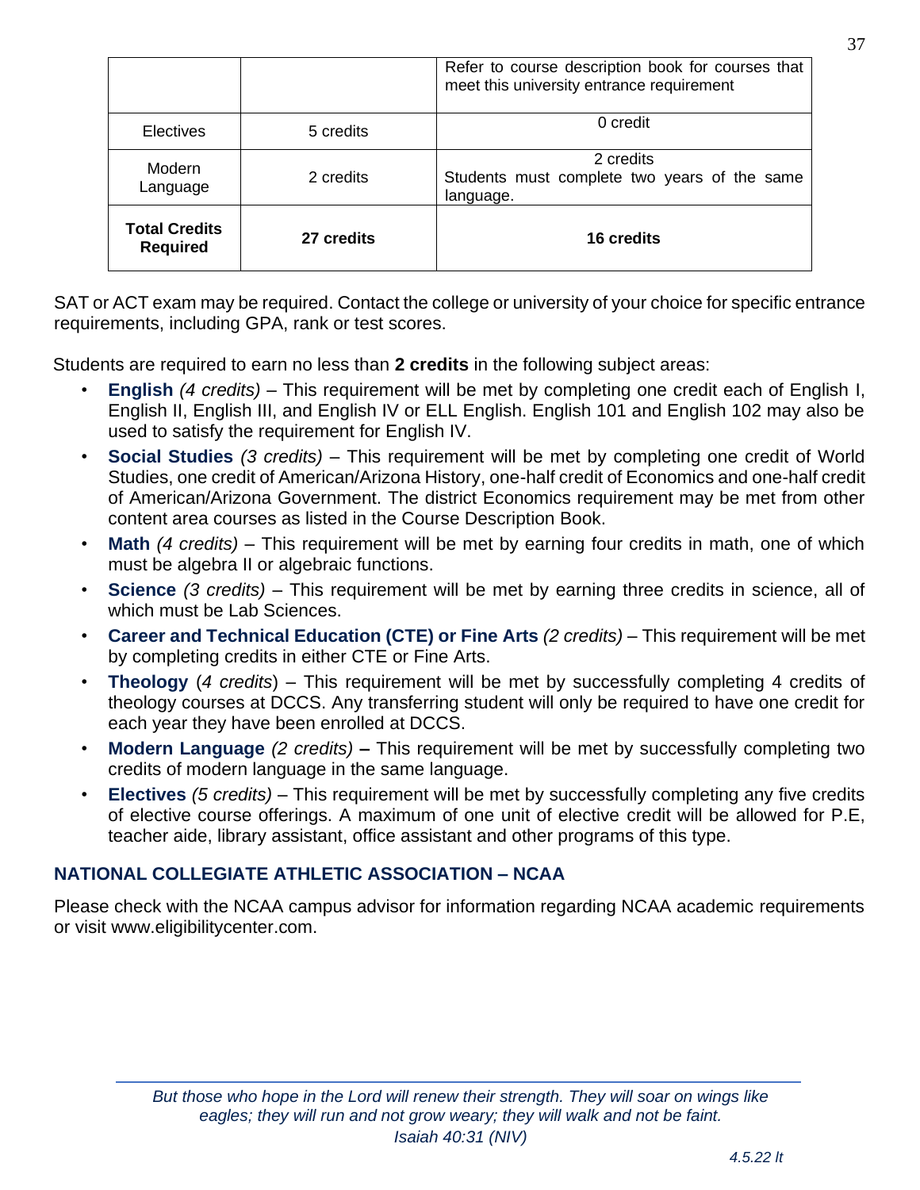| | | |
|---|---|---|
| | | Refer to course description book for courses that meet this university entrance requirement |
| Electives | 5 credits | 0 credit |
| Modern Language | 2 credits | 2 credits Students must complete two years of the same language. |
| **Total Credits Required** | **27 credits** | **16 credits** |

SAT or ACT exam may be required. Contact the college or university of your choice for specific entrance requirements, including GPA, rank or test scores.

Students are required to earn no less than **2 credits** in the following subject areas:

- **English** *(4 credits)* – This requirement will be met by completing one credit each of English I, English II, English III, and English IV or ELL English. English 101 and English 102 may also be used to satisfy the requirement for English IV.
- **Social Studies** *(3 credits)* – This requirement will be met by completing one credit of World Studies, one credit of American/Arizona History, one-half credit of Economics and one-half credit of American/Arizona Government. The district Economics requirement may be met from other content area courses as listed in the Course Description Book.
- **Math** *(4 credits)* – This requirement will be met by earning four credits in math, one of which must be algebra II or algebraic functions.
- **Science** *(3 credits)* – This requirement will be met by earning three credits in science, all of which must be Lab Sciences.
- **Career and Technical Education (CTE) or Fine Arts** *(2 credits)* – This requirement will be met by completing credits in either CTE or Fine Arts.
- **Theology** (*4 credits*) – This requirement will be met by successfully completing 4 credits of theology courses at DCCS. Any transferring student will only be required to have one credit for each year they have been enrolled at DCCS.
- **Modern Language** *(2 credits)* **–** This requirement will be met by successfully completing two credits of modern language in the same language.
- **Electives** *(5 credits)* – This requirement will be met by successfully completing any five credits of elective course offerings. A maximum of one unit of elective credit will be allowed for P.E, teacher aide, library assistant, office assistant and other programs of this type.

## NATIONAL COLLEGIATE ATHLETIC ASSOCIATION – NCAA

Please check with the NCAA campus advisor for information regarding NCAA academic requirements or visit www.eligibilitycenter.com.

*But those who hope in the Lord will renew their strength. They will soar on wings like eagles; they will run and not grow weary; they will walk and not be faint.*
*Isaiah 40:31 (NIV)*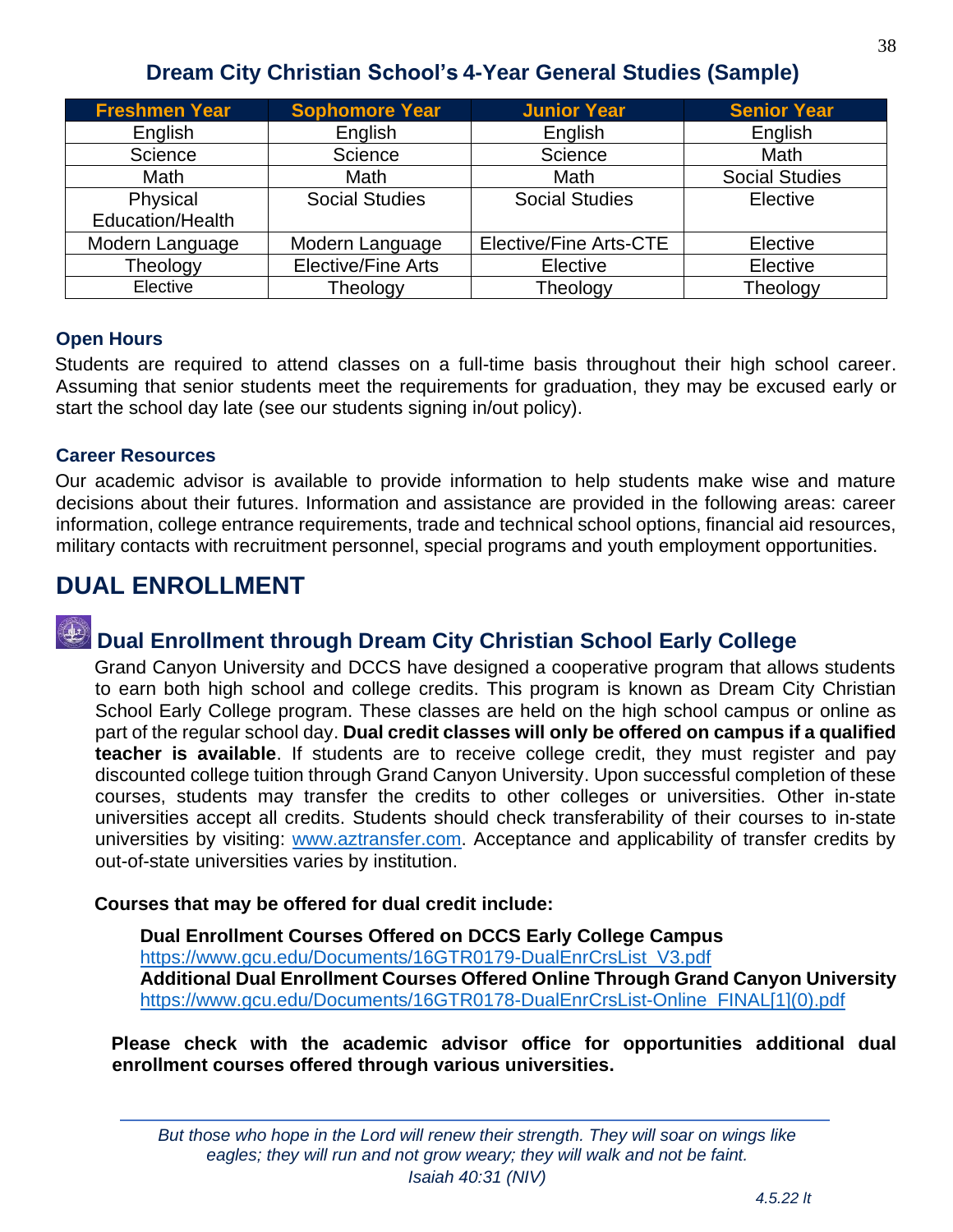## Dream City Christian School's 4-Year General Studies (Sample)

| Freshmen Year | Sophomore Year | Junior Year | Senior Year |
|---|---|---|---|
| English | English | English | English |
| Science | Science | Science | Math |
| Math | Math | Math | Social Studies |
| Physical Education/Health | Social Studies | Social Studies | Elective |
| Modern Language | Modern Language | Elective/Fine Arts-CTE | Elective |
| Theology | Elective/Fine Arts | Elective | Elective |
| Elective | Theology | Theology | Theology |

### Open Hours

Students are required to attend classes on a full-time basis throughout their high school career. Assuming that senior students meet the requirements for graduation, they may be excused early or start the school day late (see our students signing in/out policy).

### Career Resources

Our academic advisor is available to provide information to help students make wise and mature decisions about their futures. Information and assistance are provided in the following areas: career information, college entrance requirements, trade and technical school options, financial aid resources, military contacts with recruitment personnel, special programs and youth employment opportunities.

# DUAL ENROLLMENT

## Dual Enrollment through Dream City Christian School Early College

Grand Canyon University and DCCS have designed a cooperative program that allows students to earn both high school and college credits. This program is known as Dream City Christian School Early College program. These classes are held on the high school campus or online as part of the regular school day. **Dual credit classes will only be offered on campus if a qualified teacher is available**. If students are to receive college credit, they must register and pay discounted college tuition through Grand Canyon University. Upon successful completion of these courses, students may transfer the credits to other colleges or universities. Other in-state universities accept all credits. Students should check transferability of their courses to in-state universities by visiting: www.aztransfer.com. Acceptance and applicability of transfer credits by out-of-state universities varies by institution.

**Courses that may be offered for dual credit include:**

**Dual Enrollment Courses Offered on DCCS Early College Campus**
https://www.gcu.edu/Documents/16GTR0179-DualEnrCrsList_V3.pdf
**Additional Dual Enrollment Courses Offered Online Through Grand Canyon University**
https://www.gcu.edu/Documents/16GTR0178-DualEnrCrsList-Online_FINAL[1](0).pdf

**Please check with the academic advisor office for opportunities additional dual enrollment courses offered through various universities.**

*But those who hope in the Lord will renew their strength. They will soar on wings like eagles; they will run and not grow weary; they will walk and not be faint.*
*Isaiah 40:31 (NIV)*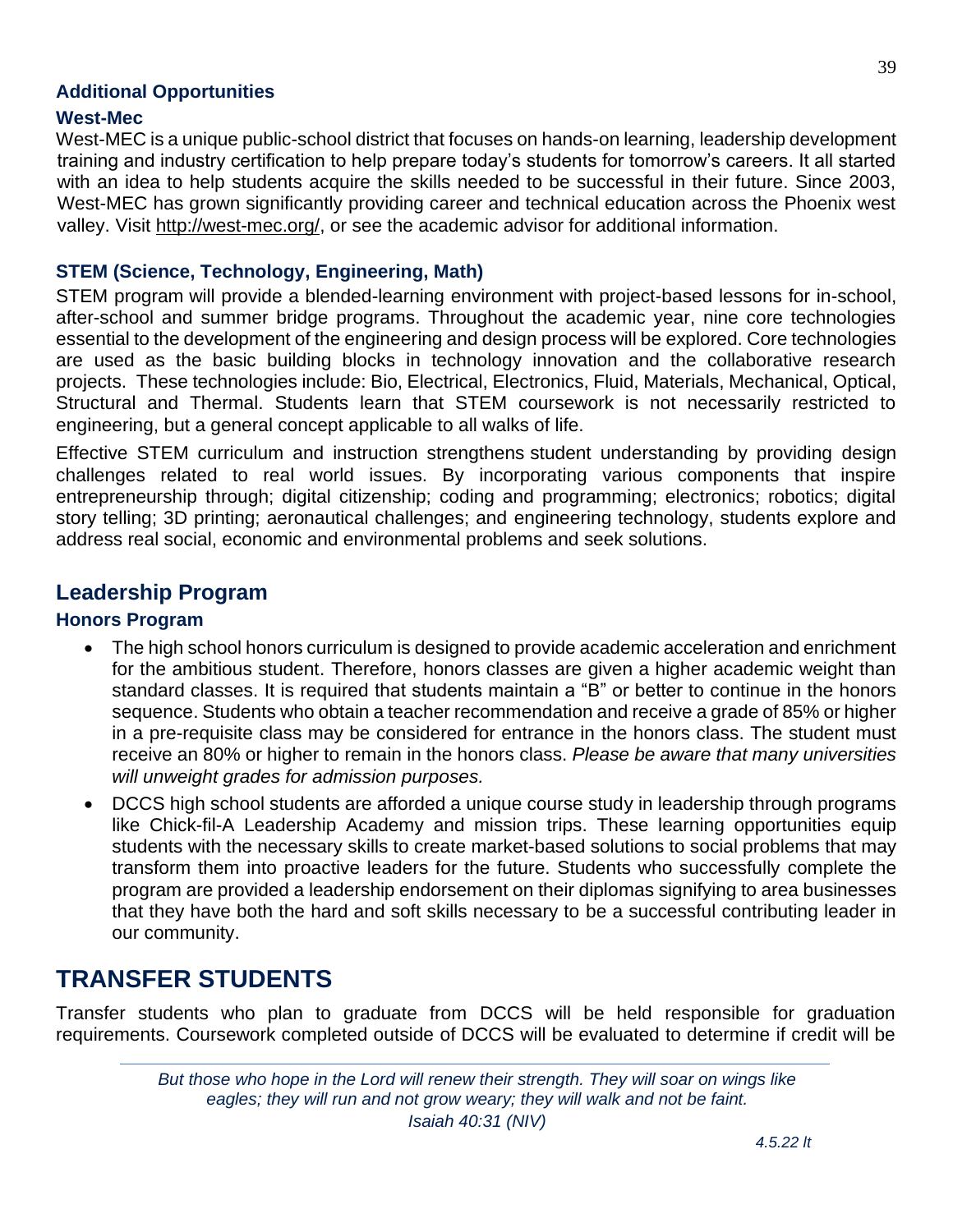### Additional Opportunities

#### West-Mec

West-MEC is a unique public-school district that focuses on hands-on learning, leadership development training and industry certification to help prepare today's students for tomorrow's careers. It all started with an idea to help students acquire the skills needed to be successful in their future. Since 2003, West-MEC has grown significantly providing career and technical education across the Phoenix west valley. Visit http://west-mec.org/, or see the academic advisor for additional information.

### STEM (Science, Technology, Engineering, Math)

STEM program will provide a blended-learning environment with project-based lessons for in-school, after-school and summer bridge programs. Throughout the academic year, nine core technologies essential to the development of the engineering and design process will be explored. Core technologies are used as the basic building blocks in technology innovation and the collaborative research projects. These technologies include: Bio, Electrical, Electronics, Fluid, Materials, Mechanical, Optical, Structural and Thermal. Students learn that STEM coursework is not necessarily restricted to engineering, but a general concept applicable to all walks of life.

Effective STEM curriculum and instruction strengthens student understanding by providing design challenges related to real world issues. By incorporating various components that inspire entrepreneurship through; digital citizenship; coding and programming; electronics; robotics; digital story telling; 3D printing; aeronautical challenges; and engineering technology, students explore and address real social, economic and environmental problems and seek solutions.

## Leadership Program

### Honors Program

- The high school honors curriculum is designed to provide academic acceleration and enrichment for the ambitious student. Therefore, honors classes are given a higher academic weight than standard classes. It is required that students maintain a "B" or better to continue in the honors sequence. Students who obtain a teacher recommendation and receive a grade of 85% or higher in a pre-requisite class may be considered for entrance in the honors class. The student must receive an 80% or higher to remain in the honors class. *Please be aware that many universities will unweight grades for admission purposes.*
- DCCS high school students are afforded a unique course study in leadership through programs like Chick-fil-A Leadership Academy and mission trips. These learning opportunities equip students with the necessary skills to create market-based solutions to social problems that may transform them into proactive leaders for the future. Students who successfully complete the program are provided a leadership endorsement on their diplomas signifying to area businesses that they have both the hard and soft skills necessary to be a successful contributing leader in our community.

# TRANSFER STUDENTS

Transfer students who plan to graduate from DCCS will be held responsible for graduation requirements. Coursework completed outside of DCCS will be evaluated to determine if credit will be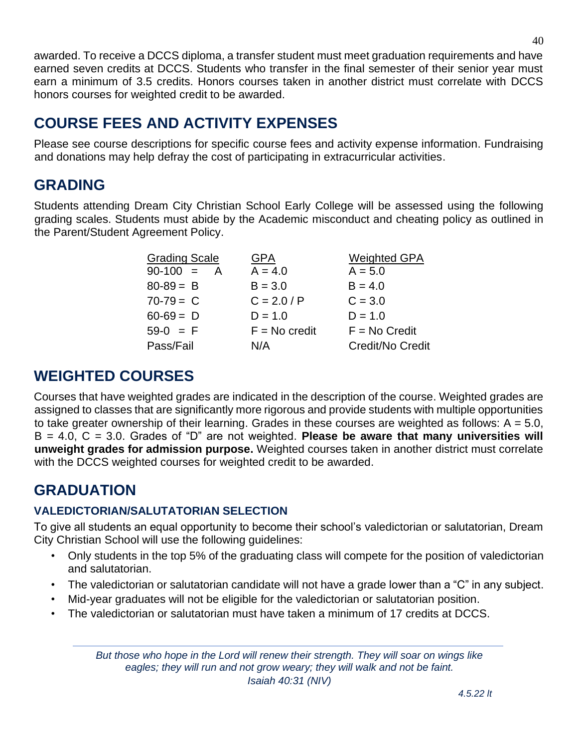awarded. To receive a DCCS diploma, a transfer student must meet graduation requirements and have earned seven credits at DCCS. Students who transfer in the final semester of their senior year must earn a minimum of 3.5 credits. Honors courses taken in another district must correlate with DCCS honors courses for weighted credit to be awarded.

## COURSE FEES AND ACTIVITY EXPENSES

Please see course descriptions for specific course fees and activity expense information. Fundraising and donations may help defray the cost of participating in extracurricular activities.

## GRADING

Students attending Dream City Christian School Early College will be assessed using the following grading scales. Students must abide by the Academic misconduct and cheating policy as outlined in the Parent/Student Agreement Policy.

| Grading Scale | GPA | Weighted GPA |
| --- | --- | --- |
| 90-100 = A | A = 4.0 | A = 5.0 |
| 80-89 = B | B = 3.0 | B = 4.0 |
| 70-79 = C | C = 2.0 / P | C = 3.0 |
| 60-69 = D | D = 1.0 | D = 1.0 |
| 59-0 = F | F = No credit | F = No Credit |
| Pass/Fail | N/A | Credit/No Credit |

## WEIGHTED COURSES

Courses that have weighted grades are indicated in the description of the course. Weighted grades are assigned to classes that are significantly more rigorous and provide students with multiple opportunities to take greater ownership of their learning. Grades in these courses are weighted as follows: A = 5.0, B = 4.0, C = 3.0. Grades of "D" are not weighted. **Please be aware that many universities will unweight grades for admission purpose.** Weighted courses taken in another district must correlate with the DCCS weighted courses for weighted credit to be awarded.

## GRADUATION

### VALEDICTORIAN/SALUTATORIAN SELECTION

To give all students an equal opportunity to become their school's valedictorian or salutatorian, Dream City Christian School will use the following guidelines:

- Only students in the top 5% of the graduating class will compete for the position of valedictorian and salutatorian.
- The valedictorian or salutatorian candidate will not have a grade lower than a "C" in any subject.
- Mid-year graduates will not be eligible for the valedictorian or salutatorian position.
- The valedictorian or salutatorian must have taken a minimum of 17 credits at DCCS.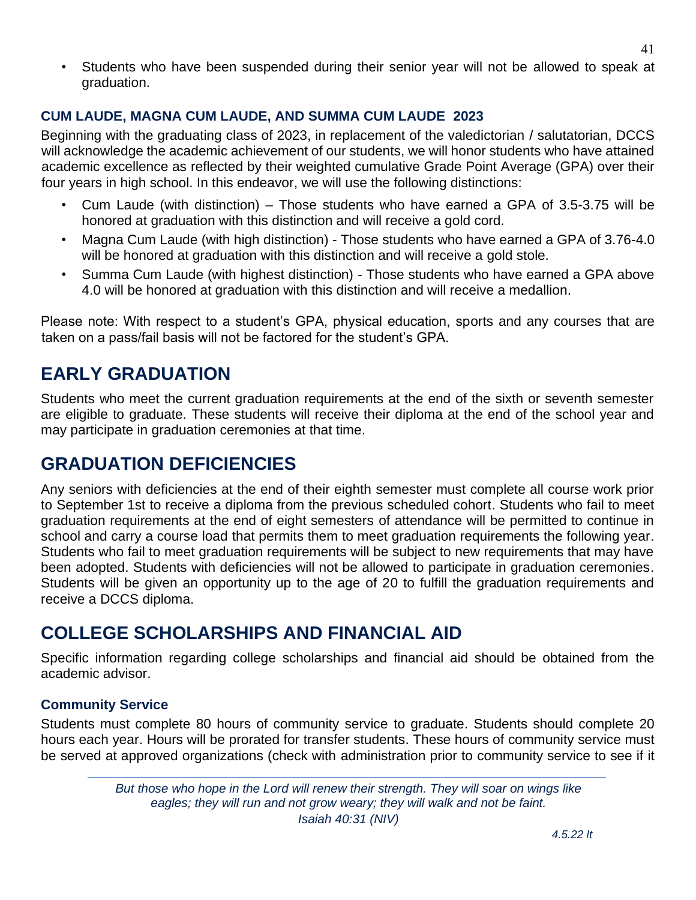- Students who have been suspended during their senior year will not be allowed to speak at graduation.

### CUM LAUDE, MAGNA CUM LAUDE, AND SUMMA CUM LAUDE 2023

Beginning with the graduating class of 2023, in replacement of the valedictorian / salutatorian, DCCS will acknowledge the academic achievement of our students, we will honor students who have attained academic excellence as reflected by their weighted cumulative Grade Point Average (GPA) over their four years in high school. In this endeavor, we will use the following distinctions:

- Cum Laude (with distinction) – Those students who have earned a GPA of 3.5-3.75 will be honored at graduation with this distinction and will receive a gold cord.
- Magna Cum Laude (with high distinction) - Those students who have earned a GPA of 3.76-4.0 will be honored at graduation with this distinction and will receive a gold stole.
- Summa Cum Laude (with highest distinction) - Those students who have earned a GPA above 4.0 will be honored at graduation with this distinction and will receive a medallion.

Please note: With respect to a student's GPA, physical education, sports and any courses that are taken on a pass/fail basis will not be factored for the student's GPA.

## EARLY GRADUATION

Students who meet the current graduation requirements at the end of the sixth or seventh semester are eligible to graduate. These students will receive their diploma at the end of the school year and may participate in graduation ceremonies at that time.

## GRADUATION DEFICIENCIES

Any seniors with deficiencies at the end of their eighth semester must complete all course work prior to September 1st to receive a diploma from the previous scheduled cohort. Students who fail to meet graduation requirements at the end of eight semesters of attendance will be permitted to continue in school and carry a course load that permits them to meet graduation requirements the following year. Students who fail to meet graduation requirements will be subject to new requirements that may have been adopted. Students with deficiencies will not be allowed to participate in graduation ceremonies. Students will be given an opportunity up to the age of 20 to fulfill the graduation requirements and receive a DCCS diploma.

## COLLEGE SCHOLARSHIPS AND FINANCIAL AID

Specific information regarding college scholarships and financial aid should be obtained from the academic advisor.

### Community Service

Students must complete 80 hours of community service to graduate. Students should complete 20 hours each year. Hours will be prorated for transfer students. These hours of community service must be served at approved organizations (check with administration prior to community service to see if it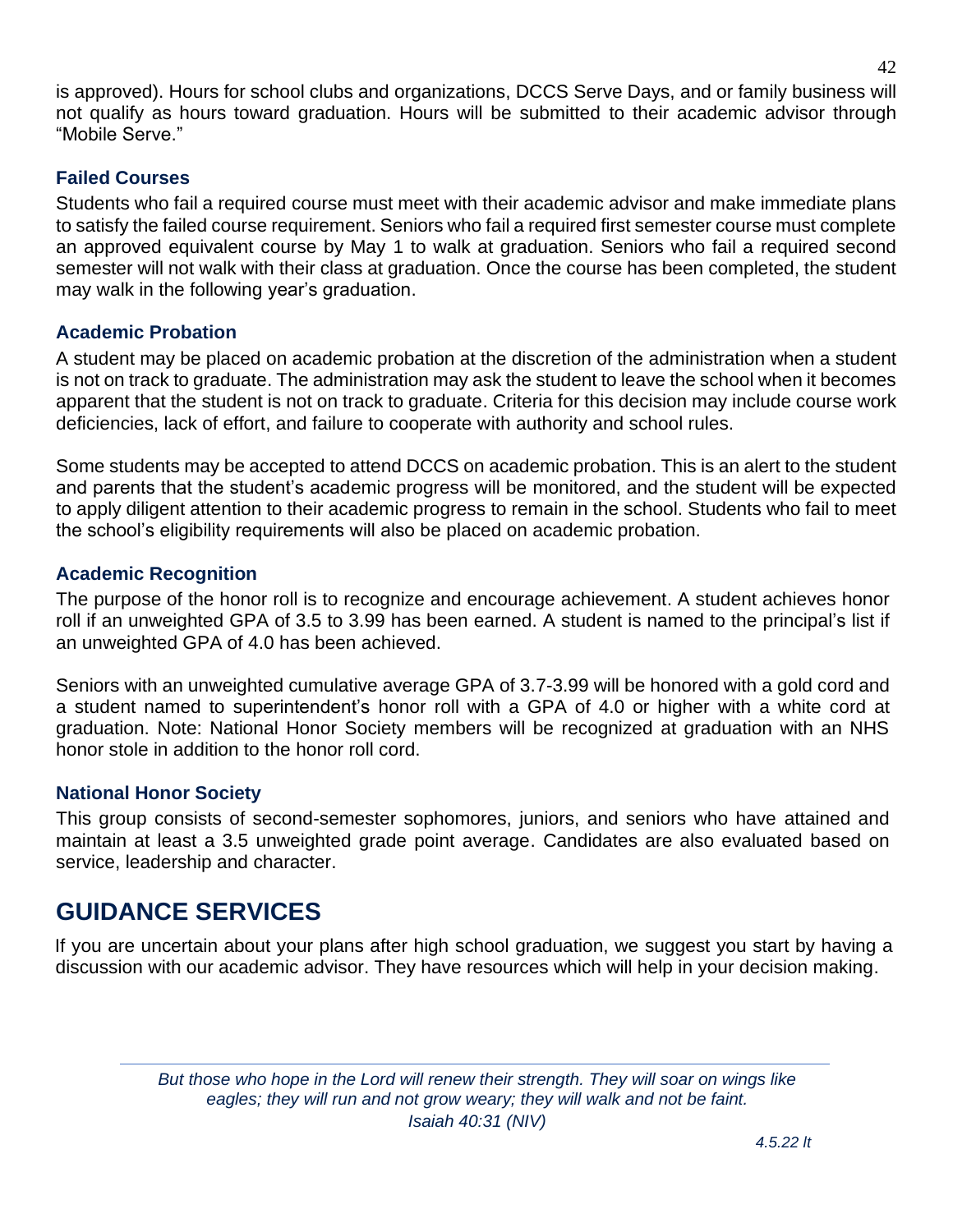is approved). Hours for school clubs and organizations, DCCS Serve Days, and or family business will not qualify as hours toward graduation. Hours will be submitted to their academic advisor through "Mobile Serve."

### Failed Courses

Students who fail a required course must meet with their academic advisor and make immediate plans to satisfy the failed course requirement. Seniors who fail a required first semester course must complete an approved equivalent course by May 1 to walk at graduation. Seniors who fail a required second semester will not walk with their class at graduation. Once the course has been completed, the student may walk in the following year's graduation.

### Academic Probation

A student may be placed on academic probation at the discretion of the administration when a student is not on track to graduate. The administration may ask the student to leave the school when it becomes apparent that the student is not on track to graduate. Criteria for this decision may include course work deficiencies, lack of effort, and failure to cooperate with authority and school rules.

Some students may be accepted to attend DCCS on academic probation. This is an alert to the student and parents that the student's academic progress will be monitored, and the student will be expected to apply diligent attention to their academic progress to remain in the school. Students who fail to meet the school's eligibility requirements will also be placed on academic probation.

### Academic Recognition

The purpose of the honor roll is to recognize and encourage achievement. A student achieves honor roll if an unweighted GPA of 3.5 to 3.99 has been earned. A student is named to the principal's list if an unweighted GPA of 4.0 has been achieved.

Seniors with an unweighted cumulative average GPA of 3.7-3.99 will be honored with a gold cord and a student named to superintendent's honor roll with a GPA of 4.0 or higher with a white cord at graduation. Note: National Honor Society members will be recognized at graduation with an NHS honor stole in addition to the honor roll cord.

### National Honor Society

This group consists of second-semester sophomores, juniors, and seniors who have attained and maintain at least a 3.5 unweighted grade point average. Candidates are also evaluated based on service, leadership and character.

## GUIDANCE SERVICES

If you are uncertain about your plans after high school graduation, we suggest you start by having a discussion with our academic advisor. They have resources which will help in your decision making.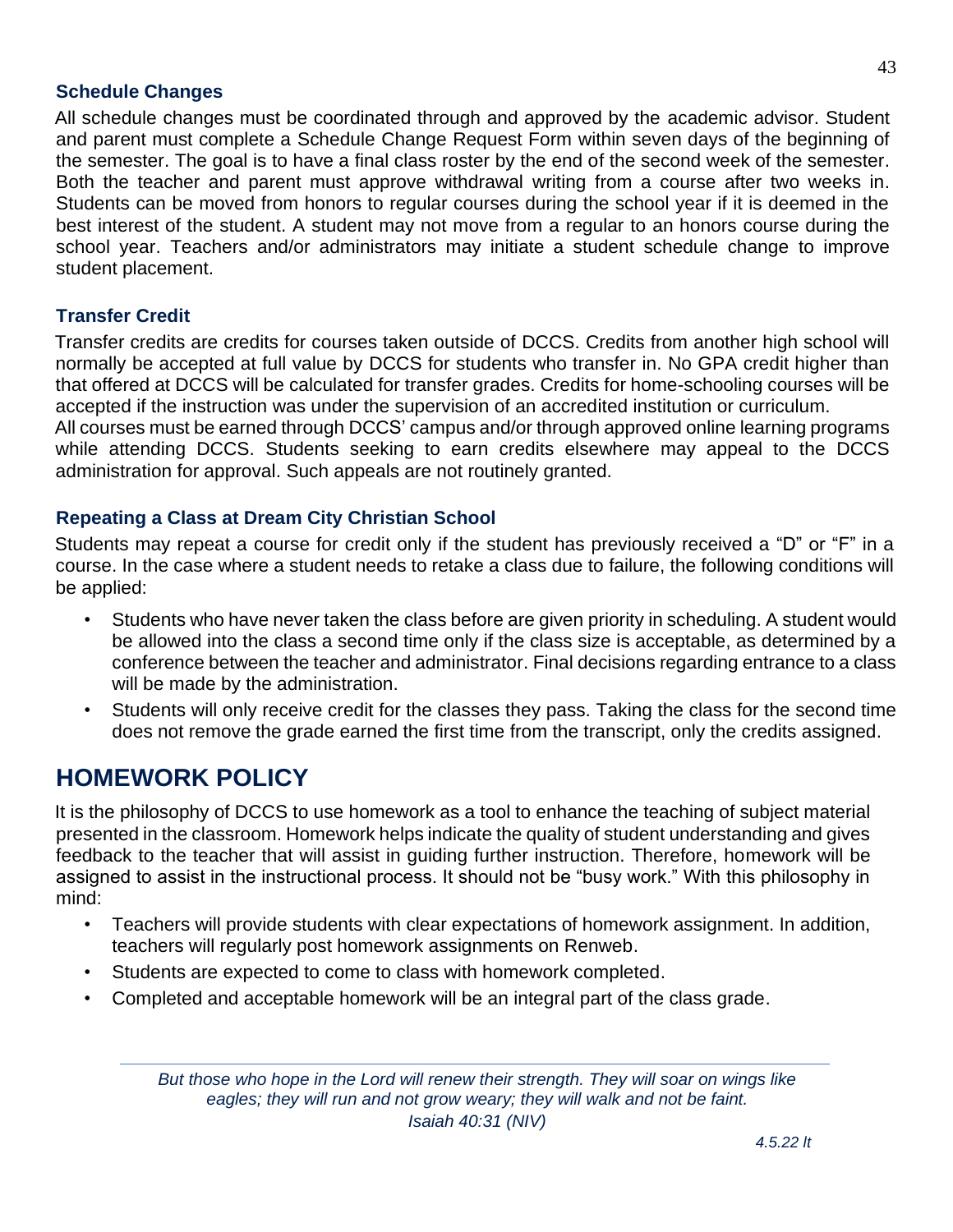### Schedule Changes

All schedule changes must be coordinated through and approved by the academic advisor. Student and parent must complete a Schedule Change Request Form within seven days of the beginning of the semester. The goal is to have a final class roster by the end of the second week of the semester. Both the teacher and parent must approve withdrawal writing from a course after two weeks in. Students can be moved from honors to regular courses during the school year if it is deemed in the best interest of the student. A student may not move from a regular to an honors course during the school year. Teachers and/or administrators may initiate a student schedule change to improve student placement.

### Transfer Credit

Transfer credits are credits for courses taken outside of DCCS. Credits from another high school will normally be accepted at full value by DCCS for students who transfer in. No GPA credit higher than that offered at DCCS will be calculated for transfer grades. Credits for home-schooling courses will be accepted if the instruction was under the supervision of an accredited institution or curriculum.
All courses must be earned through DCCS' campus and/or through approved online learning programs while attending DCCS. Students seeking to earn credits elsewhere may appeal to the DCCS administration for approval. Such appeals are not routinely granted.

### Repeating a Class at Dream City Christian School

Students may repeat a course for credit only if the student has previously received a "D" or "F" in a course. In the case where a student needs to retake a class due to failure, the following conditions will be applied:

- Students who have never taken the class before are given priority in scheduling. A student would be allowed into the class a second time only if the class size is acceptable, as determined by a conference between the teacher and administrator. Final decisions regarding entrance to a class will be made by the administration.
- Students will only receive credit for the classes they pass. Taking the class for the second time does not remove the grade earned the first time from the transcript, only the credits assigned.

## HOMEWORK POLICY

It is the philosophy of DCCS to use homework as a tool to enhance the teaching of subject material presented in the classroom. Homework helps indicate the quality of student understanding and gives feedback to the teacher that will assist in guiding further instruction. Therefore, homework will be assigned to assist in the instructional process. It should not be "busy work." With this philosophy in mind:

- Teachers will provide students with clear expectations of homework assignment. In addition, teachers will regularly post homework assignments on Renweb.
- Students are expected to come to class with homework completed.
- Completed and acceptable homework will be an integral part of the class grade.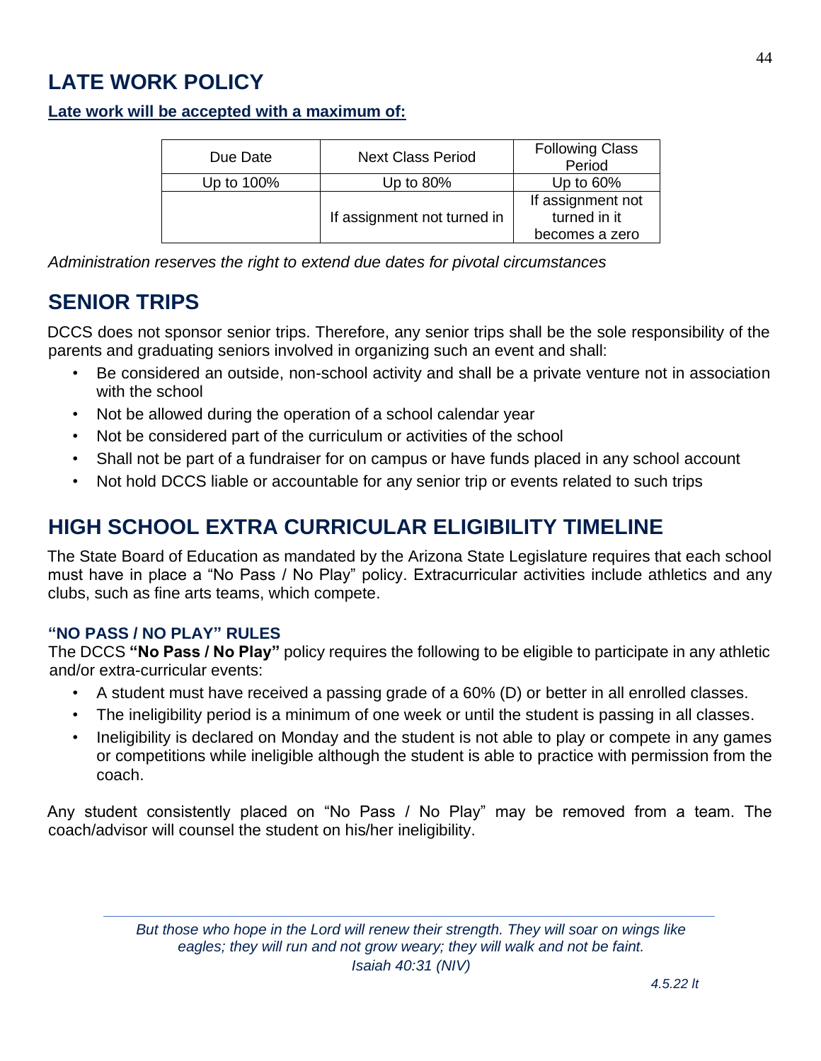## LATE WORK POLICY

**Late work will be accepted with a maximum of:**

| Due Date | Next Class Period | Following Class Period |
|---|---|---|
| Up to 100% | Up to 80% | Up to 60% |
| | If assignment not turned in | If assignment not turned in it becomes a zero |

*Administration reserves the right to extend due dates for pivotal circumstances*

## SENIOR TRIPS

DCCS does not sponsor senior trips. Therefore, any senior trips shall be the sole responsibility of the parents and graduating seniors involved in organizing such an event and shall:

- Be considered an outside, non-school activity and shall be a private venture not in association with the school
- Not be allowed during the operation of a school calendar year
- Not be considered part of the curriculum or activities of the school
- Shall not be part of a fundraiser for on campus or have funds placed in any school account
- Not hold DCCS liable or accountable for any senior trip or events related to such trips

## HIGH SCHOOL EXTRA CURRICULAR ELIGIBILITY TIMELINE

The State Board of Education as mandated by the Arizona State Legislature requires that each school must have in place a "No Pass / No Play" policy. Extracurricular activities include athletics and any clubs, such as fine arts teams, which compete.

### "NO PASS / NO PLAY" RULES

The DCCS **"No Pass / No Play"** policy requires the following to be eligible to participate in any athletic and/or extra-curricular events:

- A student must have received a passing grade of a 60% (D) or better in all enrolled classes.
- The ineligibility period is a minimum of one week or until the student is passing in all classes.
- Ineligibility is declared on Monday and the student is not able to play or compete in any games or competitions while ineligible although the student is able to practice with permission from the coach.

Any student consistently placed on "No Pass / No Play" may be removed from a team. The coach/advisor will counsel the student on his/her ineligibility.

*But those who hope in the Lord will renew their strength. They will soar on wings like eagles; they will run and not grow weary; they will walk and not be faint.*
*Isaiah 40:31 (NIV)*

*4.5.22 lt*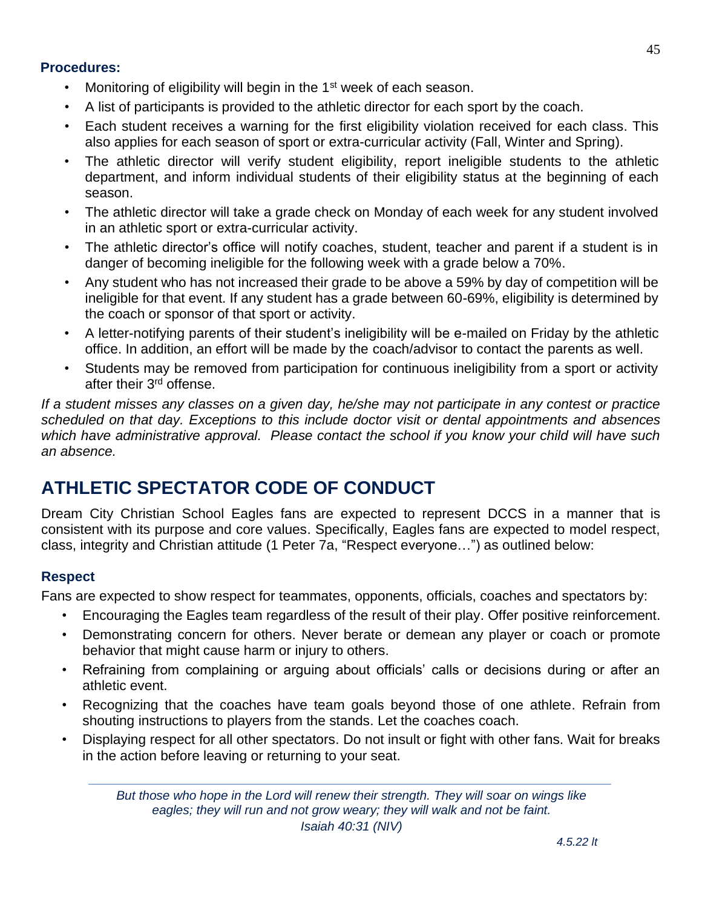### Procedures:

- Monitoring of eligibility will begin in the 1st week of each season.
- A list of participants is provided to the athletic director for each sport by the coach.
- Each student receives a warning for the first eligibility violation received for each class. This also applies for each season of sport or extra-curricular activity (Fall, Winter and Spring).
- The athletic director will verify student eligibility, report ineligible students to the athletic department, and inform individual students of their eligibility status at the beginning of each season.
- The athletic director will take a grade check on Monday of each week for any student involved in an athletic sport or extra-curricular activity.
- The athletic director's office will notify coaches, student, teacher and parent if a student is in danger of becoming ineligible for the following week with a grade below a 70%.
- Any student who has not increased their grade to be above a 59% by day of competition will be ineligible for that event. If any student has a grade between 60-69%, eligibility is determined by the coach or sponsor of that sport or activity.
- A letter-notifying parents of their student's ineligibility will be e-mailed on Friday by the athletic office. In addition, an effort will be made by the coach/advisor to contact the parents as well.
- Students may be removed from participation for continuous ineligibility from a sport or activity after their 3rd offense.

*If a student misses any classes on a given day, he/she may not participate in any contest or practice scheduled on that day. Exceptions to this include doctor visit or dental appointments and absences which have administrative approval. Please contact the school if you know your child will have such an absence.*

## ATHLETIC SPECTATOR CODE OF CONDUCT

Dream City Christian School Eagles fans are expected to represent DCCS in a manner that is consistent with its purpose and core values. Specifically, Eagles fans are expected to model respect, class, integrity and Christian attitude (1 Peter 7a, "Respect everyone…") as outlined below:

### Respect

Fans are expected to show respect for teammates, opponents, officials, coaches and spectators by:

- Encouraging the Eagles team regardless of the result of their play. Offer positive reinforcement.
- Demonstrating concern for others. Never berate or demean any player or coach or promote behavior that might cause harm or injury to others.
- Refraining from complaining or arguing about officials' calls or decisions during or after an athletic event.
- Recognizing that the coaches have team goals beyond those of one athlete. Refrain from shouting instructions to players from the stands. Let the coaches coach.
- Displaying respect for all other spectators. Do not insult or fight with other fans. Wait for breaks in the action before leaving or returning to your seat.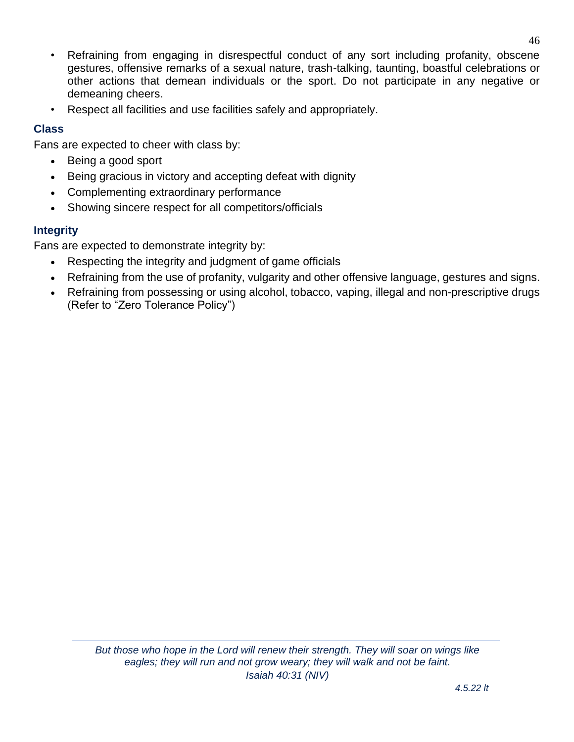- Refraining from engaging in disrespectful conduct of any sort including profanity, obscene gestures, offensive remarks of a sexual nature, trash-talking, taunting, boastful celebrations or other actions that demean individuals or the sport. Do not participate in any negative or demeaning cheers.
- Respect all facilities and use facilities safely and appropriately.

### Class

Fans are expected to cheer with class by:

- Being a good sport
- Being gracious in victory and accepting defeat with dignity
- Complementing extraordinary performance
- Showing sincere respect for all competitors/officials

### Integrity

Fans are expected to demonstrate integrity by:

- Respecting the integrity and judgment of game officials
- Refraining from the use of profanity, vulgarity and other offensive language, gestures and signs.
- Refraining from possessing or using alcohol, tobacco, vaping, illegal and non-prescriptive drugs (Refer to "Zero Tolerance Policy")

*But those who hope in the Lord will renew their strength. They will soar on wings like eagles; they will run and not grow weary; they will walk and not be faint.*
*Isaiah 40:31 (NIV)*

*4.5.22 lt*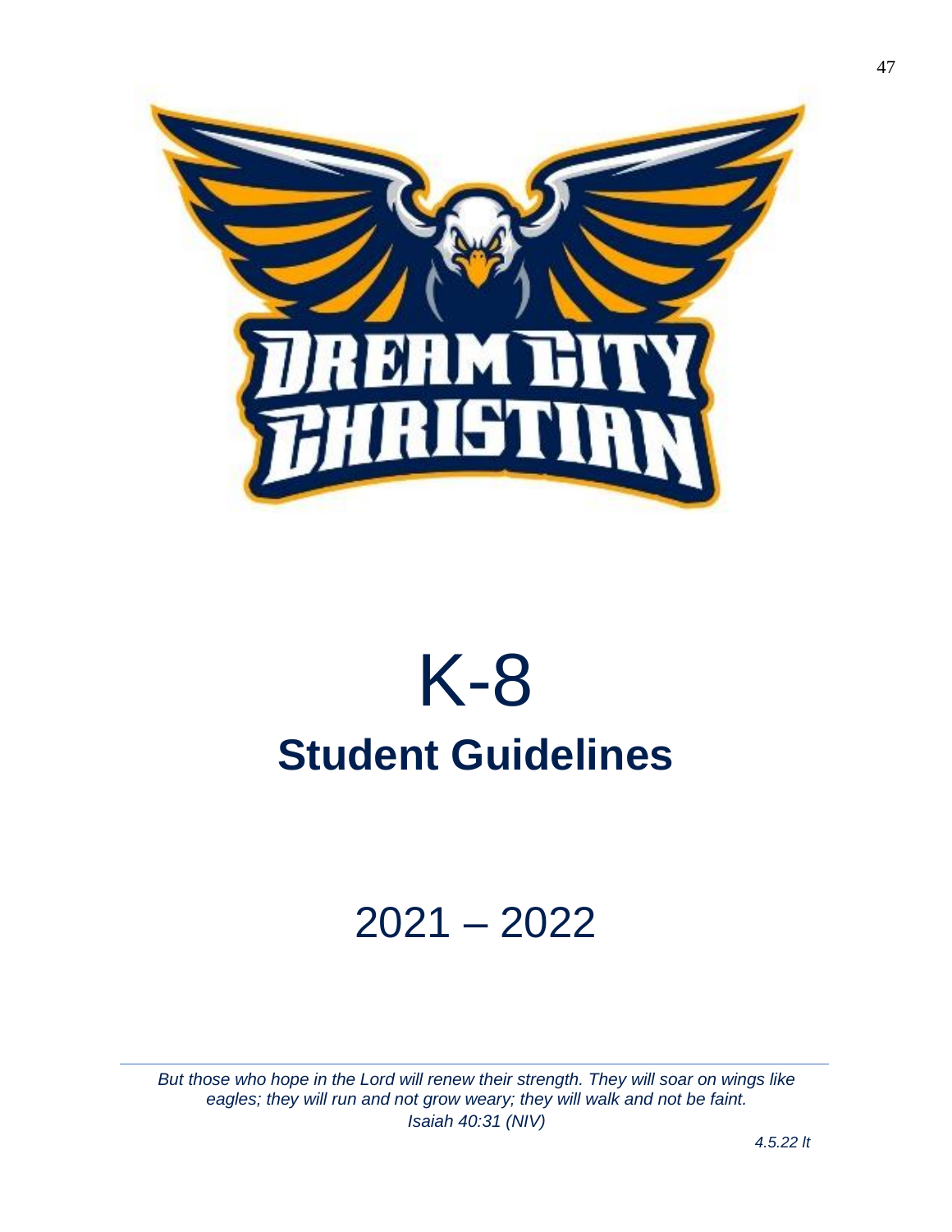# K-8

## Student Guidelines

# 2021 – 2022

*But those who hope in the Lord will renew their strength. They will soar on wings like eagles; they will run and not grow weary; they will walk and not be faint.*
*Isaiah 40:31 (NIV)*

*4.5.22 lt*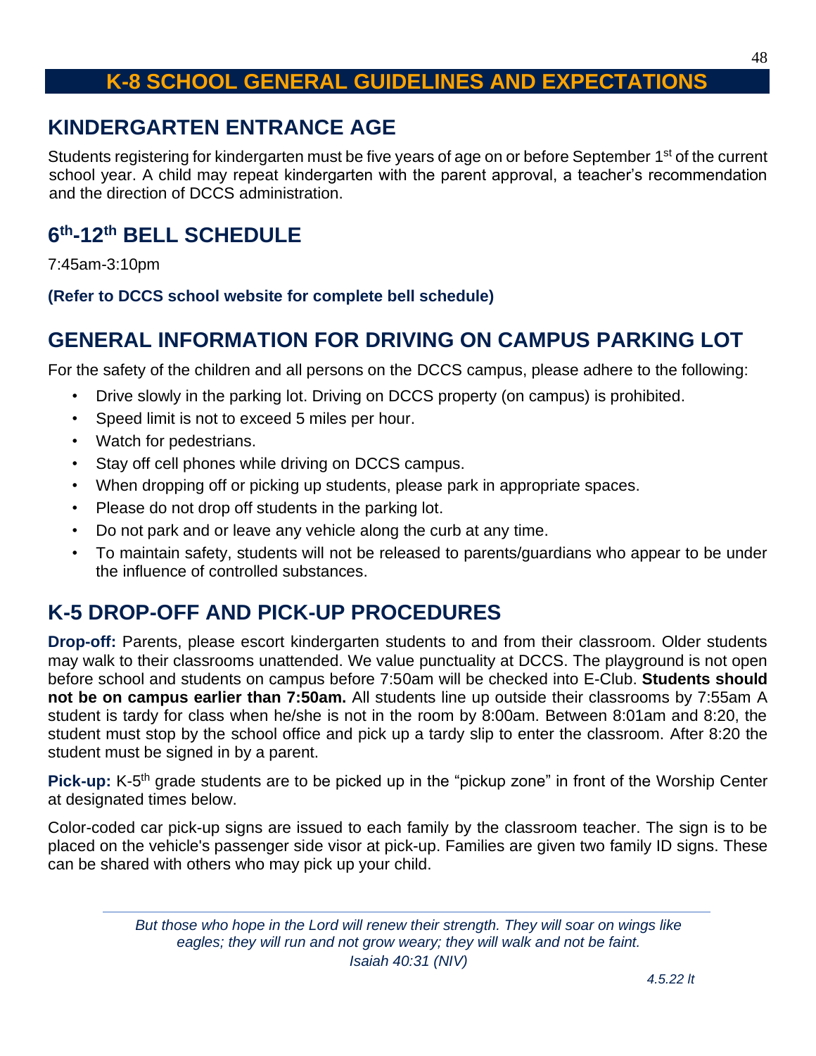# K-8 SCHOOL GENERAL GUIDELINES AND EXPECTATIONS

## KINDERGARTEN ENTRANCE AGE

Students registering for kindergarten must be five years of age on or before September 1st of the current school year. A child may repeat kindergarten with the parent approval, a teacher's recommendation and the direction of DCCS administration.

## 6th-12th BELL SCHEDULE

7:45am-3:10pm

**(Refer to DCCS school website for complete bell schedule)**

## GENERAL INFORMATION FOR DRIVING ON CAMPUS PARKING LOT

For the safety of the children and all persons on the DCCS campus, please adhere to the following:

- Drive slowly in the parking lot. Driving on DCCS property (on campus) is prohibited.
- Speed limit is not to exceed 5 miles per hour.
- Watch for pedestrians.
- Stay off cell phones while driving on DCCS campus.
- When dropping off or picking up students, please park in appropriate spaces.
- Please do not drop off students in the parking lot.
- Do not park and or leave any vehicle along the curb at any time.
- To maintain safety, students will not be released to parents/guardians who appear to be under the influence of controlled substances.

## K-5 DROP-OFF AND PICK-UP PROCEDURES

**Drop-off:** Parents, please escort kindergarten students to and from their classroom. Older students may walk to their classrooms unattended. We value punctuality at DCCS. The playground is not open before school and students on campus before 7:50am will be checked into E-Club. **Students should not be on campus earlier than 7:50am.** All students line up outside their classrooms by 7:55am A student is tardy for class when he/she is not in the room by 8:00am. Between 8:01am and 8:20, the student must stop by the school office and pick up a tardy slip to enter the classroom. After 8:20 the student must be signed in by a parent.

**Pick-up:** K-5th grade students are to be picked up in the "pickup zone" in front of the Worship Center at designated times below.

Color-coded car pick-up signs are issued to each family by the classroom teacher. The sign is to be placed on the vehicle's passenger side visor at pick-up. Families are given two family ID signs. These can be shared with others who may pick up your child.

*But those who hope in the Lord will renew their strength. They will soar on wings like eagles; they will run and not grow weary; they will walk and not be faint.*
*Isaiah 40:31 (NIV)*

*4.5.22 lt*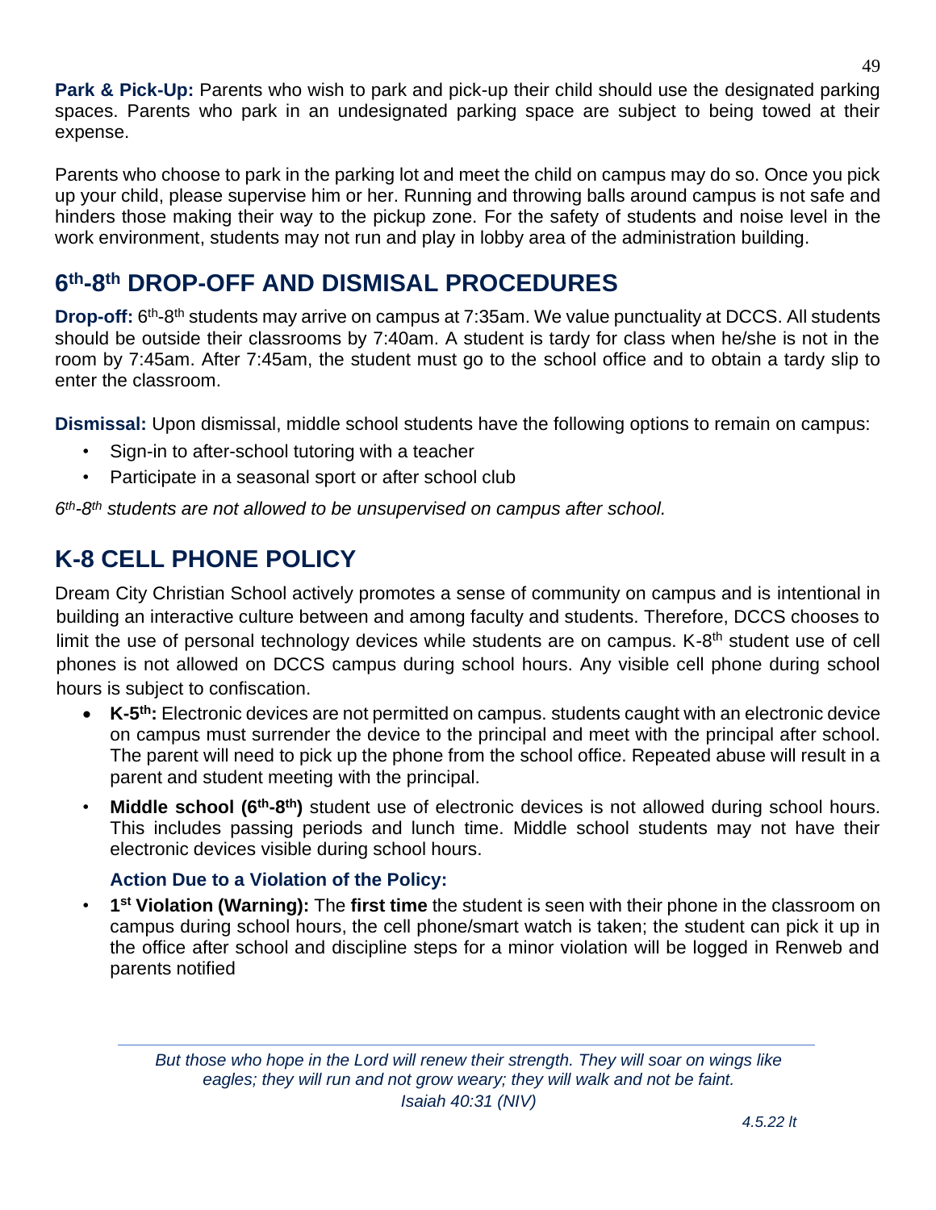**Park & Pick-Up:** Parents who wish to park and pick-up their child should use the designated parking spaces. Parents who park in an undesignated parking space are subject to being towed at their expense.

Parents who choose to park in the parking lot and meet the child on campus may do so. Once you pick up your child, please supervise him or her. Running and throwing balls around campus is not safe and hinders those making their way to the pickup zone. For the safety of students and noise level in the work environment, students may not run and play in lobby area of the administration building.

## 6th-8th DROP-OFF AND DISMISAL PROCEDURES

**Drop-off:** 6th-8th students may arrive on campus at 7:35am. We value punctuality at DCCS. All students should be outside their classrooms by 7:40am. A student is tardy for class when he/she is not in the room by 7:45am. After 7:45am, the student must go to the school office and to obtain a tardy slip to enter the classroom.

**Dismissal:** Upon dismissal, middle school students have the following options to remain on campus:

- Sign-in to after-school tutoring with a teacher
- Participate in a seasonal sport or after school club

*6th-8th students are not allowed to be unsupervised on campus after school.*

## K-8 CELL PHONE POLICY

Dream City Christian School actively promotes a sense of community on campus and is intentional in building an interactive culture between and among faculty and students. Therefore, DCCS chooses to limit the use of personal technology devices while students are on campus. K-8th student use of cell phones is not allowed on DCCS campus during school hours. Any visible cell phone during school hours is subject to confiscation.

- **K-5th:** Electronic devices are not permitted on campus. students caught with an electronic device on campus must surrender the device to the principal and meet with the principal after school. The parent will need to pick up the phone from the school office. Repeated abuse will result in a parent and student meeting with the principal.
- **Middle school (6th-8th)** student use of electronic devices is not allowed during school hours. This includes passing periods and lunch time. Middle school students may not have their electronic devices visible during school hours.

**Action Due to a Violation of the Policy:**

- **1st Violation (Warning):** The **first time** the student is seen with their phone in the classroom on campus during school hours, the cell phone/smart watch is taken; the student can pick it up in the office after school and discipline steps for a minor violation will be logged in Renweb and parents notified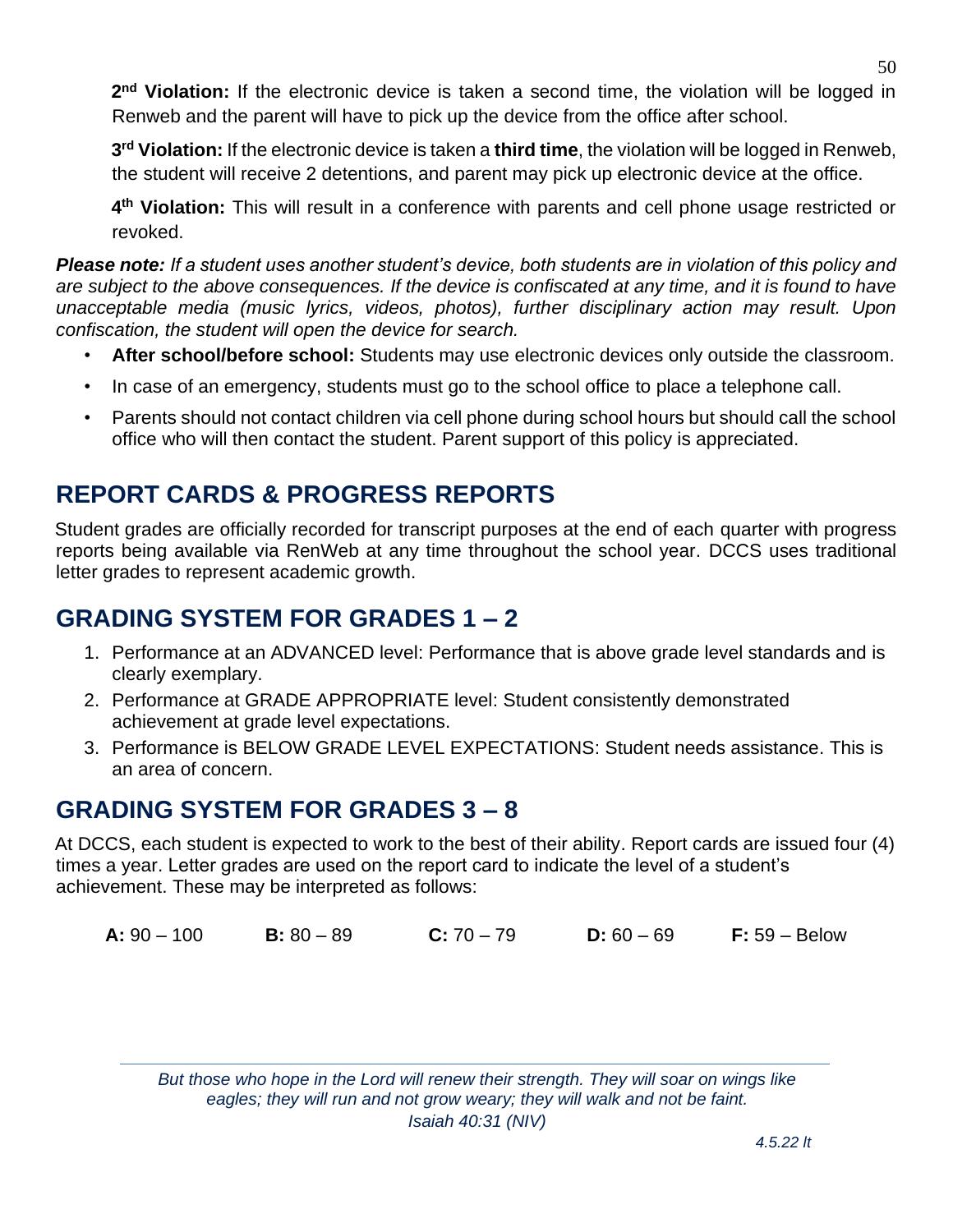**2nd Violation:** If the electronic device is taken a second time, the violation will be logged in Renweb and the parent will have to pick up the device from the office after school.

**3rd Violation:** If the electronic device is taken a **third time**, the violation will be logged in Renweb, the student will receive 2 detentions, and parent may pick up electronic device at the office.

**4th Violation:** This will result in a conference with parents and cell phone usage restricted or revoked.

***Please note:*** *If a student uses another student's device, both students are in violation of this policy and are subject to the above consequences. If the device is confiscated at any time, and it is found to have unacceptable media (music lyrics, videos, photos), further disciplinary action may result. Upon confiscation, the student will open the device for search.*

- **After school/before school:** Students may use electronic devices only outside the classroom.
- In case of an emergency, students must go to the school office to place a telephone call.
- Parents should not contact children via cell phone during school hours but should call the school office who will then contact the student. Parent support of this policy is appreciated.

## REPORT CARDS & PROGRESS REPORTS

Student grades are officially recorded for transcript purposes at the end of each quarter with progress reports being available via RenWeb at any time throughout the school year. DCCS uses traditional letter grades to represent academic growth.

## GRADING SYSTEM FOR GRADES 1 – 2

1. Performance at an ADVANCED level: Performance that is above grade level standards and is clearly exemplary.
2. Performance at GRADE APPROPRIATE level: Student consistently demonstrated achievement at grade level expectations.
3. Performance is BELOW GRADE LEVEL EXPECTATIONS: Student needs assistance. This is an area of concern.

## GRADING SYSTEM FOR GRADES 3 – 8

At DCCS, each student is expected to work to the best of their ability. Report cards are issued four (4) times a year. Letter grades are used on the report card to indicate the level of a student's achievement. These may be interpreted as follows:

**A:** 90 – 100 **B:** 80 – 89 **C:** 70 – 79 **D:** 60 – 69 **F:** 59 – Below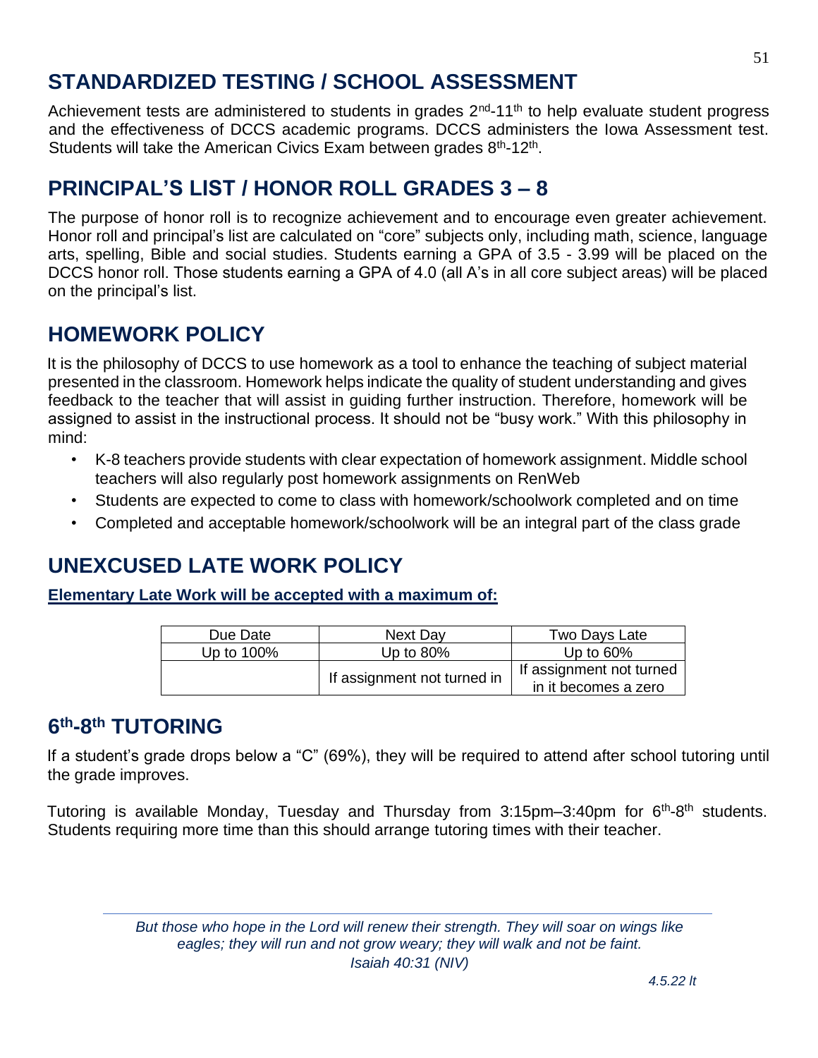## STANDARDIZED TESTING / SCHOOL ASSESSMENT

Achievement tests are administered to students in grades 2nd-11th to help evaluate student progress and the effectiveness of DCCS academic programs. DCCS administers the Iowa Assessment test. Students will take the American Civics Exam between grades 8th-12th.

## PRINCIPAL'S LIST / HONOR ROLL GRADES 3 – 8

The purpose of honor roll is to recognize achievement and to encourage even greater achievement. Honor roll and principal's list are calculated on "core" subjects only, including math, science, language arts, spelling, Bible and social studies. Students earning a GPA of 3.5 - 3.99 will be placed on the DCCS honor roll. Those students earning a GPA of 4.0 (all A's in all core subject areas) will be placed on the principal's list.

## HOMEWORK POLICY

It is the philosophy of DCCS to use homework as a tool to enhance the teaching of subject material presented in the classroom. Homework helps indicate the quality of student understanding and gives feedback to the teacher that will assist in guiding further instruction. Therefore, homework will be assigned to assist in the instructional process. It should not be "busy work." With this philosophy in mind:

- K-8 teachers provide students with clear expectation of homework assignment. Middle school teachers will also regularly post homework assignments on RenWeb
- Students are expected to come to class with homework/schoolwork completed and on time
- Completed and acceptable homework/schoolwork will be an integral part of the class grade

## UNEXCUSED LATE WORK POLICY

**Elementary Late Work will be accepted with a maximum of:**

| Due Date | Next Day | Two Days Late |
|---|---|---|
| Up to 100% | Up to 80% | Up to 60% |
| | If assignment not turned in | If assignment not turned in it becomes a zero |

## 6th-8th TUTORING

If a student's grade drops below a "C" (69%), they will be required to attend after school tutoring until the grade improves.

Tutoring is available Monday, Tuesday and Thursday from 3:15pm–3:40pm for 6th-8th students. Students requiring more time than this should arrange tutoring times with their teacher.

*But those who hope in the Lord will renew their strength. They will soar on wings like eagles; they will run and not grow weary; they will walk and not be faint.*
*Isaiah 40:31 (NIV)*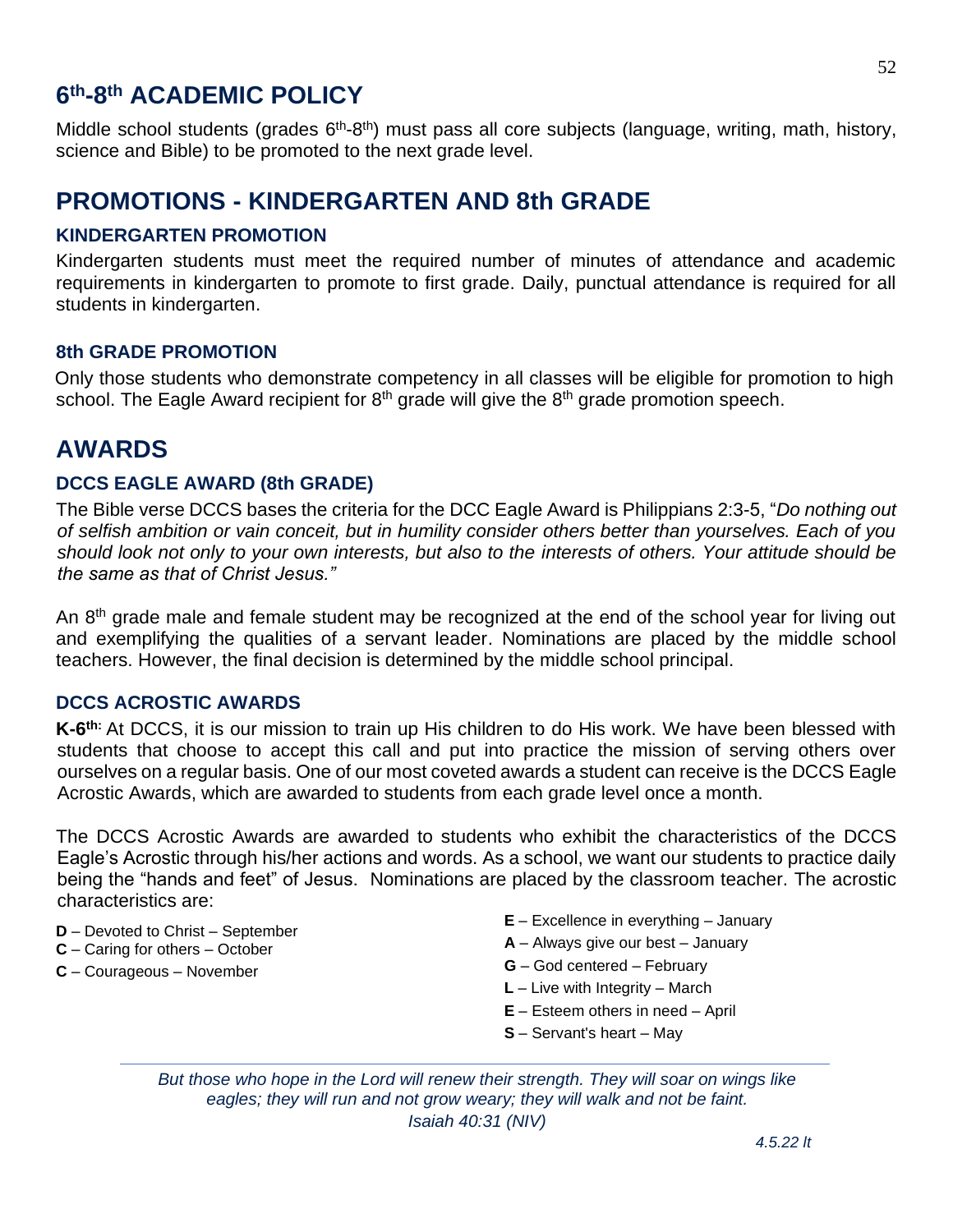## 6th-8th ACADEMIC POLICY

Middle school students (grades 6th-8th) must pass all core subjects (language, writing, math, history, science and Bible) to be promoted to the next grade level.

## PROMOTIONS - KINDERGARTEN AND 8th GRADE

### KINDERGARTEN PROMOTION

Kindergarten students must meet the required number of minutes of attendance and academic requirements in kindergarten to promote to first grade. Daily, punctual attendance is required for all students in kindergarten.

### 8th GRADE PROMOTION

Only those students who demonstrate competency in all classes will be eligible for promotion to high school. The Eagle Award recipient for 8th grade will give the 8th grade promotion speech.

## AWARDS

### DCCS EAGLE AWARD (8th GRADE)

The Bible verse DCCS bases the criteria for the DCC Eagle Award is Philippians 2:3-5, "*Do nothing out of selfish ambition or vain conceit, but in humility consider others better than yourselves. Each of you should look not only to your own interests, but also to the interests of others. Your attitude should be the same as that of Christ Jesus."*

An 8th grade male and female student may be recognized at the end of the school year for living out and exemplifying the qualities of a servant leader. Nominations are placed by the middle school teachers. However, the final decision is determined by the middle school principal.

### DCCS ACROSTIC AWARDS

**K-6th:** At DCCS, it is our mission to train up His children to do His work. We have been blessed with students that choose to accept this call and put into practice the mission of serving others over ourselves on a regular basis. One of our most coveted awards a student can receive is the DCCS Eagle Acrostic Awards, which are awarded to students from each grade level once a month.

The DCCS Acrostic Awards are awarded to students who exhibit the characteristics of the DCCS Eagle's Acrostic through his/her actions and words. As a school, we want our students to practice daily being the "hands and feet" of Jesus. Nominations are placed by the classroom teacher. The acrostic characteristics are:

- **D** – Devoted to Christ – September
- **C** – Caring for others – October
- **C** – Courageous – November
- **E** – Excellence in everything – January
- **A** – Always give our best – January
- **G** – God centered – February
- **L** – Live with Integrity – March
- **E** – Esteem others in need – April
- **S** – Servant's heart – May

---

*But those who hope in the Lord will renew their strength. They will soar on wings like eagles; they will run and not grow weary; they will walk and not be faint.*
*Isaiah 40:31 (NIV)*

*4.5.22 lt*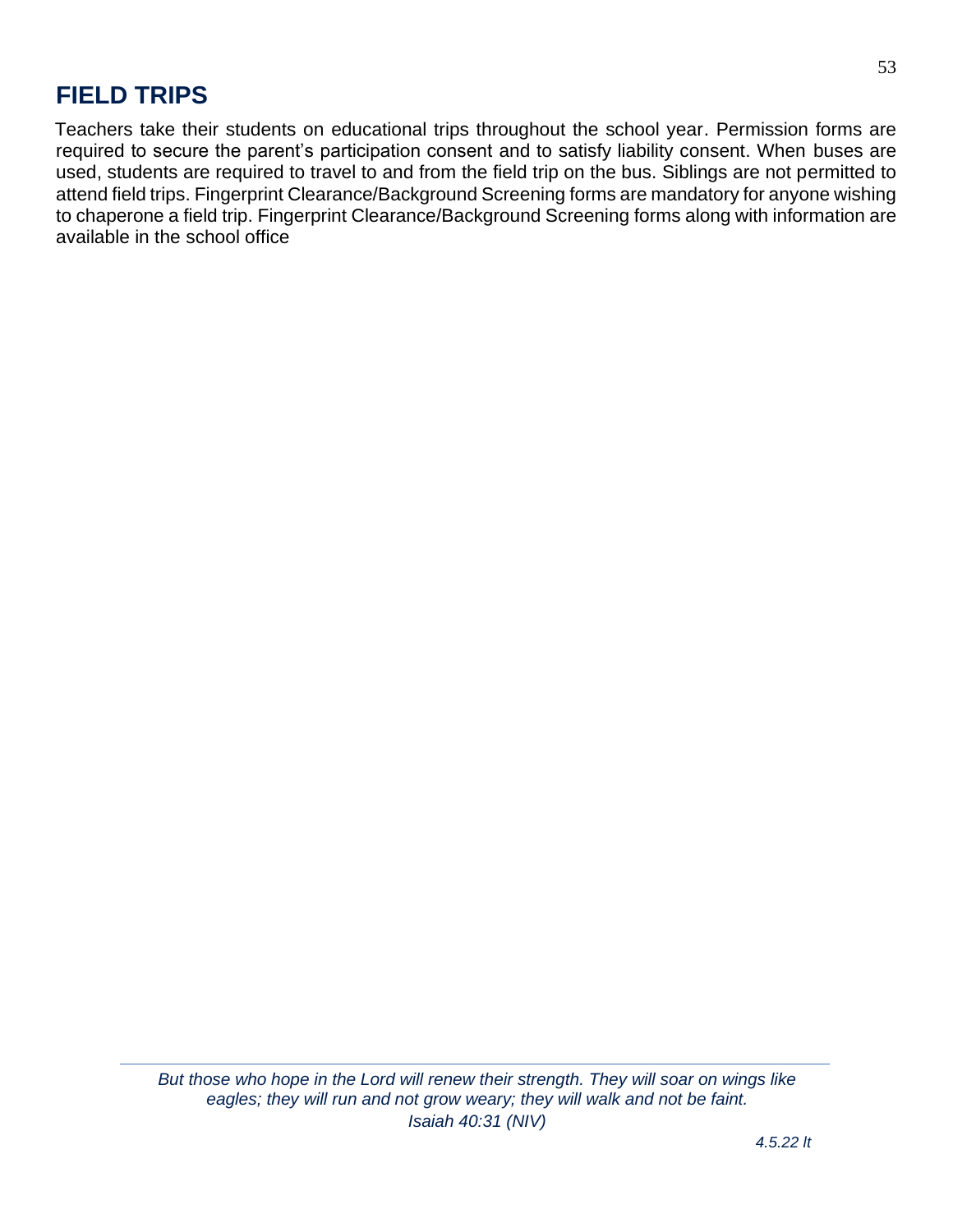# FIELD TRIPS

Teachers take their students on educational trips throughout the school year. Permission forms are required to secure the parent's participation consent and to satisfy liability consent. When buses are used, students are required to travel to and from the field trip on the bus. Siblings are not permitted to attend field trips. Fingerprint Clearance/Background Screening forms are mandatory for anyone wishing to chaperone a field trip. Fingerprint Clearance/Background Screening forms along with information are available in the school office